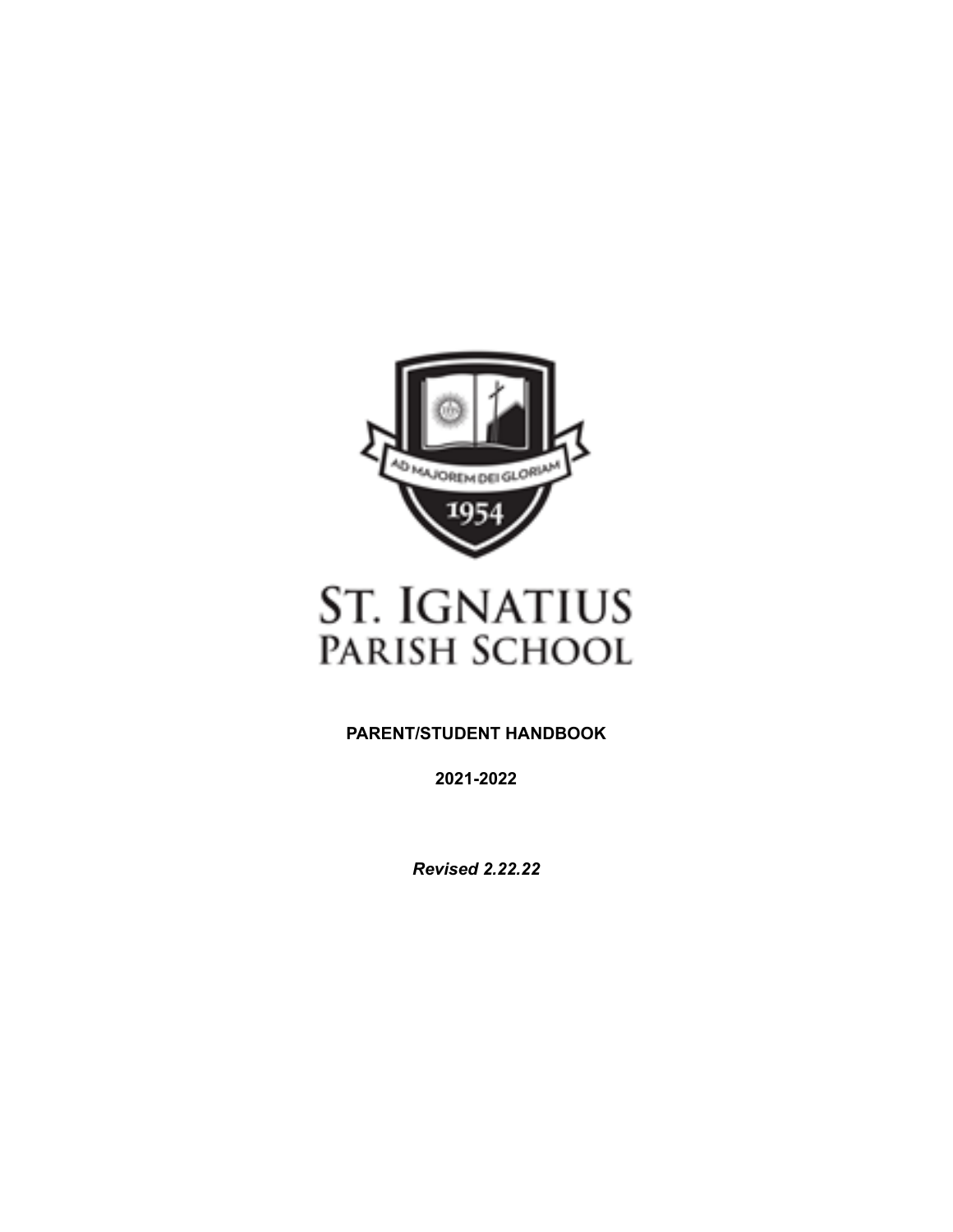AD MAJOREM DEI GLORIAM

1954

# ST. IGNATIUS PARISH SCHOOL

**PARENT/STUDENT HANDBOOK**

**2021-2022**

***Revised 2.22.22***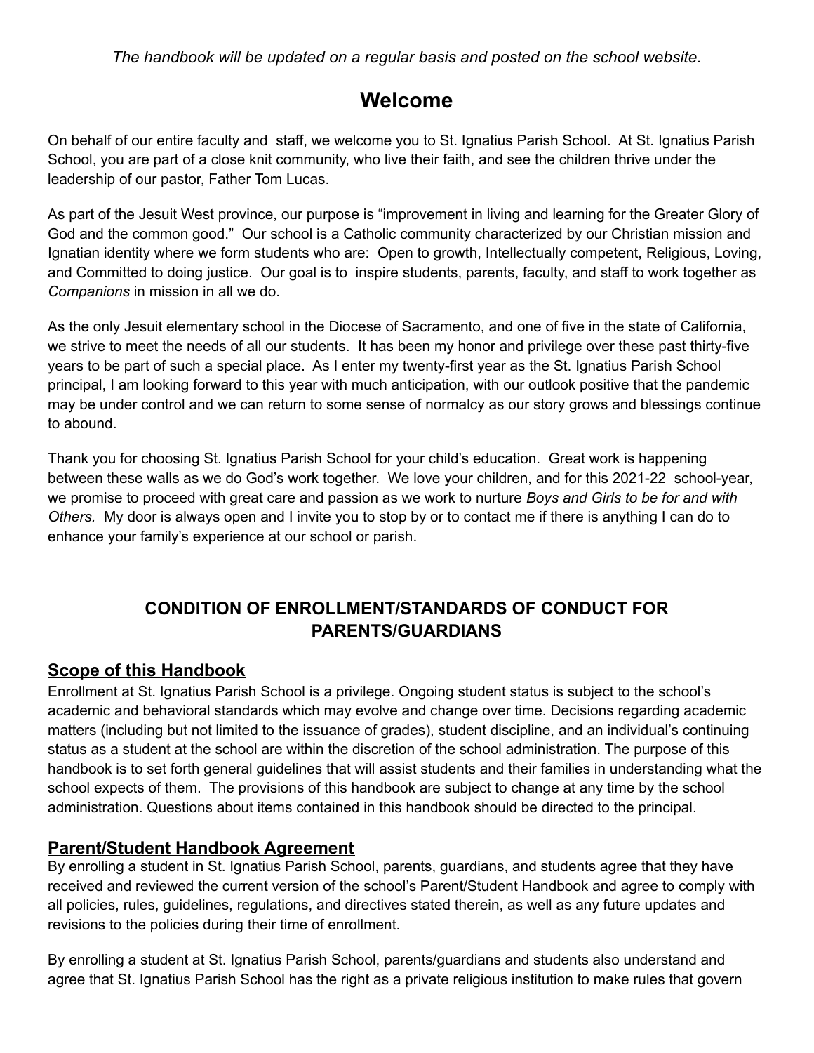*The handbook will be updated on a regular basis and posted on the school website.*

# Welcome

On behalf of our entire faculty and staff, we welcome you to St. Ignatius Parish School. At St. Ignatius Parish School, you are part of a close knit community, who live their faith, and see the children thrive under the leadership of our pastor, Father Tom Lucas.

As part of the Jesuit West province, our purpose is "improvement in living and learning for the Greater Glory of God and the common good." Our school is a Catholic community characterized by our Christian mission and Ignatian identity where we form students who are: Open to growth, Intellectually competent, Religious, Loving, and Committed to doing justice. Our goal is to inspire students, parents, faculty, and staff to work together as *Companions* in mission in all we do.

As the only Jesuit elementary school in the Diocese of Sacramento, and one of five in the state of California, we strive to meet the needs of all our students. It has been my honor and privilege over these past thirty-five years to be part of such a special place. As I enter my twenty-first year as the St. Ignatius Parish School principal, I am looking forward to this year with much anticipation, with our outlook positive that the pandemic may be under control and we can return to some sense of normalcy as our story grows and blessings continue to abound.

Thank you for choosing St. Ignatius Parish School for your child's education. Great work is happening between these walls as we do God's work together. We love your children, and for this 2021-22 school-year, we promise to proceed with great care and passion as we work to nurture *Boys and Girls to be for and with Others.* My door is always open and I invite you to stop by or to contact me if there is anything I can do to enhance your family's experience at our school or parish.

## CONDITION OF ENROLLMENT/STANDARDS OF CONDUCT FOR PARENTS/GUARDIANS

### Scope of this Handbook

Enrollment at St. Ignatius Parish School is a privilege. Ongoing student status is subject to the school's academic and behavioral standards which may evolve and change over time. Decisions regarding academic matters (including but not limited to the issuance of grades), student discipline, and an individual's continuing status as a student at the school are within the discretion of the school administration. The purpose of this handbook is to set forth general guidelines that will assist students and their families in understanding what the school expects of them. The provisions of this handbook are subject to change at any time by the school administration. Questions about items contained in this handbook should be directed to the principal.

### Parent/Student Handbook Agreement

By enrolling a student in St. Ignatius Parish School, parents, guardians, and students agree that they have received and reviewed the current version of the school's Parent/Student Handbook and agree to comply with all policies, rules, guidelines, regulations, and directives stated therein, as well as any future updates and revisions to the policies during their time of enrollment.

By enrolling a student at St. Ignatius Parish School, parents/guardians and students also understand and agree that St. Ignatius Parish School has the right as a private religious institution to make rules that govern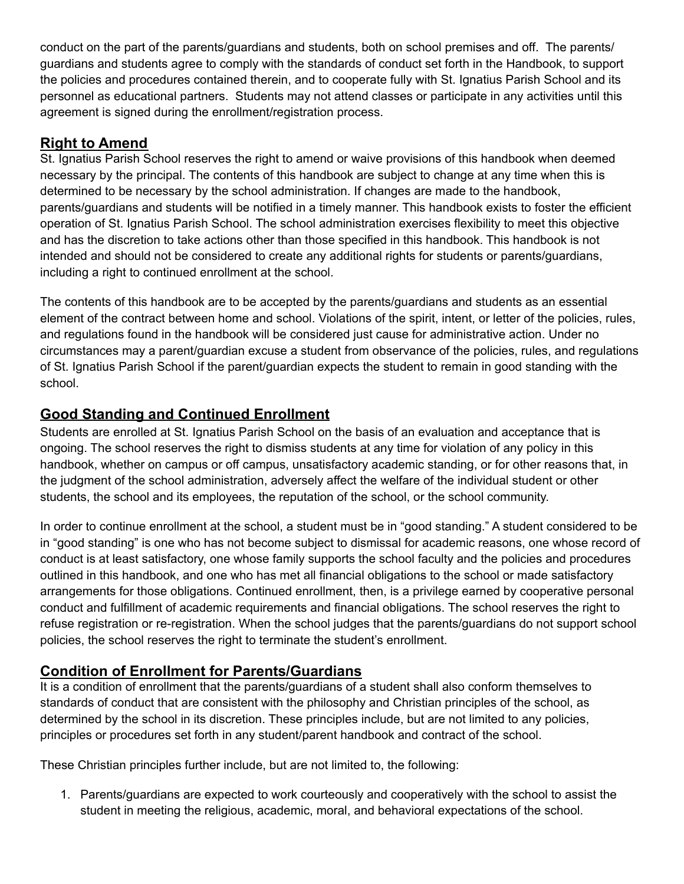conduct on the part of the parents/guardians and students, both on school premises and off. The parents/ guardians and students agree to comply with the standards of conduct set forth in the Handbook, to support the policies and procedures contained therein, and to cooperate fully with St. Ignatius Parish School and its personnel as educational partners. Students may not attend classes or participate in any activities until this agreement is signed during the enrollment/registration process.

## Right to Amend

St. Ignatius Parish School reserves the right to amend or waive provisions of this handbook when deemed necessary by the principal. The contents of this handbook are subject to change at any time when this is determined to be necessary by the school administration. If changes are made to the handbook, parents/guardians and students will be notified in a timely manner. This handbook exists to foster the efficient operation of St. Ignatius Parish School. The school administration exercises flexibility to meet this objective and has the discretion to take actions other than those specified in this handbook. This handbook is not intended and should not be considered to create any additional rights for students or parents/guardians, including a right to continued enrollment at the school.

The contents of this handbook are to be accepted by the parents/guardians and students as an essential element of the contract between home and school. Violations of the spirit, intent, or letter of the policies, rules, and regulations found in the handbook will be considered just cause for administrative action. Under no circumstances may a parent/guardian excuse a student from observance of the policies, rules, and regulations of St. Ignatius Parish School if the parent/guardian expects the student to remain in good standing with the school.

## Good Standing and Continued Enrollment

Students are enrolled at St. Ignatius Parish School on the basis of an evaluation and acceptance that is ongoing. The school reserves the right to dismiss students at any time for violation of any policy in this handbook, whether on campus or off campus, unsatisfactory academic standing, or for other reasons that, in the judgment of the school administration, adversely affect the welfare of the individual student or other students, the school and its employees, the reputation of the school, or the school community.

In order to continue enrollment at the school, a student must be in "good standing." A student considered to be in "good standing" is one who has not become subject to dismissal for academic reasons, one whose record of conduct is at least satisfactory, one whose family supports the school faculty and the policies and procedures outlined in this handbook, and one who has met all financial obligations to the school or made satisfactory arrangements for those obligations. Continued enrollment, then, is a privilege earned by cooperative personal conduct and fulfillment of academic requirements and financial obligations. The school reserves the right to refuse registration or re-registration. When the school judges that the parents/guardians do not support school policies, the school reserves the right to terminate the student's enrollment.

## Condition of Enrollment for Parents/Guardians

It is a condition of enrollment that the parents/guardians of a student shall also conform themselves to standards of conduct that are consistent with the philosophy and Christian principles of the school, as determined by the school in its discretion. These principles include, but are not limited to any policies, principles or procedures set forth in any student/parent handbook and contract of the school.

These Christian principles further include, but are not limited to, the following:

1. Parents/guardians are expected to work courteously and cooperatively with the school to assist the student in meeting the religious, academic, moral, and behavioral expectations of the school.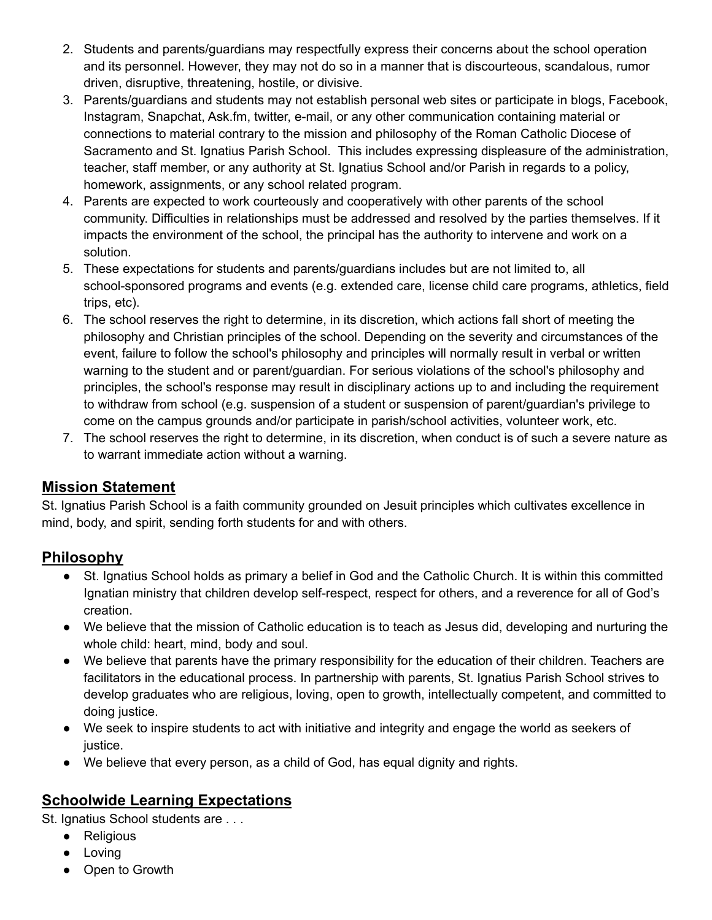2. Students and parents/guardians may respectfully express their concerns about the school operation and its personnel. However, they may not do so in a manner that is discourteous, scandalous, rumor driven, disruptive, threatening, hostile, or divisive.
3. Parents/guardians and students may not establish personal web sites or participate in blogs, Facebook, Instagram, Snapchat, Ask.fm, twitter, e-mail, or any other communication containing material or connections to material contrary to the mission and philosophy of the Roman Catholic Diocese of Sacramento and St. Ignatius Parish School. This includes expressing displeasure of the administration, teacher, staff member, or any authority at St. Ignatius School and/or Parish in regards to a policy, homework, assignments, or any school related program.
4. Parents are expected to work courteously and cooperatively with other parents of the school community. Difficulties in relationships must be addressed and resolved by the parties themselves. If it impacts the environment of the school, the principal has the authority to intervene and work on a solution.
5. These expectations for students and parents/guardians includes but are not limited to, all school-sponsored programs and events (e.g. extended care, license child care programs, athletics, field trips, etc).
6. The school reserves the right to determine, in its discretion, which actions fall short of meeting the philosophy and Christian principles of the school. Depending on the severity and circumstances of the event, failure to follow the school's philosophy and principles will normally result in verbal or written warning to the student and or parent/guardian. For serious violations of the school's philosophy and principles, the school's response may result in disciplinary actions up to and including the requirement to withdraw from school (e.g. suspension of a student or suspension of parent/guardian's privilege to come on the campus grounds and/or participate in parish/school activities, volunteer work, etc.
7. The school reserves the right to determine, in its discretion, when conduct is of such a severe nature as to warrant immediate action without a warning.

## Mission Statement

St. Ignatius Parish School is a faith community grounded on Jesuit principles which cultivates excellence in mind, body, and spirit, sending forth students for and with others.

## Philosophy

- St. Ignatius School holds as primary a belief in God and the Catholic Church. It is within this committed Ignatian ministry that children develop self-respect, respect for others, and a reverence for all of God's creation.
- We believe that the mission of Catholic education is to teach as Jesus did, developing and nurturing the whole child: heart, mind, body and soul.
- We believe that parents have the primary responsibility for the education of their children. Teachers are facilitators in the educational process. In partnership with parents, St. Ignatius Parish School strives to develop graduates who are religious, loving, open to growth, intellectually competent, and committed to doing justice.
- We seek to inspire students to act with initiative and integrity and engage the world as seekers of justice.
- We believe that every person, as a child of God, has equal dignity and rights.

## Schoolwide Learning Expectations

St. Ignatius School students are . . .

- Religious
- Loving
- Open to Growth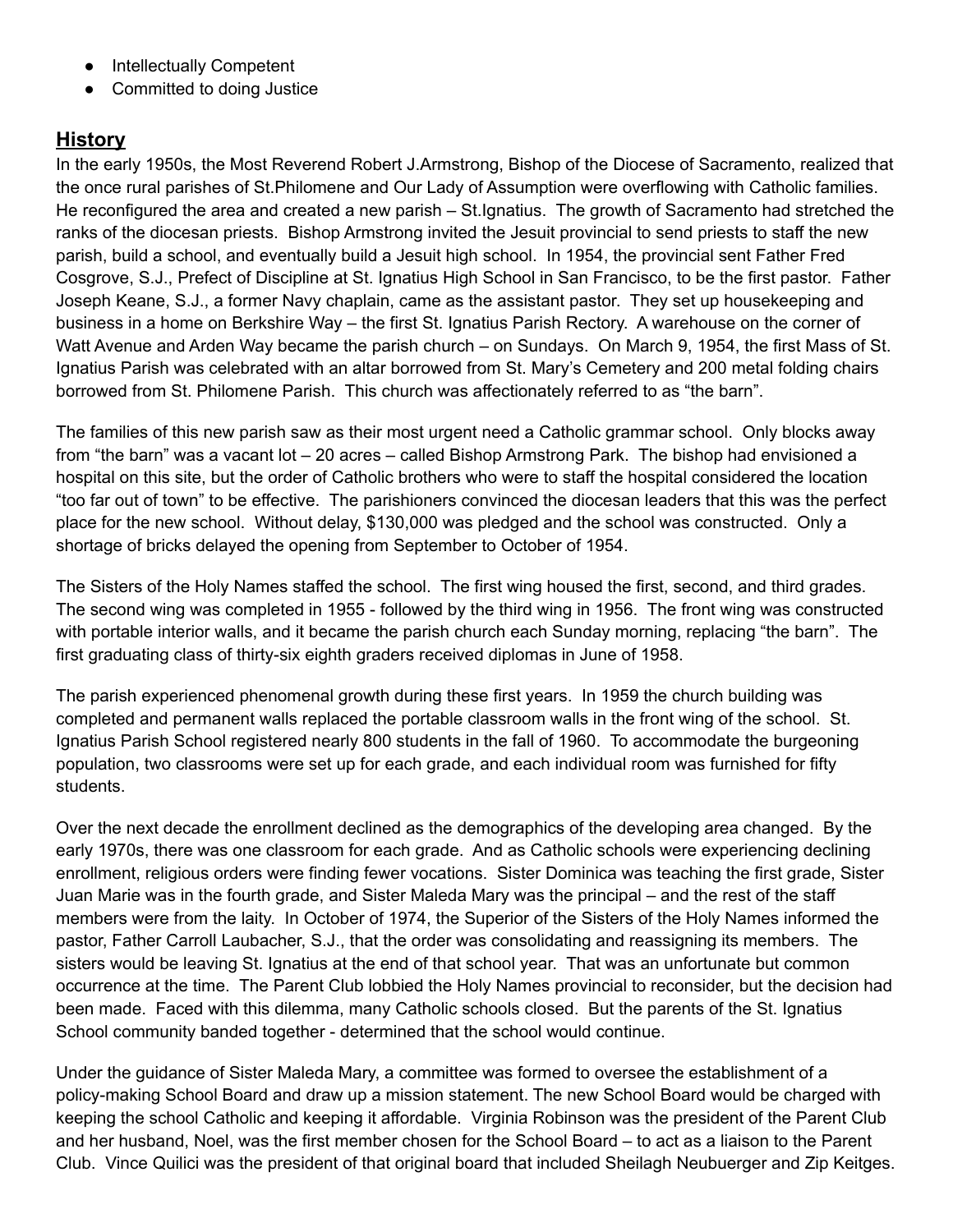- Intellectually Competent
- Committed to doing Justice

## History

In the early 1950s, the Most Reverend Robert J.Armstrong, Bishop of the Diocese of Sacramento, realized that the once rural parishes of St.Philomene and Our Lady of Assumption were overflowing with Catholic families. He reconfigured the area and created a new parish – St.Ignatius. The growth of Sacramento had stretched the ranks of the diocesan priests. Bishop Armstrong invited the Jesuit provincial to send priests to staff the new parish, build a school, and eventually build a Jesuit high school. In 1954, the provincial sent Father Fred Cosgrove, S.J., Prefect of Discipline at St. Ignatius High School in San Francisco, to be the first pastor. Father Joseph Keane, S.J., a former Navy chaplain, came as the assistant pastor. They set up housekeeping and business in a home on Berkshire Way – the first St. Ignatius Parish Rectory. A warehouse on the corner of Watt Avenue and Arden Way became the parish church – on Sundays. On March 9, 1954, the first Mass of St. Ignatius Parish was celebrated with an altar borrowed from St. Mary's Cemetery and 200 metal folding chairs borrowed from St. Philomene Parish. This church was affectionately referred to as "the barn".

The families of this new parish saw as their most urgent need a Catholic grammar school. Only blocks away from "the barn" was a vacant lot – 20 acres – called Bishop Armstrong Park. The bishop had envisioned a hospital on this site, but the order of Catholic brothers who were to staff the hospital considered the location "too far out of town" to be effective. The parishioners convinced the diocesan leaders that this was the perfect place for the new school. Without delay, $130,000 was pledged and the school was constructed. Only a shortage of bricks delayed the opening from September to October of 1954.

The Sisters of the Holy Names staffed the school. The first wing housed the first, second, and third grades. The second wing was completed in 1955 - followed by the third wing in 1956. The front wing was constructed with portable interior walls, and it became the parish church each Sunday morning, replacing "the barn". The first graduating class of thirty-six eighth graders received diplomas in June of 1958.

The parish experienced phenomenal growth during these first years. In 1959 the church building was completed and permanent walls replaced the portable classroom walls in the front wing of the school. St. Ignatius Parish School registered nearly 800 students in the fall of 1960. To accommodate the burgeoning population, two classrooms were set up for each grade, and each individual room was furnished for fifty students.

Over the next decade the enrollment declined as the demographics of the developing area changed. By the early 1970s, there was one classroom for each grade. And as Catholic schools were experiencing declining enrollment, religious orders were finding fewer vocations. Sister Dominica was teaching the first grade, Sister Juan Marie was in the fourth grade, and Sister Maleda Mary was the principal – and the rest of the staff members were from the laity. In October of 1974, the Superior of the Sisters of the Holy Names informed the pastor, Father Carroll Laubacher, S.J., that the order was consolidating and reassigning its members. The sisters would be leaving St. Ignatius at the end of that school year. That was an unfortunate but common occurrence at the time. The Parent Club lobbied the Holy Names provincial to reconsider, but the decision had been made. Faced with this dilemma, many Catholic schools closed. But the parents of the St. Ignatius School community banded together - determined that the school would continue.

Under the guidance of Sister Maleda Mary, a committee was formed to oversee the establishment of a policy-making School Board and draw up a mission statement. The new School Board would be charged with keeping the school Catholic and keeping it affordable. Virginia Robinson was the president of the Parent Club and her husband, Noel, was the first member chosen for the School Board – to act as a liaison to the Parent Club. Vince Quilici was the president of that original board that included Sheilagh Neubuerger and Zip Keitges.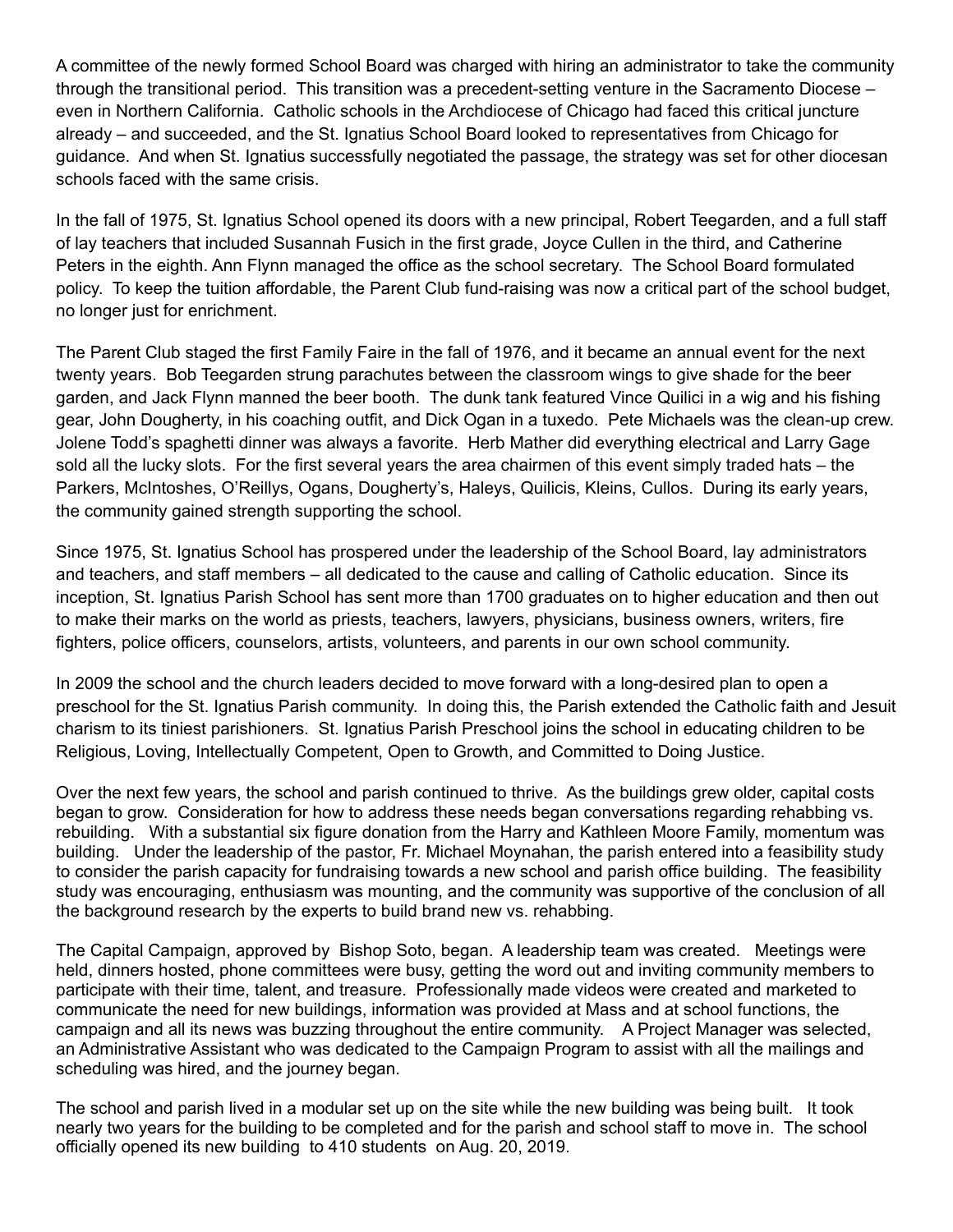A committee of the newly formed School Board was charged with hiring an administrator to take the community through the transitional period. This transition was a precedent-setting venture in the Sacramento Diocese – even in Northern California. Catholic schools in the Archdiocese of Chicago had faced this critical juncture already – and succeeded, and the St. Ignatius School Board looked to representatives from Chicago for guidance. And when St. Ignatius successfully negotiated the passage, the strategy was set for other diocesan schools faced with the same crisis.

In the fall of 1975, St. Ignatius School opened its doors with a new principal, Robert Teegarden, and a full staff of lay teachers that included Susannah Fusich in the first grade, Joyce Cullen in the third, and Catherine Peters in the eighth. Ann Flynn managed the office as the school secretary. The School Board formulated policy. To keep the tuition affordable, the Parent Club fund-raising was now a critical part of the school budget, no longer just for enrichment.

The Parent Club staged the first Family Faire in the fall of 1976, and it became an annual event for the next twenty years. Bob Teegarden strung parachutes between the classroom wings to give shade for the beer garden, and Jack Flynn manned the beer booth. The dunk tank featured Vince Quilici in a wig and his fishing gear, John Dougherty, in his coaching outfit, and Dick Ogan in a tuxedo. Pete Michaels was the clean-up crew. Jolene Todd's spaghetti dinner was always a favorite. Herb Mather did everything electrical and Larry Gage sold all the lucky slots. For the first several years the area chairmen of this event simply traded hats – the Parkers, McIntoshes, O'Reillys, Ogans, Dougherty's, Haleys, Quilicis, Kleins, Cullos. During its early years, the community gained strength supporting the school.

Since 1975, St. Ignatius School has prospered under the leadership of the School Board, lay administrators and teachers, and staff members – all dedicated to the cause and calling of Catholic education. Since its inception, St. Ignatius Parish School has sent more than 1700 graduates on to higher education and then out to make their marks on the world as priests, teachers, lawyers, physicians, business owners, writers, fire fighters, police officers, counselors, artists, volunteers, and parents in our own school community.

In 2009 the school and the church leaders decided to move forward with a long-desired plan to open a preschool for the St. Ignatius Parish community. In doing this, the Parish extended the Catholic faith and Jesuit charism to its tiniest parishioners. St. Ignatius Parish Preschool joins the school in educating children to be Religious, Loving, Intellectually Competent, Open to Growth, and Committed to Doing Justice.

Over the next few years, the school and parish continued to thrive. As the buildings grew older, capital costs began to grow. Consideration for how to address these needs began conversations regarding rehabbing vs. rebuilding. With a substantial six figure donation from the Harry and Kathleen Moore Family, momentum was building. Under the leadership of the pastor, Fr. Michael Moynahan, the parish entered into a feasibility study to consider the parish capacity for fundraising towards a new school and parish office building. The feasibility study was encouraging, enthusiasm was mounting, and the community was supportive of the conclusion of all the background research by the experts to build brand new vs. rehabbing.

The Capital Campaign, approved by Bishop Soto, began. A leadership team was created. Meetings were held, dinners hosted, phone committees were busy, getting the word out and inviting community members to participate with their time, talent, and treasure. Professionally made videos were created and marketed to communicate the need for new buildings, information was provided at Mass and at school functions, the campaign and all its news was buzzing throughout the entire community. A Project Manager was selected, an Administrative Assistant who was dedicated to the Campaign Program to assist with all the mailings and scheduling was hired, and the journey began.

The school and parish lived in a modular set up on the site while the new building was being built. It took nearly two years for the building to be completed and for the parish and school staff to move in. The school officially opened its new building to 410 students on Aug. 20, 2019.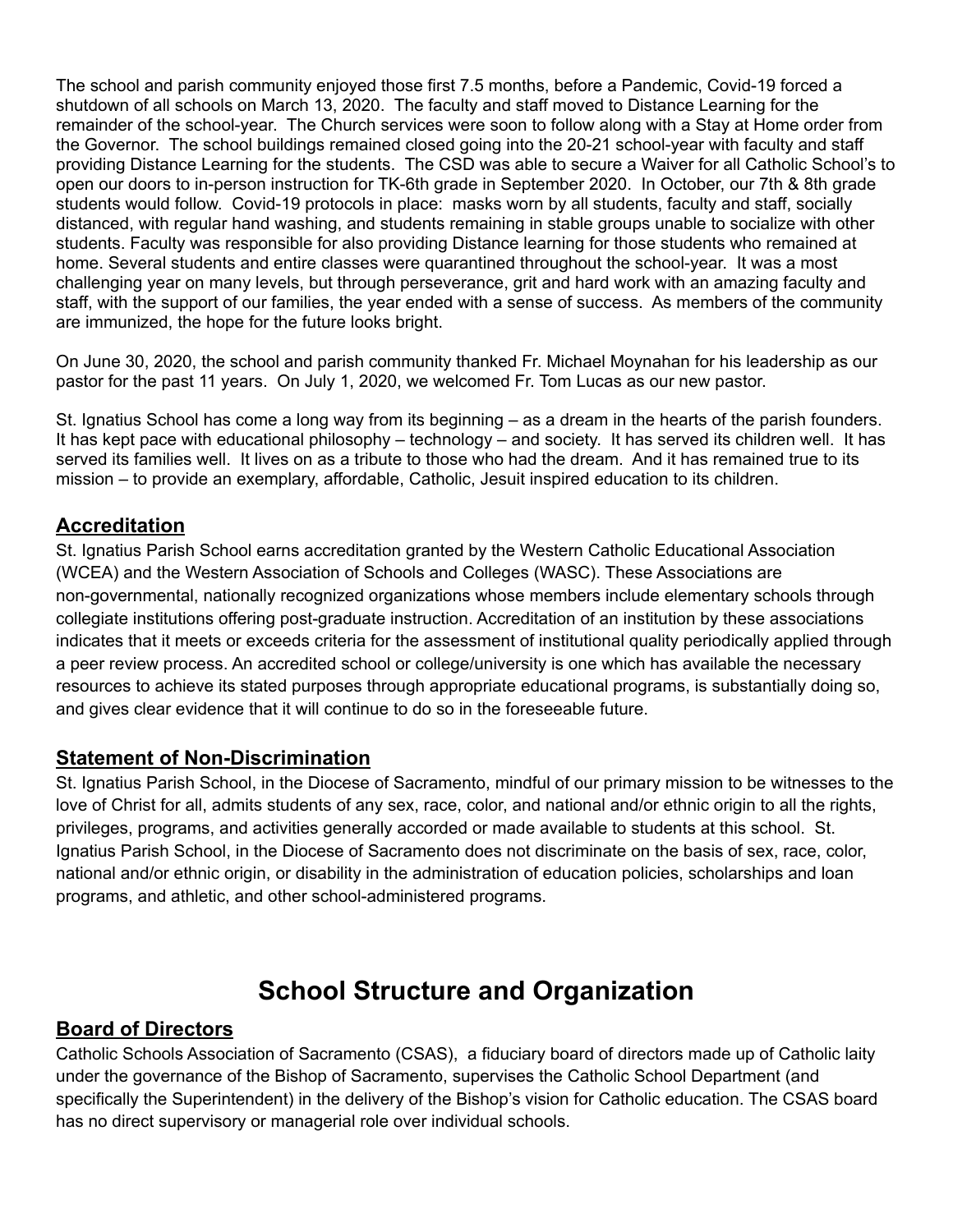The school and parish community enjoyed those first 7.5 months, before a Pandemic, Covid-19 forced a shutdown of all schools on March 13, 2020. The faculty and staff moved to Distance Learning for the remainder of the school-year. The Church services were soon to follow along with a Stay at Home order from the Governor. The school buildings remained closed going into the 20-21 school-year with faculty and staff providing Distance Learning for the students. The CSD was able to secure a Waiver for all Catholic School's to open our doors to in-person instruction for TK-6th grade in September 2020. In October, our 7th & 8th grade students would follow. Covid-19 protocols in place: masks worn by all students, faculty and staff, socially distanced, with regular hand washing, and students remaining in stable groups unable to socialize with other students. Faculty was responsible for also providing Distance learning for those students who remained at home. Several students and entire classes were quarantined throughout the school-year. It was a most challenging year on many levels, but through perseverance, grit and hard work with an amazing faculty and staff, with the support of our families, the year ended with a sense of success. As members of the community are immunized, the hope for the future looks bright.

On June 30, 2020, the school and parish community thanked Fr. Michael Moynahan for his leadership as our pastor for the past 11 years. On July 1, 2020, we welcomed Fr. Tom Lucas as our new pastor.

St. Ignatius School has come a long way from its beginning – as a dream in the hearts of the parish founders. It has kept pace with educational philosophy – technology – and society. It has served its children well. It has served its families well. It lives on as a tribute to those who had the dream. And it has remained true to its mission – to provide an exemplary, affordable, Catholic, Jesuit inspired education to its children.

## Accreditation

St. Ignatius Parish School earns accreditation granted by the Western Catholic Educational Association (WCEA) and the Western Association of Schools and Colleges (WASC). These Associations are non-governmental, nationally recognized organizations whose members include elementary schools through collegiate institutions offering post-graduate instruction. Accreditation of an institution by these associations indicates that it meets or exceeds criteria for the assessment of institutional quality periodically applied through a peer review process. An accredited school or college/university is one which has available the necessary resources to achieve its stated purposes through appropriate educational programs, is substantially doing so, and gives clear evidence that it will continue to do so in the foreseeable future.

## Statement of Non-Discrimination

St. Ignatius Parish School, in the Diocese of Sacramento, mindful of our primary mission to be witnesses to the love of Christ for all, admits students of any sex, race, color, and national and/or ethnic origin to all the rights, privileges, programs, and activities generally accorded or made available to students at this school. St. Ignatius Parish School, in the Diocese of Sacramento does not discriminate on the basis of sex, race, color, national and/or ethnic origin, or disability in the administration of education policies, scholarships and loan programs, and athletic, and other school-administered programs.

# School Structure and Organization

## Board of Directors

Catholic Schools Association of Sacramento (CSAS), a fiduciary board of directors made up of Catholic laity under the governance of the Bishop of Sacramento, supervises the Catholic School Department (and specifically the Superintendent) in the delivery of the Bishop's vision for Catholic education. The CSAS board has no direct supervisory or managerial role over individual schools.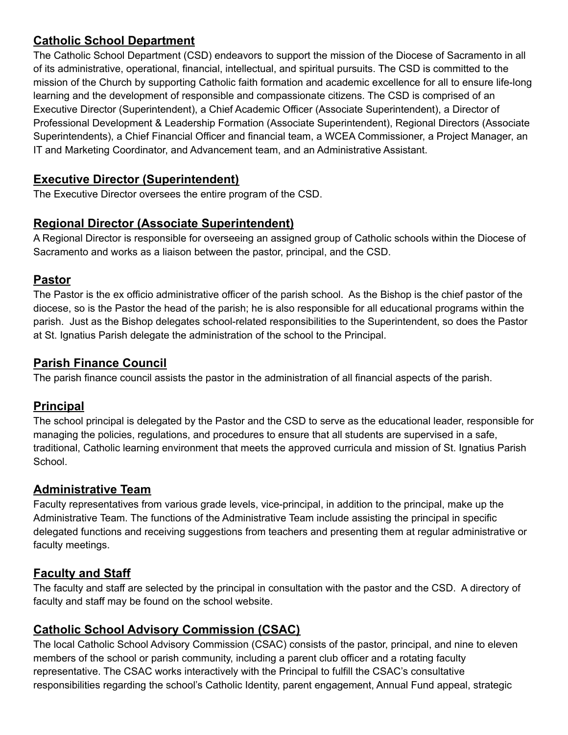## Catholic School Department

The Catholic School Department (CSD) endeavors to support the mission of the Diocese of Sacramento in all of its administrative, operational, financial, intellectual, and spiritual pursuits. The CSD is committed to the mission of the Church by supporting Catholic faith formation and academic excellence for all to ensure life-long learning and the development of responsible and compassionate citizens. The CSD is comprised of an Executive Director (Superintendent), a Chief Academic Officer (Associate Superintendent), a Director of Professional Development & Leadership Formation (Associate Superintendent), Regional Directors (Associate Superintendents), a Chief Financial Officer and financial team, a WCEA Commissioner, a Project Manager, an IT and Marketing Coordinator, and Advancement team, and an Administrative Assistant.

## Executive Director (Superintendent)

The Executive Director oversees the entire program of the CSD.

## Regional Director (Associate Superintendent)

A Regional Director is responsible for overseeing an assigned group of Catholic schools within the Diocese of Sacramento and works as a liaison between the pastor, principal, and the CSD.

## Pastor

The Pastor is the ex officio administrative officer of the parish school. As the Bishop is the chief pastor of the diocese, so is the Pastor the head of the parish; he is also responsible for all educational programs within the parish. Just as the Bishop delegates school-related responsibilities to the Superintendent, so does the Pastor at St. Ignatius Parish delegate the administration of the school to the Principal.

## Parish Finance Council

The parish finance council assists the pastor in the administration of all financial aspects of the parish.

## Principal

The school principal is delegated by the Pastor and the CSD to serve as the educational leader, responsible for managing the policies, regulations, and procedures to ensure that all students are supervised in a safe, traditional, Catholic learning environment that meets the approved curricula and mission of St. Ignatius Parish School.

## Administrative Team

Faculty representatives from various grade levels, vice-principal, in addition to the principal, make up the Administrative Team. The functions of the Administrative Team include assisting the principal in specific delegated functions and receiving suggestions from teachers and presenting them at regular administrative or faculty meetings.

## Faculty and Staff

The faculty and staff are selected by the principal in consultation with the pastor and the CSD. A directory of faculty and staff may be found on the school website.

## Catholic School Advisory Commission (CSAC)

The local Catholic School Advisory Commission (CSAC) consists of the pastor, principal, and nine to eleven members of the school or parish community, including a parent club officer and a rotating faculty representative. The CSAC works interactively with the Principal to fulfill the CSAC's consultative responsibilities regarding the school's Catholic Identity, parent engagement, Annual Fund appeal, strategic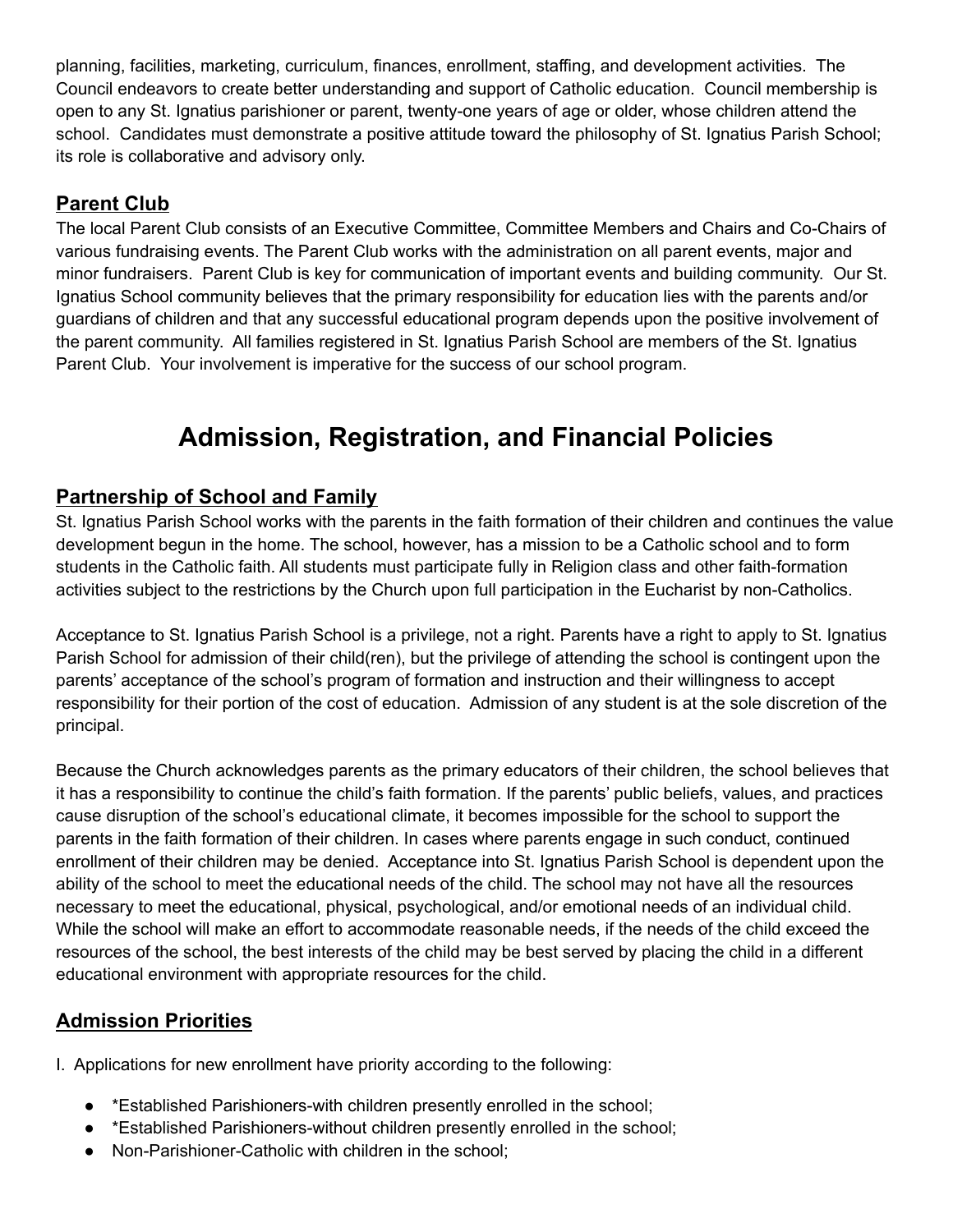planning, facilities, marketing, curriculum, finances, enrollment, staffing, and development activities. The Council endeavors to create better understanding and support of Catholic education. Council membership is open to any St. Ignatius parishioner or parent, twenty-one years of age or older, whose children attend the school. Candidates must demonstrate a positive attitude toward the philosophy of St. Ignatius Parish School; its role is collaborative and advisory only.

## Parent Club

The local Parent Club consists of an Executive Committee, Committee Members and Chairs and Co-Chairs of various fundraising events. The Parent Club works with the administration on all parent events, major and minor fundraisers. Parent Club is key for communication of important events and building community. Our St. Ignatius School community believes that the primary responsibility for education lies with the parents and/or guardians of children and that any successful educational program depends upon the positive involvement of the parent community. All families registered in St. Ignatius Parish School are members of the St. Ignatius Parent Club. Your involvement is imperative for the success of our school program.

# Admission, Registration, and Financial Policies

## Partnership of School and Family

St. Ignatius Parish School works with the parents in the faith formation of their children and continues the value development begun in the home. The school, however, has a mission to be a Catholic school and to form students in the Catholic faith. All students must participate fully in Religion class and other faith-formation activities subject to the restrictions by the Church upon full participation in the Eucharist by non-Catholics.

Acceptance to St. Ignatius Parish School is a privilege, not a right. Parents have a right to apply to St. Ignatius Parish School for admission of their child(ren), but the privilege of attending the school is contingent upon the parents' acceptance of the school's program of formation and instruction and their willingness to accept responsibility for their portion of the cost of education. Admission of any student is at the sole discretion of the principal.

Because the Church acknowledges parents as the primary educators of their children, the school believes that it has a responsibility to continue the child's faith formation. If the parents' public beliefs, values, and practices cause disruption of the school's educational climate, it becomes impossible for the school to support the parents in the faith formation of their children. In cases where parents engage in such conduct, continued enrollment of their children may be denied. Acceptance into St. Ignatius Parish School is dependent upon the ability of the school to meet the educational needs of the child. The school may not have all the resources necessary to meet the educational, physical, psychological, and/or emotional needs of an individual child. While the school will make an effort to accommodate reasonable needs, if the needs of the child exceed the resources of the school, the best interests of the child may be best served by placing the child in a different educational environment with appropriate resources for the child.

## Admission Priorities

I. Applications for new enrollment have priority according to the following:

- *Established Parishioners-with children presently enrolled in the school;
- *Established Parishioners-without children presently enrolled in the school;
- Non-Parishioner-Catholic with children in the school;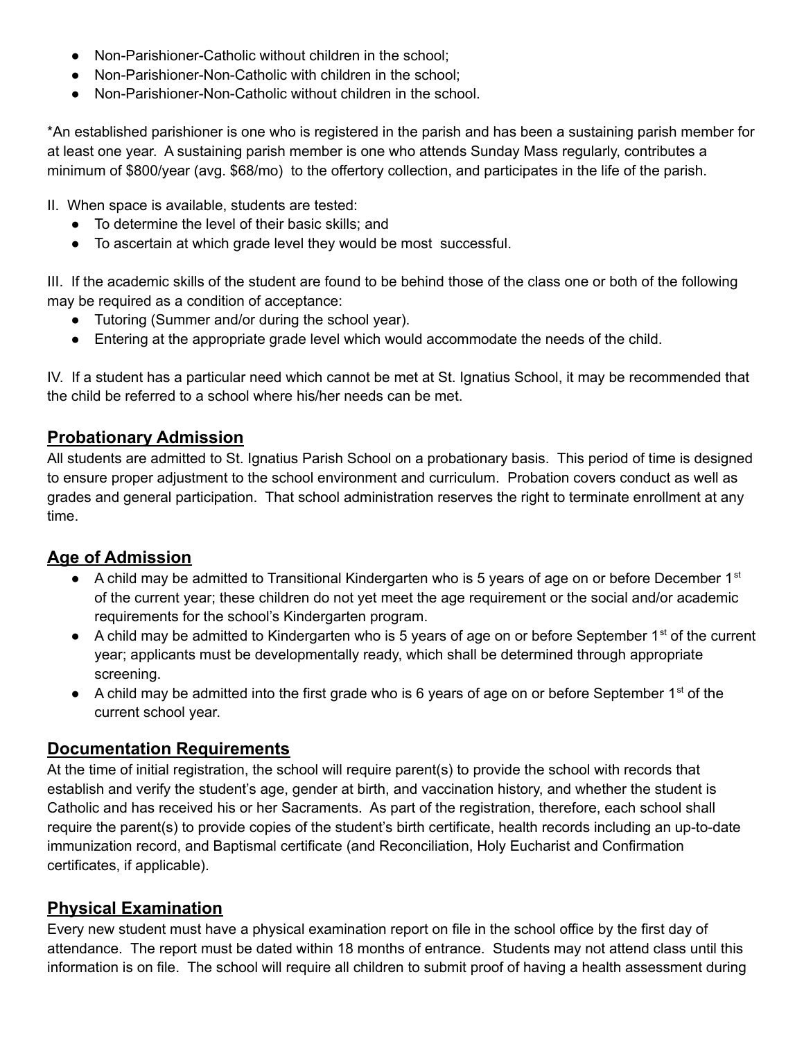- Non-Parishioner-Catholic without children in the school;
- Non-Parishioner-Non-Catholic with children in the school;
- Non-Parishioner-Non-Catholic without children in the school.

*An established parishioner is one who is registered in the parish and has been a sustaining parish member for at least one year. A sustaining parish member is one who attends Sunday Mass regularly, contributes a minimum of $800/year (avg. $68/mo) to the offertory collection, and participates in the life of the parish.

II. When space is available, students are tested:

- To determine the level of their basic skills; and
- To ascertain at which grade level they would be most successful.

III. If the academic skills of the student are found to be behind those of the class one or both of the following may be required as a condition of acceptance:

- Tutoring (Summer and/or during the school year).
- Entering at the appropriate grade level which would accommodate the needs of the child.

IV. If a student has a particular need which cannot be met at St. Ignatius School, it may be recommended that the child be referred to a school where his/her needs can be met.

## Probationary Admission

All students are admitted to St. Ignatius Parish School on a probationary basis. This period of time is designed to ensure proper adjustment to the school environment and curriculum. Probation covers conduct as well as grades and general participation. That school administration reserves the right to terminate enrollment at any time.

## Age of Admission

- A child may be admitted to Transitional Kindergarten who is 5 years of age on or before December 1st of the current year; these children do not yet meet the age requirement or the social and/or academic requirements for the school's Kindergarten program.
- A child may be admitted to Kindergarten who is 5 years of age on or before September 1st of the current year; applicants must be developmentally ready, which shall be determined through appropriate screening.
- A child may be admitted into the first grade who is 6 years of age on or before September 1st of the current school year.

## Documentation Requirements

At the time of initial registration, the school will require parent(s) to provide the school with records that establish and verify the student's age, gender at birth, and vaccination history, and whether the student is Catholic and has received his or her Sacraments. As part of the registration, therefore, each school shall require the parent(s) to provide copies of the student's birth certificate, health records including an up-to-date immunization record, and Baptismal certificate (and Reconciliation, Holy Eucharist and Confirmation certificates, if applicable).

## Physical Examination

Every new student must have a physical examination report on file in the school office by the first day of attendance. The report must be dated within 18 months of entrance. Students may not attend class until this information is on file. The school will require all children to submit proof of having a health assessment during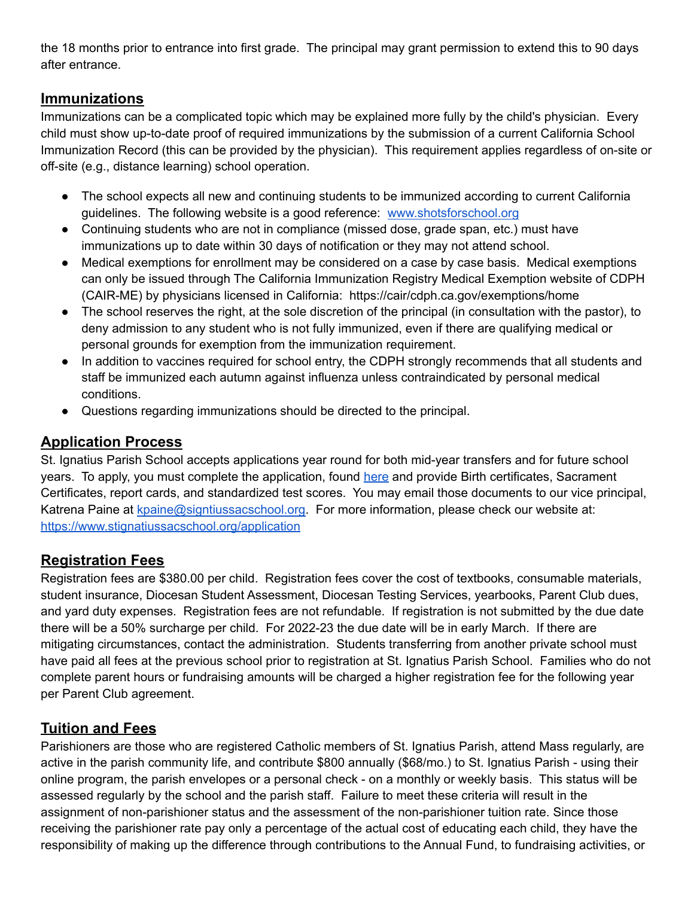the 18 months prior to entrance into first grade. The principal may grant permission to extend this to 90 days after entrance.

## Immunizations

Immunizations can be a complicated topic which may be explained more fully by the child's physician. Every child must show up-to-date proof of required immunizations by the submission of a current California School Immunization Record (this can be provided by the physician). This requirement applies regardless of on-site or off-site (e.g., distance learning) school operation.

- The school expects all new and continuing students to be immunized according to current California guidelines. The following website is a good reference: [www.shotsforschool.org](www.shotsforschool.org)
- Continuing students who are not in compliance (missed dose, grade span, etc.) must have immunizations up to date within 30 days of notification or they may not attend school.
- Medical exemptions for enrollment may be considered on a case by case basis. Medical exemptions can only be issued through The California Immunization Registry Medical Exemption website of CDPH (CAIR-ME) by physicians licensed in California: https://cair/cdph.ca.gov/exemptions/home
- The school reserves the right, at the sole discretion of the principal (in consultation with the pastor), to deny admission to any student who is not fully immunized, even if there are qualifying medical or personal grounds for exemption from the immunization requirement.
- In addition to vaccines required for school entry, the CDPH strongly recommends that all students and staff be immunized each autumn against influenza unless contraindicated by personal medical conditions.
- Questions regarding immunizations should be directed to the principal.

## Application Process

St. Ignatius Parish School accepts applications year round for both mid-year transfers and for future school years. To apply, you must complete the application, found here and provide Birth certificates, Sacrament Certificates, report cards, and standardized test scores. You may email those documents to our vice principal, Katrena Paine at kpaine@signtiussacschool.org. For more information, please check our website at: https://www.stignatiussacschool.org/application

## Registration Fees

Registration fees are $380.00 per child. Registration fees cover the cost of textbooks, consumable materials, student insurance, Diocesan Student Assessment, Diocesan Testing Services, yearbooks, Parent Club dues, and yard duty expenses. Registration fees are not refundable. If registration is not submitted by the due date there will be a 50% surcharge per child. For 2022-23 the due date will be in early March. If there are mitigating circumstances, contact the administration. Students transferring from another private school must have paid all fees at the previous school prior to registration at St. Ignatius Parish School. Families who do not complete parent hours or fundraising amounts will be charged a higher registration fee for the following year per Parent Club agreement.

## Tuition and Fees

Parishioners are those who are registered Catholic members of St. Ignatius Parish, attend Mass regularly, are active in the parish community life, and contribute $800 annually ($68/mo.) to St. Ignatius Parish - using their online program, the parish envelopes or a personal check - on a monthly or weekly basis. This status will be assessed regularly by the school and the parish staff. Failure to meet these criteria will result in the assignment of non-parishioner status and the assessment of the non-parishioner tuition rate. Since those receiving the parishioner rate pay only a percentage of the actual cost of educating each child, they have the responsibility of making up the difference through contributions to the Annual Fund, to fundraising activities, or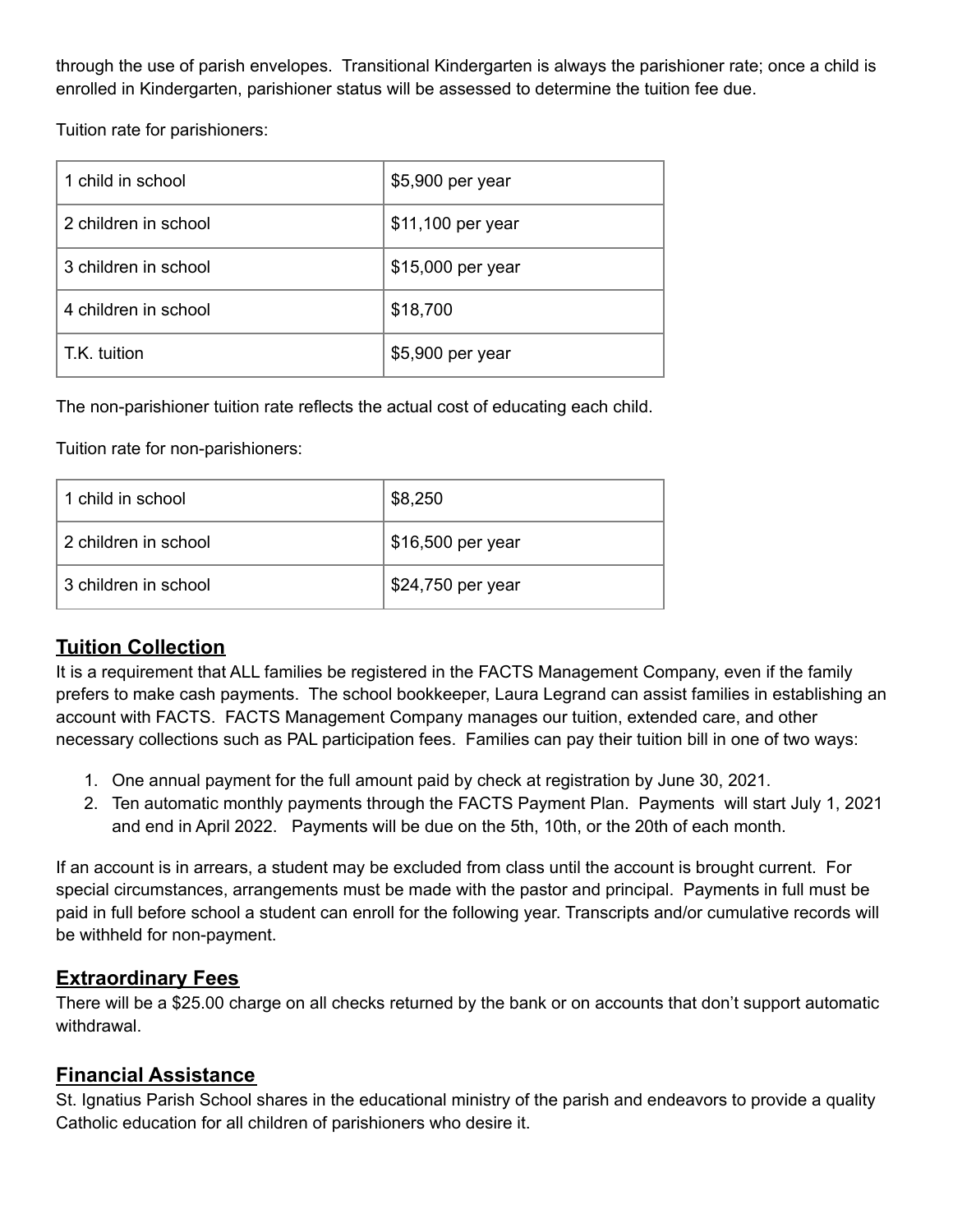through the use of parish envelopes. Transitional Kindergarten is always the parishioner rate; once a child is enrolled in Kindergarten, parishioner status will be assessed to determine the tuition fee due.

Tuition rate for parishioners:

| | |
|---|---|
| 1 child in school | $5,900 per year |
| 2 children in school | $11,100 per year |
| 3 children in school | $15,000 per year |
| 4 children in school | $18,700 |
| T.K. tuition | $5,900 per year |

The non-parishioner tuition rate reflects the actual cost of educating each child.

Tuition rate for non-parishioners:

| | |
|---|---|
| 1 child in school | $8,250 |
| 2 children in school | $16,500 per year |
| 3 children in school | $24,750 per year |

## Tuition Collection

It is a requirement that ALL families be registered in the FACTS Management Company, even if the family prefers to make cash payments. The school bookkeeper, Laura Legrand can assist families in establishing an account with FACTS. FACTS Management Company manages our tuition, extended care, and other necessary collections such as PAL participation fees. Families can pay their tuition bill in one of two ways:

1. One annual payment for the full amount paid by check at registration by June 30, 2021.
2. Ten automatic monthly payments through the FACTS Payment Plan. Payments will start July 1, 2021 and end in April 2022. Payments will be due on the 5th, 10th, or the 20th of each month.

If an account is in arrears, a student may be excluded from class until the account is brought current. For special circumstances, arrangements must be made with the pastor and principal. Payments in full must be paid in full before school a student can enroll for the following year. Transcripts and/or cumulative records will be withheld for non-payment.

## Extraordinary Fees

There will be a $25.00 charge on all checks returned by the bank or on accounts that don't support automatic withdrawal.

## Financial Assistance

St. Ignatius Parish School shares in the educational ministry of the parish and endeavors to provide a quality Catholic education for all children of parishioners who desire it.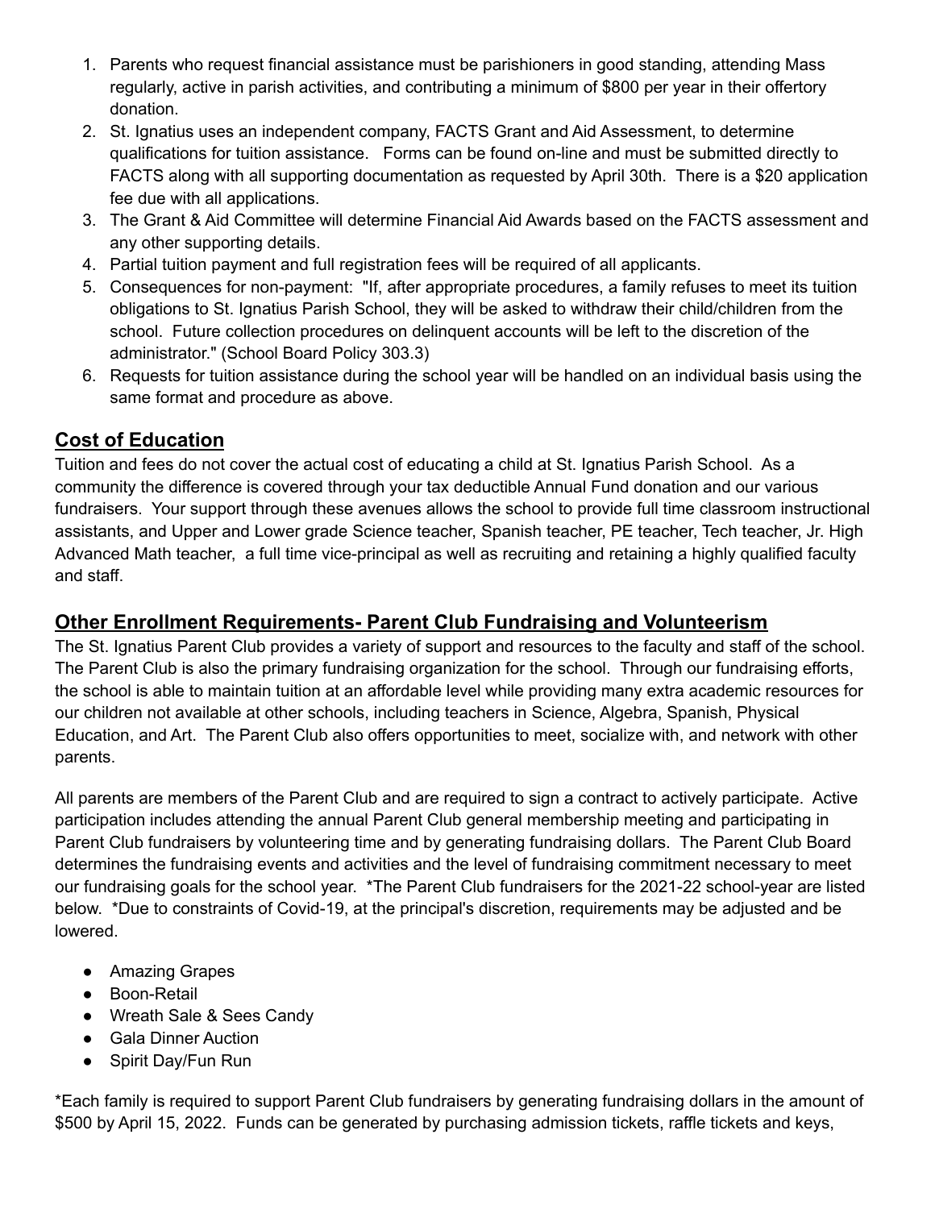1. Parents who request financial assistance must be parishioners in good standing, attending Mass regularly, active in parish activities, and contributing a minimum of $800 per year in their offertory donation.
2. St. Ignatius uses an independent company, FACTS Grant and Aid Assessment, to determine qualifications for tuition assistance. Forms can be found on-line and must be submitted directly to FACTS along with all supporting documentation as requested by April 30th. There is a $20 application fee due with all applications.
3. The Grant & Aid Committee will determine Financial Aid Awards based on the FACTS assessment and any other supporting details.
4. Partial tuition payment and full registration fees will be required of all applicants.
5. Consequences for non-payment: "If, after appropriate procedures, a family refuses to meet its tuition obligations to St. Ignatius Parish School, they will be asked to withdraw their child/children from the school. Future collection procedures on delinquent accounts will be left to the discretion of the administrator." (School Board Policy 303.3)
6. Requests for tuition assistance during the school year will be handled on an individual basis using the same format and procedure as above.

## Cost of Education

Tuition and fees do not cover the actual cost of educating a child at St. Ignatius Parish School. As a community the difference is covered through your tax deductible Annual Fund donation and our various fundraisers. Your support through these avenues allows the school to provide full time classroom instructional assistants, and Upper and Lower grade Science teacher, Spanish teacher, PE teacher, Tech teacher, Jr. High Advanced Math teacher, a full time vice-principal as well as recruiting and retaining a highly qualified faculty and staff.

## Other Enrollment Requirements- Parent Club Fundraising and Volunteerism

The St. Ignatius Parent Club provides a variety of support and resources to the faculty and staff of the school. The Parent Club is also the primary fundraising organization for the school. Through our fundraising efforts, the school is able to maintain tuition at an affordable level while providing many extra academic resources for our children not available at other schools, including teachers in Science, Algebra, Spanish, Physical Education, and Art. The Parent Club also offers opportunities to meet, socialize with, and network with other parents.

All parents are members of the Parent Club and are required to sign a contract to actively participate. Active participation includes attending the annual Parent Club general membership meeting and participating in Parent Club fundraisers by volunteering time and by generating fundraising dollars. The Parent Club Board determines the fundraising events and activities and the level of fundraising commitment necessary to meet our fundraising goals for the school year. *The Parent Club fundraisers for the 2021-22 school-year are listed below. *Due to constraints of Covid-19, at the principal's discretion, requirements may be adjusted and be lowered.

- Amazing Grapes
- Boon-Retail
- Wreath Sale & Sees Candy
- Gala Dinner Auction
- Spirit Day/Fun Run

*Each family is required to support Parent Club fundraisers by generating fundraising dollars in the amount of $500 by April 15, 2022. Funds can be generated by purchasing admission tickets, raffle tickets and keys,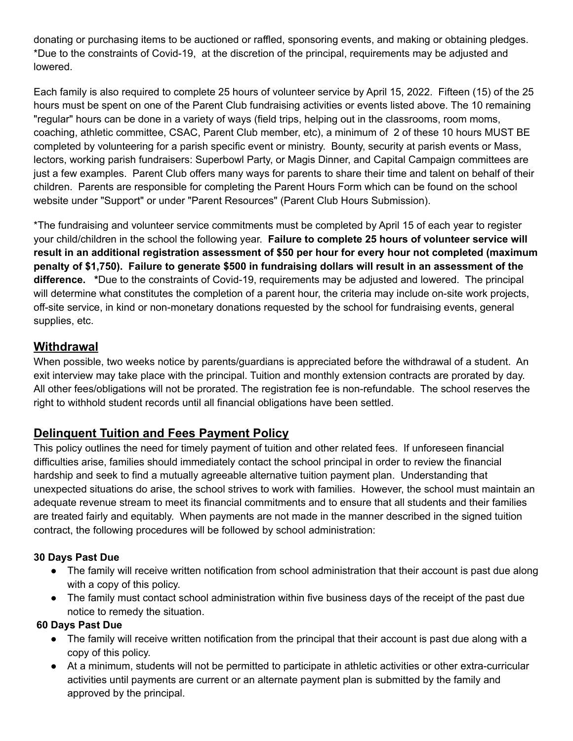donating or purchasing items to be auctioned or raffled, sponsoring events, and making or obtaining pledges. *Due to the constraints of Covid-19, at the discretion of the principal, requirements may be adjusted and lowered.

Each family is also required to complete 25 hours of volunteer service by April 15, 2022. Fifteen (15) of the 25 hours must be spent on one of the Parent Club fundraising activities or events listed above. The 10 remaining "regular" hours can be done in a variety of ways (field trips, helping out in the classrooms, room moms, coaching, athletic committee, CSAC, Parent Club member, etc), a minimum of 2 of these 10 hours MUST BE completed by volunteering for a parish specific event or ministry. Bounty, security at parish events or Mass, lectors, working parish fundraisers: Superbowl Party, or Magis Dinner, and Capital Campaign committees are just a few examples. Parent Club offers many ways for parents to share their time and talent on behalf of their children. Parents are responsible for completing the Parent Hours Form which can be found on the school website under "Support" or under "Parent Resources" (Parent Club Hours Submission).

*The fundraising and volunteer service commitments must be completed by April 15 of each year to register your child/children in the school the following year. **Failure to complete 25 hours of volunteer service will result in an additional registration assessment of $50 per hour for every hour not completed (maximum penalty of $1,750). Failure to generate $500 in fundraising dollars will result in an assessment of the difference.** *Due to the constraints of Covid-19, requirements may be adjusted and lowered. The principal will determine what constitutes the completion of a parent hour, the criteria may include on-site work projects, off-site service, in kind or non-monetary donations requested by the school for fundraising events, general supplies, etc.

## Withdrawal

When possible, two weeks notice by parents/guardians is appreciated before the withdrawal of a student. An exit interview may take place with the principal. Tuition and monthly extension contracts are prorated by day. All other fees/obligations will not be prorated. The registration fee is non-refundable. The school reserves the right to withhold student records until all financial obligations have been settled.

## Delinquent Tuition and Fees Payment Policy

This policy outlines the need for timely payment of tuition and other related fees. If unforeseen financial difficulties arise, families should immediately contact the school principal in order to review the financial hardship and seek to find a mutually agreeable alternative tuition payment plan. Understanding that unexpected situations do arise, the school strives to work with families. However, the school must maintain an adequate revenue stream to meet its financial commitments and to ensure that all students and their families are treated fairly and equitably. When payments are not made in the manner described in the signed tuition contract, the following procedures will be followed by school administration:

**30 Days Past Due**

- The family will receive written notification from school administration that their account is past due along with a copy of this policy.
- The family must contact school administration within five business days of the receipt of the past due notice to remedy the situation.

**60 Days Past Due**

- The family will receive written notification from the principal that their account is past due along with a copy of this policy.
- At a minimum, students will not be permitted to participate in athletic activities or other extra-curricular activities until payments are current or an alternate payment plan is submitted by the family and approved by the principal.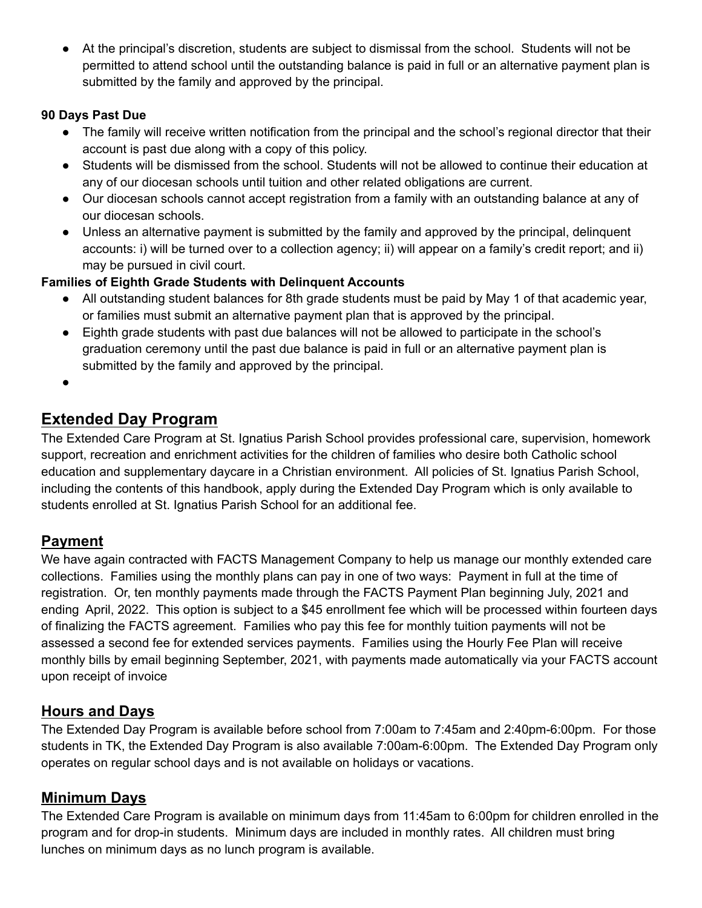- At the principal's discretion, students are subject to dismissal from the school. Students will not be permitted to attend school until the outstanding balance is paid in full or an alternative payment plan is submitted by the family and approved by the principal.

**90 Days Past Due**

- The family will receive written notification from the principal and the school's regional director that their account is past due along with a copy of this policy.
- Students will be dismissed from the school. Students will not be allowed to continue their education at any of our diocesan schools until tuition and other related obligations are current.
- Our diocesan schools cannot accept registration from a family with an outstanding balance at any of our diocesan schools.
- Unless an alternative payment is submitted by the family and approved by the principal, delinquent accounts: i) will be turned over to a collection agency; ii) will appear on a family's credit report; and ii) may be pursued in civil court.

**Families of Eighth Grade Students with Delinquent Accounts**

- All outstanding student balances for 8th grade students must be paid by May 1 of that academic year, or families must submit an alternative payment plan that is approved by the principal.
- Eighth grade students with past due balances will not be allowed to participate in the school's graduation ceremony until the past due balance is paid in full or an alternative payment plan is submitted by the family and approved by the principal.
-

## Extended Day Program

The Extended Care Program at St. Ignatius Parish School provides professional care, supervision, homework support, recreation and enrichment activities for the children of families who desire both Catholic school education and supplementary daycare in a Christian environment. All policies of St. Ignatius Parish School, including the contents of this handbook, apply during the Extended Day Program which is only available to students enrolled at St. Ignatius Parish School for an additional fee.

## Payment

We have again contracted with FACTS Management Company to help us manage our monthly extended care collections. Families using the monthly plans can pay in one of two ways: Payment in full at the time of registration. Or, ten monthly payments made through the FACTS Payment Plan beginning July, 2021 and ending April, 2022. This option is subject to a $45 enrollment fee which will be processed within fourteen days of finalizing the FACTS agreement. Families who pay this fee for monthly tuition payments will not be assessed a second fee for extended services payments. Families using the Hourly Fee Plan will receive monthly bills by email beginning September, 2021, with payments made automatically via your FACTS account upon receipt of invoice

## Hours and Days

The Extended Day Program is available before school from 7:00am to 7:45am and 2:40pm-6:00pm. For those students in TK, the Extended Day Program is also available 7:00am-6:00pm. The Extended Day Program only operates on regular school days and is not available on holidays or vacations.

## Minimum Days

The Extended Care Program is available on minimum days from 11:45am to 6:00pm for children enrolled in the program and for drop-in students. Minimum days are included in monthly rates. All children must bring lunches on minimum days as no lunch program is available.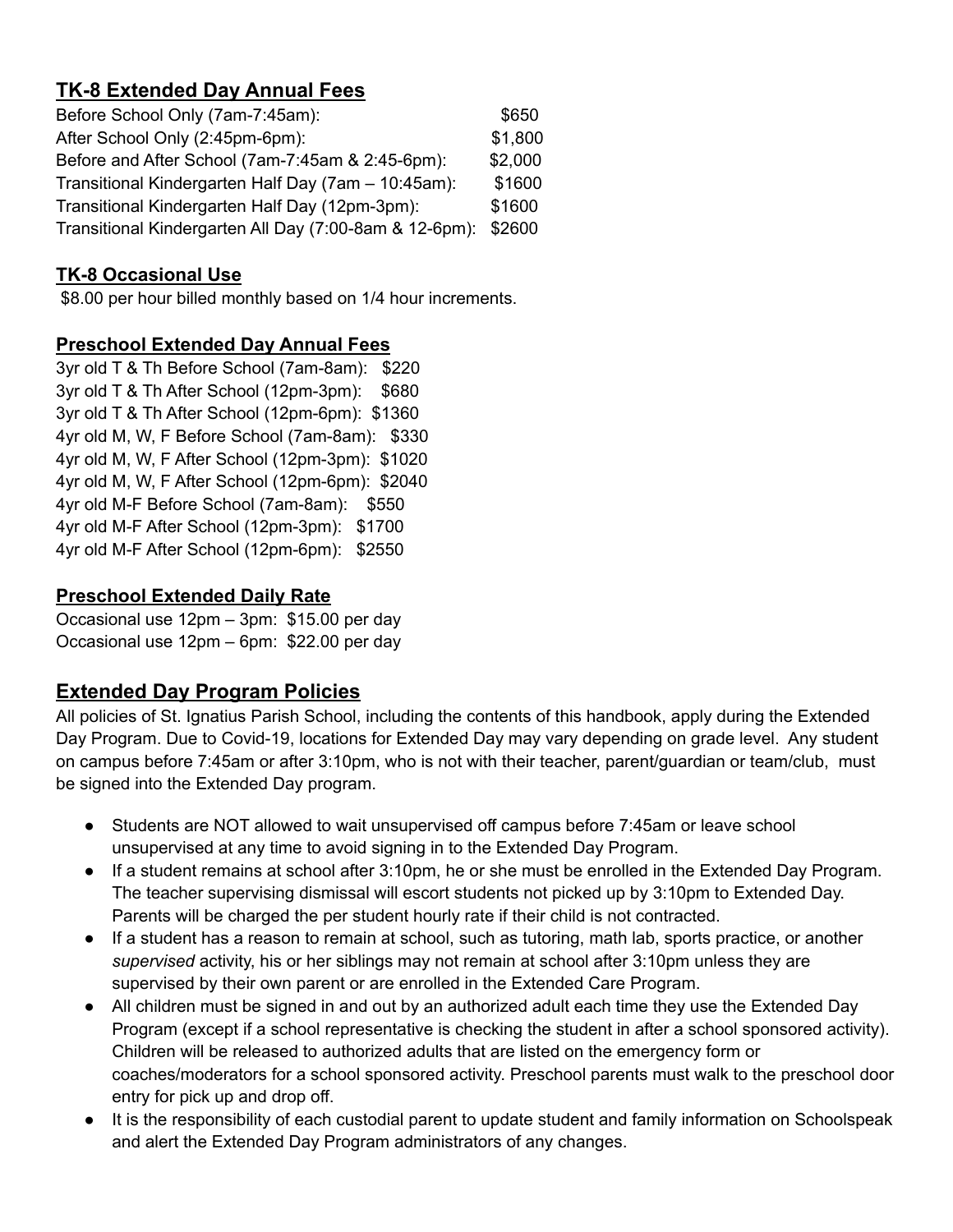## TK-8 Extended Day Annual Fees

| | |
|---|---|
| Before School Only (7am-7:45am): | $650 |
| After School Only (2:45pm-6pm): | $1,800 |
| Before and After School (7am-7:45am & 2:45-6pm): | $2,000 |
| Transitional Kindergarten Half Day (7am – 10:45am): | $1600 |
| Transitional Kindergarten Half Day (12pm-3pm): | $1600 |
| Transitional Kindergarten All Day (7:00-8am & 12-6pm): | $2600 |

### TK-8 Occasional Use

$8.00 per hour billed monthly based on 1/4 hour increments.

### Preschool Extended Day Annual Fees

3yr old T & Th Before School (7am-8am): $220
3yr old T & Th After School (12pm-3pm): $680
3yr old T & Th After School (12pm-6pm): $1360
4yr old M, W, F Before School (7am-8am): $330
4yr old M, W, F After School (12pm-3pm): $1020
4yr old M, W, F After School (12pm-6pm): $2040
4yr old M-F Before School (7am-8am): $550
4yr old M-F After School (12pm-3pm): $1700
4yr old M-F After School (12pm-6pm): $2550

### Preschool Extended Daily Rate

Occasional use 12pm – 3pm: $15.00 per day
Occasional use 12pm – 6pm: $22.00 per day

## Extended Day Program Policies

All policies of St. Ignatius Parish School, including the contents of this handbook, apply during the Extended Day Program. Due to Covid-19, locations for Extended Day may vary depending on grade level. Any student on campus before 7:45am or after 3:10pm, who is not with their teacher, parent/guardian or team/club, must be signed into the Extended Day program.

- Students are NOT allowed to wait unsupervised off campus before 7:45am or leave school unsupervised at any time to avoid signing in to the Extended Day Program.
- If a student remains at school after 3:10pm, he or she must be enrolled in the Extended Day Program. The teacher supervising dismissal will escort students not picked up by 3:10pm to Extended Day. Parents will be charged the per student hourly rate if their child is not contracted.
- If a student has a reason to remain at school, such as tutoring, math lab, sports practice, or another *supervised* activity, his or her siblings may not remain at school after 3:10pm unless they are supervised by their own parent or are enrolled in the Extended Care Program.
- All children must be signed in and out by an authorized adult each time they use the Extended Day Program (except if a school representative is checking the student in after a school sponsored activity). Children will be released to authorized adults that are listed on the emergency form or coaches/moderators for a school sponsored activity. Preschool parents must walk to the preschool door entry for pick up and drop off.
- It is the responsibility of each custodial parent to update student and family information on Schoolspeak and alert the Extended Day Program administrators of any changes.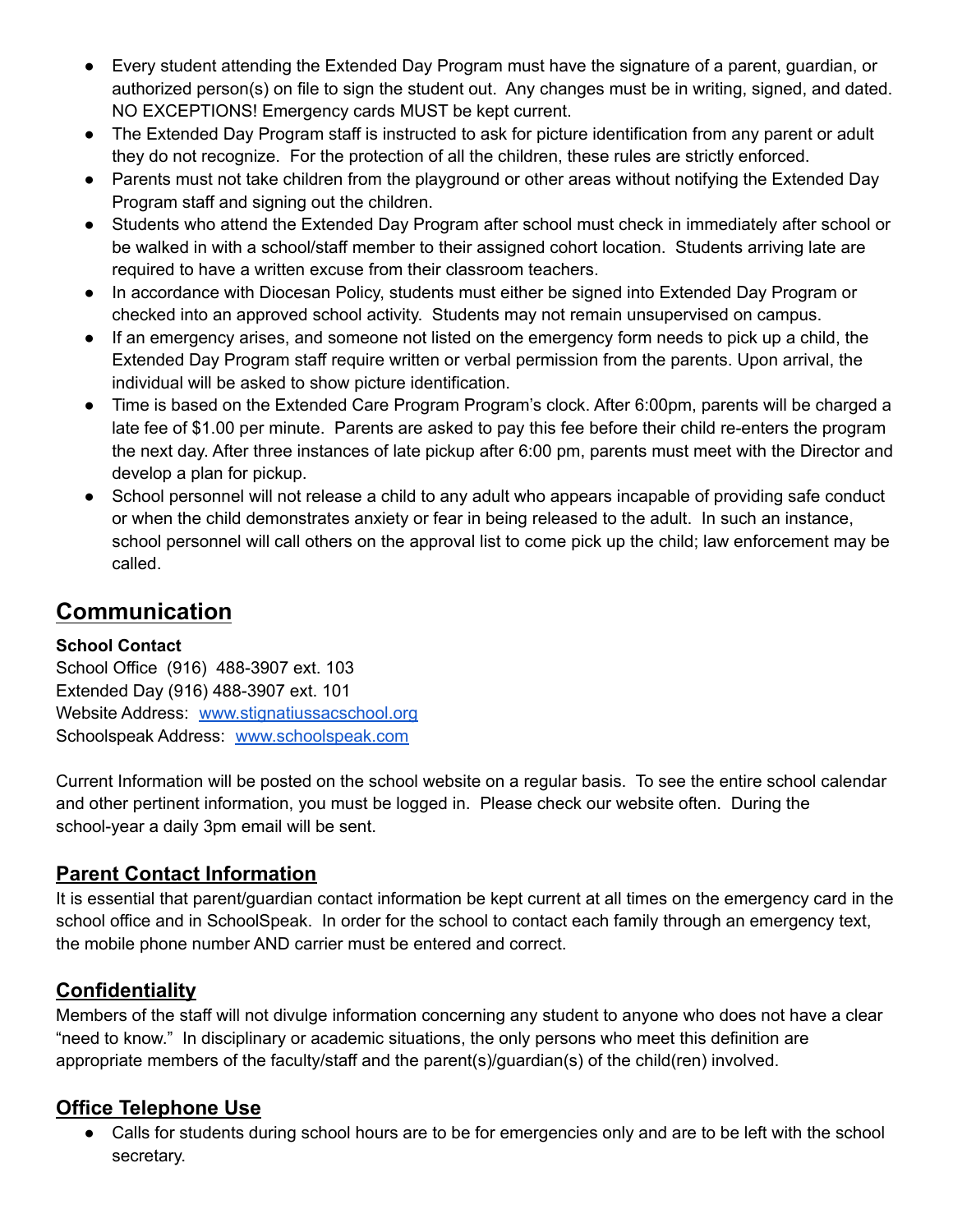- Every student attending the Extended Day Program must have the signature of a parent, guardian, or authorized person(s) on file to sign the student out. Any changes must be in writing, signed, and dated. NO EXCEPTIONS! Emergency cards MUST be kept current.
- The Extended Day Program staff is instructed to ask for picture identification from any parent or adult they do not recognize. For the protection of all the children, these rules are strictly enforced.
- Parents must not take children from the playground or other areas without notifying the Extended Day Program staff and signing out the children.
- Students who attend the Extended Day Program after school must check in immediately after school or be walked in with a school/staff member to their assigned cohort location. Students arriving late are required to have a written excuse from their classroom teachers.
- In accordance with Diocesan Policy, students must either be signed into Extended Day Program or checked into an approved school activity. Students may not remain unsupervised on campus.
- If an emergency arises, and someone not listed on the emergency form needs to pick up a child, the Extended Day Program staff require written or verbal permission from the parents. Upon arrival, the individual will be asked to show picture identification.
- Time is based on the Extended Care Program Program's clock. After 6:00pm, parents will be charged a late fee of $1.00 per minute. Parents are asked to pay this fee before their child re-enters the program the next day. After three instances of late pickup after 6:00 pm, parents must meet with the Director and develop a plan for pickup.
- School personnel will not release a child to any adult who appears incapable of providing safe conduct or when the child demonstrates anxiety or fear in being released to the adult. In such an instance, school personnel will call others on the approval list to come pick up the child; law enforcement may be called.

# Communication

**School Contact**
School Office (916) 488-3907 ext. 103
Extended Day (916) 488-3907 ext. 101
Website Address: [www.stignatiussacschool.org](www.stignatiussacschool.org)
Schoolspeak Address: [www.schoolspeak.com](www.schoolspeak.com)

Current Information will be posted on the school website on a regular basis. To see the entire school calendar and other pertinent information, you must be logged in. Please check our website often. During the school-year a daily 3pm email will be sent.

## Parent Contact Information

It is essential that parent/guardian contact information be kept current at all times on the emergency card in the school office and in SchoolSpeak. In order for the school to contact each family through an emergency text, the mobile phone number AND carrier must be entered and correct.

## Confidentiality

Members of the staff will not divulge information concerning any student to anyone who does not have a clear "need to know." In disciplinary or academic situations, the only persons who meet this definition are appropriate members of the faculty/staff and the parent(s)/guardian(s) of the child(ren) involved.

## Office Telephone Use

- Calls for students during school hours are to be for emergencies only and are to be left with the school secretary.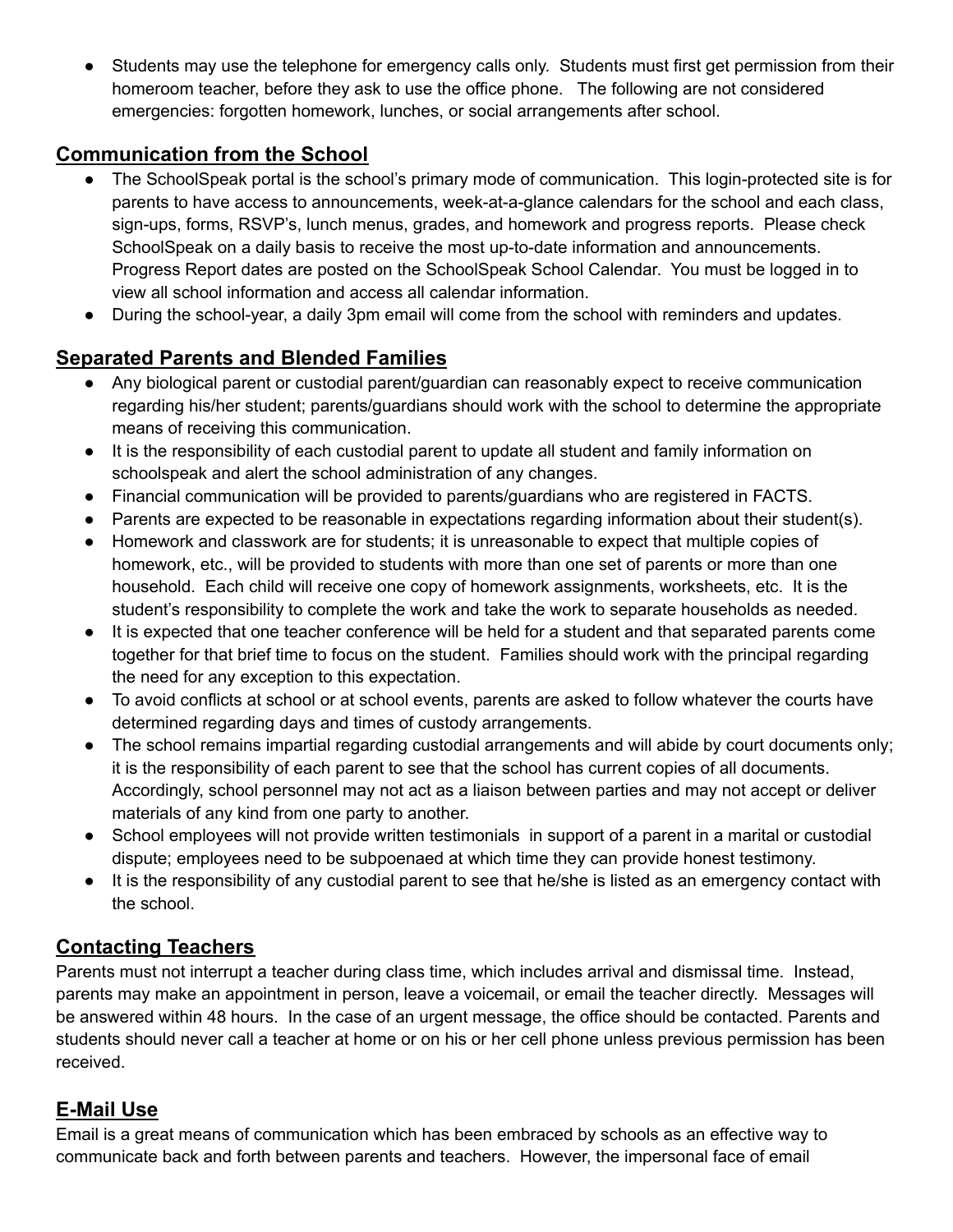- Students may use the telephone for emergency calls only. Students must first get permission from their homeroom teacher, before they ask to use the office phone. The following are not considered emergencies: forgotten homework, lunches, or social arrangements after school.

## Communication from the School

- The SchoolSpeak portal is the school's primary mode of communication. This login-protected site is for parents to have access to announcements, week-at-a-glance calendars for the school and each class, sign-ups, forms, RSVP's, lunch menus, grades, and homework and progress reports. Please check SchoolSpeak on a daily basis to receive the most up-to-date information and announcements. Progress Report dates are posted on the SchoolSpeak School Calendar. You must be logged in to view all school information and access all calendar information.
- During the school-year, a daily 3pm email will come from the school with reminders and updates.

## Separated Parents and Blended Families

- Any biological parent or custodial parent/guardian can reasonably expect to receive communication regarding his/her student; parents/guardians should work with the school to determine the appropriate means of receiving this communication.
- It is the responsibility of each custodial parent to update all student and family information on schoolspeak and alert the school administration of any changes.
- Financial communication will be provided to parents/guardians who are registered in FACTS.
- Parents are expected to be reasonable in expectations regarding information about their student(s).
- Homework and classwork are for students; it is unreasonable to expect that multiple copies of homework, etc., will be provided to students with more than one set of parents or more than one household. Each child will receive one copy of homework assignments, worksheets, etc. It is the student's responsibility to complete the work and take the work to separate households as needed.
- It is expected that one teacher conference will be held for a student and that separated parents come together for that brief time to focus on the student. Families should work with the principal regarding the need for any exception to this expectation.
- To avoid conflicts at school or at school events, parents are asked to follow whatever the courts have determined regarding days and times of custody arrangements.
- The school remains impartial regarding custodial arrangements and will abide by court documents only; it is the responsibility of each parent to see that the school has current copies of all documents. Accordingly, school personnel may not act as a liaison between parties and may not accept or deliver materials of any kind from one party to another.
- School employees will not provide written testimonials in support of a parent in a marital or custodial dispute; employees need to be subpoenaed at which time they can provide honest testimony.
- It is the responsibility of any custodial parent to see that he/she is listed as an emergency contact with the school.

## Contacting Teachers

Parents must not interrupt a teacher during class time, which includes arrival and dismissal time. Instead, parents may make an appointment in person, leave a voicemail, or email the teacher directly. Messages will be answered within 48 hours. In the case of an urgent message, the office should be contacted. Parents and students should never call a teacher at home or on his or her cell phone unless previous permission has been received.

## E-Mail Use

Email is a great means of communication which has been embraced by schools as an effective way to communicate back and forth between parents and teachers. However, the impersonal face of email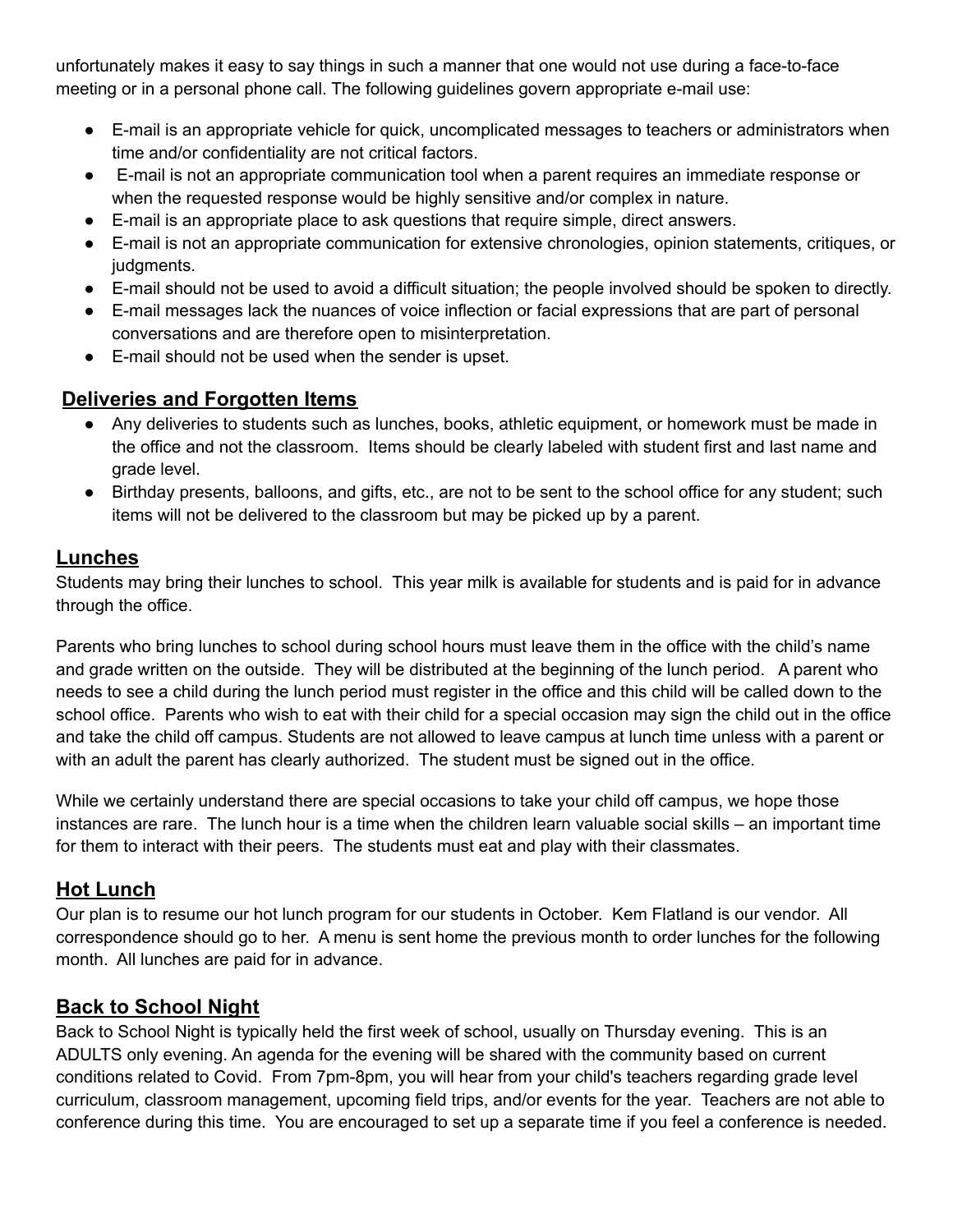unfortunately makes it easy to say things in such a manner that one would not use during a face-to-face meeting or in a personal phone call. The following guidelines govern appropriate e-mail use:

- E-mail is an appropriate vehicle for quick, uncomplicated messages to teachers or administrators when time and/or confidentiality are not critical factors.
- E-mail is not an appropriate communication tool when a parent requires an immediate response or when the requested response would be highly sensitive and/or complex in nature.
- E-mail is an appropriate place to ask questions that require simple, direct answers.
- E-mail is not an appropriate communication for extensive chronologies, opinion statements, critiques, or judgments.
- E-mail should not be used to avoid a difficult situation; the people involved should be spoken to directly.
- E-mail messages lack the nuances of voice inflection or facial expressions that are part of personal conversations and are therefore open to misinterpretation.
- E-mail should not be used when the sender is upset.

## Deliveries and Forgotten Items

- Any deliveries to students such as lunches, books, athletic equipment, or homework must be made in the office and not the classroom. Items should be clearly labeled with student first and last name and grade level.
- Birthday presents, balloons, and gifts, etc., are not to be sent to the school office for any student; such items will not be delivered to the classroom but may be picked up by a parent.

## Lunches

Students may bring their lunches to school. This year milk is available for students and is paid for in advance through the office.

Parents who bring lunches to school during school hours must leave them in the office with the child's name and grade written on the outside. They will be distributed at the beginning of the lunch period. A parent who needs to see a child during the lunch period must register in the office and this child will be called down to the school office. Parents who wish to eat with their child for a special occasion may sign the child out in the office and take the child off campus. Students are not allowed to leave campus at lunch time unless with a parent or with an adult the parent has clearly authorized. The student must be signed out in the office.

While we certainly understand there are special occasions to take your child off campus, we hope those instances are rare. The lunch hour is a time when the children learn valuable social skills – an important time for them to interact with their peers. The students must eat and play with their classmates.

## Hot Lunch

Our plan is to resume our hot lunch program for our students in October. Kem Flatland is our vendor. All correspondence should go to her. A menu is sent home the previous month to order lunches for the following month. All lunches are paid for in advance.

## Back to School Night

Back to School Night is typically held the first week of school, usually on Thursday evening. This is an ADULTS only evening. An agenda for the evening will be shared with the community based on current conditions related to Covid. From 7pm-8pm, you will hear from your child's teachers regarding grade level curriculum, classroom management, upcoming field trips, and/or events for the year. Teachers are not able to conference during this time. You are encouraged to set up a separate time if you feel a conference is needed.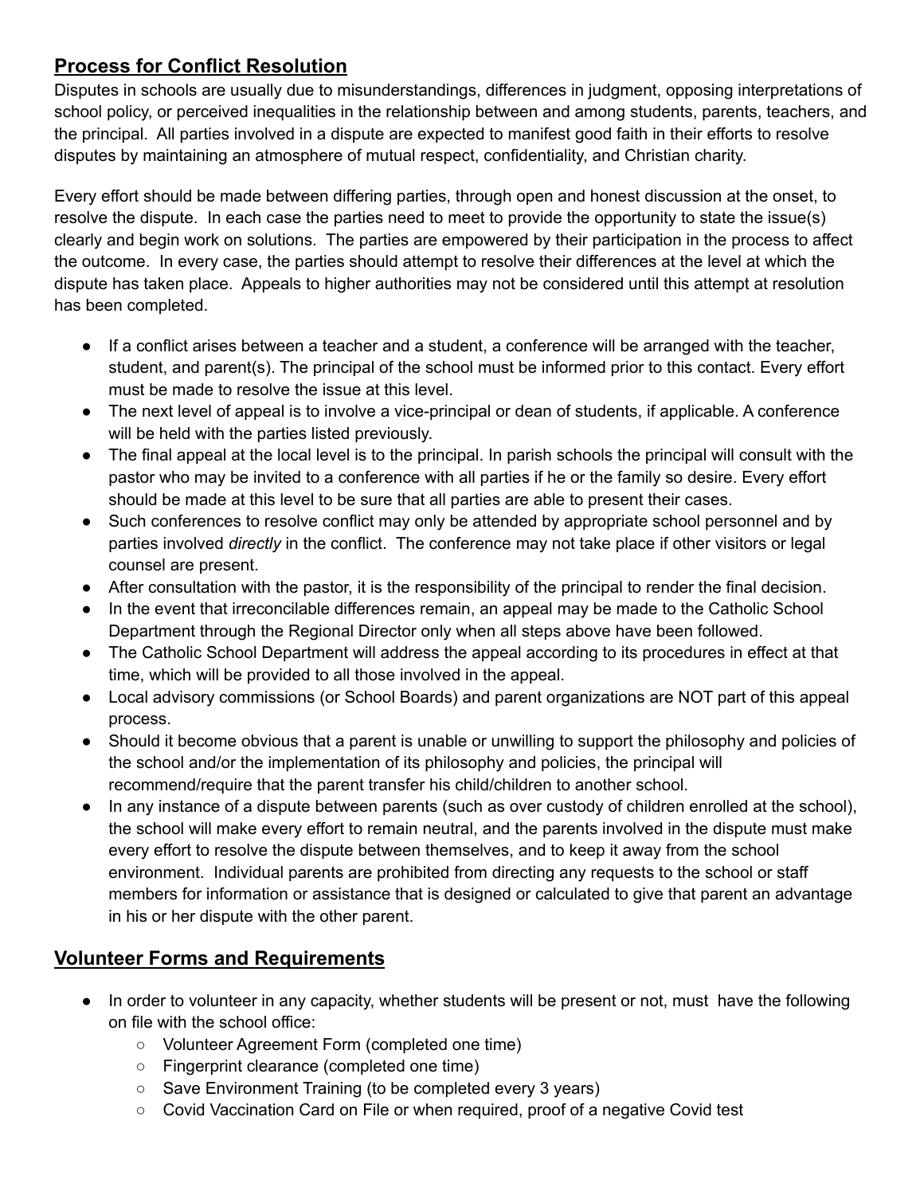## Process for Conflict Resolution

Disputes in schools are usually due to misunderstandings, differences in judgment, opposing interpretations of school policy, or perceived inequalities in the relationship between and among students, parents, teachers, and the principal. All parties involved in a dispute are expected to manifest good faith in their efforts to resolve disputes by maintaining an atmosphere of mutual respect, confidentiality, and Christian charity.

Every effort should be made between differing parties, through open and honest discussion at the onset, to resolve the dispute. In each case the parties need to meet to provide the opportunity to state the issue(s) clearly and begin work on solutions. The parties are empowered by their participation in the process to affect the outcome. In every case, the parties should attempt to resolve their differences at the level at which the dispute has taken place. Appeals to higher authorities may not be considered until this attempt at resolution has been completed.

- If a conflict arises between a teacher and a student, a conference will be arranged with the teacher, student, and parent(s). The principal of the school must be informed prior to this contact. Every effort must be made to resolve the issue at this level.
- The next level of appeal is to involve a vice-principal or dean of students, if applicable. A conference will be held with the parties listed previously.
- The final appeal at the local level is to the principal. In parish schools the principal will consult with the pastor who may be invited to a conference with all parties if he or the family so desire. Every effort should be made at this level to be sure that all parties are able to present their cases.
- Such conferences to resolve conflict may only be attended by appropriate school personnel and by parties involved *directly* in the conflict. The conference may not take place if other visitors or legal counsel are present.
- After consultation with the pastor, it is the responsibility of the principal to render the final decision.
- In the event that irreconcilable differences remain, an appeal may be made to the Catholic School Department through the Regional Director only when all steps above have been followed.
- The Catholic School Department will address the appeal according to its procedures in effect at that time, which will be provided to all those involved in the appeal.
- Local advisory commissions (or School Boards) and parent organizations are NOT part of this appeal process.
- Should it become obvious that a parent is unable or unwilling to support the philosophy and policies of the school and/or the implementation of its philosophy and policies, the principal will recommend/require that the parent transfer his child/children to another school.
- In any instance of a dispute between parents (such as over custody of children enrolled at the school), the school will make every effort to remain neutral, and the parents involved in the dispute must make every effort to resolve the dispute between themselves, and to keep it away from the school environment. Individual parents are prohibited from directing any requests to the school or staff members for information or assistance that is designed or calculated to give that parent an advantage in his or her dispute with the other parent.

## Volunteer Forms and Requirements

- In order to volunteer in any capacity, whether students will be present or not, must have the following on file with the school office:
  - Volunteer Agreement Form (completed one time)
  - Fingerprint clearance (completed one time)
  - Save Environment Training (to be completed every 3 years)
  - Covid Vaccination Card on File or when required, proof of a negative Covid test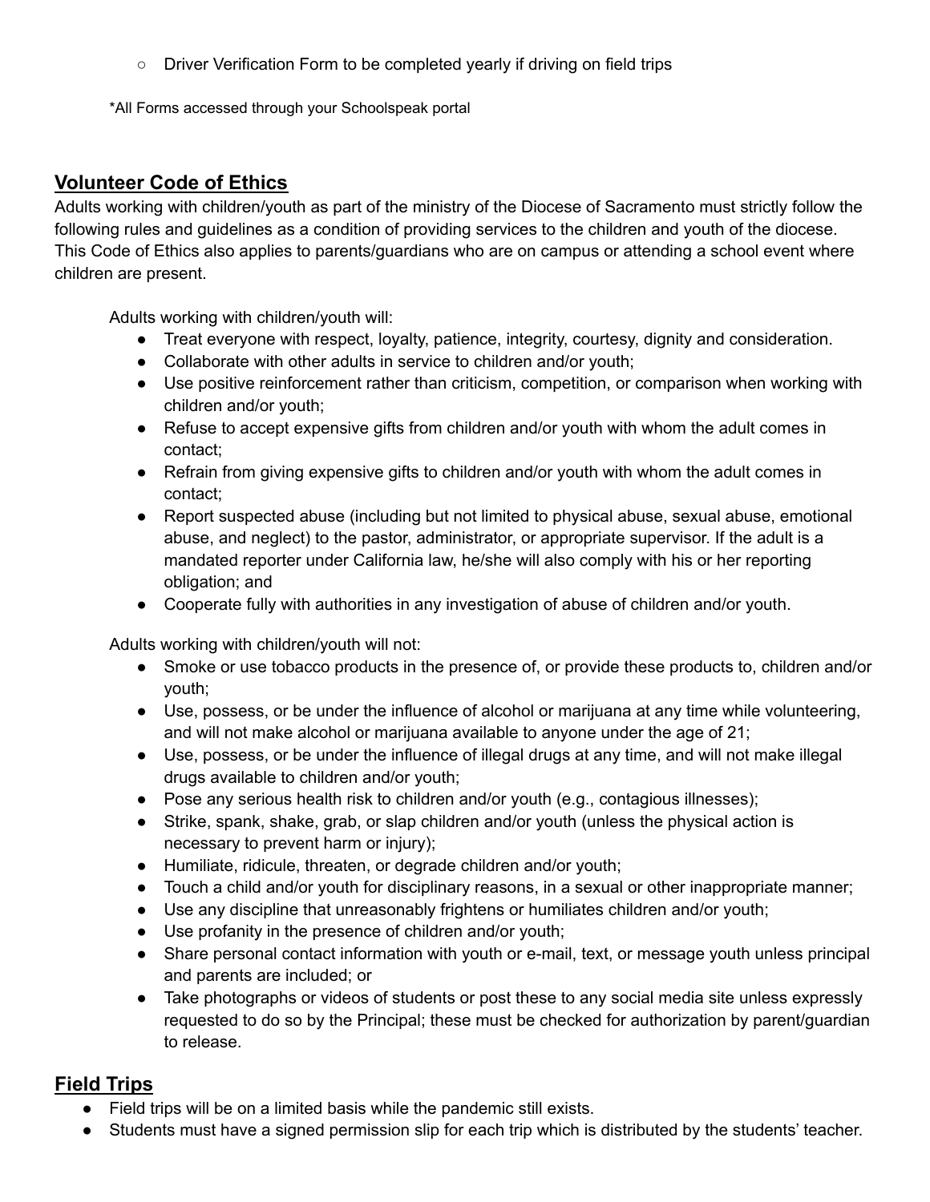- Driver Verification Form to be completed yearly if driving on field trips

*All Forms accessed through your Schoolspeak portal

## Volunteer Code of Ethics

Adults working with children/youth as part of the ministry of the Diocese of Sacramento must strictly follow the following rules and guidelines as a condition of providing services to the children and youth of the diocese. This Code of Ethics also applies to parents/guardians who are on campus or attending a school event where children are present.

Adults working with children/youth will:

- Treat everyone with respect, loyalty, patience, integrity, courtesy, dignity and consideration.
- Collaborate with other adults in service to children and/or youth;
- Use positive reinforcement rather than criticism, competition, or comparison when working with children and/or youth;
- Refuse to accept expensive gifts from children and/or youth with whom the adult comes in contact;
- Refrain from giving expensive gifts to children and/or youth with whom the adult comes in contact;
- Report suspected abuse (including but not limited to physical abuse, sexual abuse, emotional abuse, and neglect) to the pastor, administrator, or appropriate supervisor. If the adult is a mandated reporter under California law, he/she will also comply with his or her reporting obligation; and
- Cooperate fully with authorities in any investigation of abuse of children and/or youth.

Adults working with children/youth will not:

- Smoke or use tobacco products in the presence of, or provide these products to, children and/or youth;
- Use, possess, or be under the influence of alcohol or marijuana at any time while volunteering, and will not make alcohol or marijuana available to anyone under the age of 21;
- Use, possess, or be under the influence of illegal drugs at any time, and will not make illegal drugs available to children and/or youth;
- Pose any serious health risk to children and/or youth (e.g., contagious illnesses);
- Strike, spank, shake, grab, or slap children and/or youth (unless the physical action is necessary to prevent harm or injury);
- Humiliate, ridicule, threaten, or degrade children and/or youth;
- Touch a child and/or youth for disciplinary reasons, in a sexual or other inappropriate manner;
- Use any discipline that unreasonably frightens or humiliates children and/or youth;
- Use profanity in the presence of children and/or youth;
- Share personal contact information with youth or e-mail, text, or message youth unless principal and parents are included; or
- Take photographs or videos of students or post these to any social media site unless expressly requested to do so by the Principal; these must be checked for authorization by parent/guardian to release.

## Field Trips

- Field trips will be on a limited basis while the pandemic still exists.
- Students must have a signed permission slip for each trip which is distributed by the students' teacher.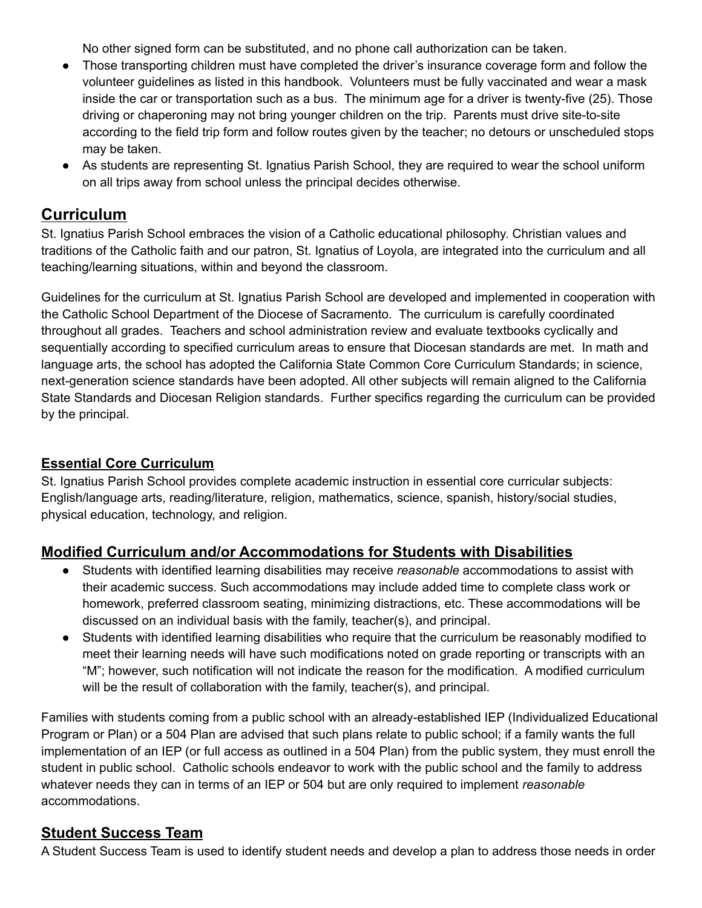No other signed form can be substituted, and no phone call authorization can be taken.

- Those transporting children must have completed the driver's insurance coverage form and follow the volunteer guidelines as listed in this handbook. Volunteers must be fully vaccinated and wear a mask inside the car or transportation such as a bus. The minimum age for a driver is twenty-five (25). Those driving or chaperoning may not bring younger children on the trip. Parents must drive site-to-site according to the field trip form and follow routes given by the teacher; no detours or unscheduled stops may be taken.
- As students are representing St. Ignatius Parish School, they are required to wear the school uniform on all trips away from school unless the principal decides otherwise.

## Curriculum

St. Ignatius Parish School embraces the vision of a Catholic educational philosophy. Christian values and traditions of the Catholic faith and our patron, St. Ignatius of Loyola, are integrated into the curriculum and all teaching/learning situations, within and beyond the classroom.

Guidelines for the curriculum at St. Ignatius Parish School are developed and implemented in cooperation with the Catholic School Department of the Diocese of Sacramento. The curriculum is carefully coordinated throughout all grades. Teachers and school administration review and evaluate textbooks cyclically and sequentially according to specified curriculum areas to ensure that Diocesan standards are met. In math and language arts, the school has adopted the California State Common Core Curriculum Standards; in science, next-generation science standards have been adopted. All other subjects will remain aligned to the California State Standards and Diocesan Religion standards. Further specifics regarding the curriculum can be provided by the principal.

### Essential Core Curriculum

St. Ignatius Parish School provides complete academic instruction in essential core curricular subjects: English/language arts, reading/literature, religion, mathematics, science, spanish, history/social studies, physical education, technology, and religion.

### Modified Curriculum and/or Accommodations for Students with Disabilities

- Students with identified learning disabilities may receive *reasonable* accommodations to assist with their academic success. Such accommodations may include added time to complete class work or homework, preferred classroom seating, minimizing distractions, etc. These accommodations will be discussed on an individual basis with the family, teacher(s), and principal.
- Students with identified learning disabilities who require that the curriculum be reasonably modified to meet their learning needs will have such modifications noted on grade reporting or transcripts with an "M"; however, such notification will not indicate the reason for the modification. A modified curriculum will be the result of collaboration with the family, teacher(s), and principal.

Families with students coming from a public school with an already-established IEP (Individualized Educational Program or Plan) or a 504 Plan are advised that such plans relate to public school; if a family wants the full implementation of an IEP (or full access as outlined in a 504 Plan) from the public system, they must enroll the student in public school. Catholic schools endeavor to work with the public school and the family to address whatever needs they can in terms of an IEP or 504 but are only required to implement *reasonable* accommodations.

## Student Success Team

A Student Success Team is used to identify student needs and develop a plan to address those needs in order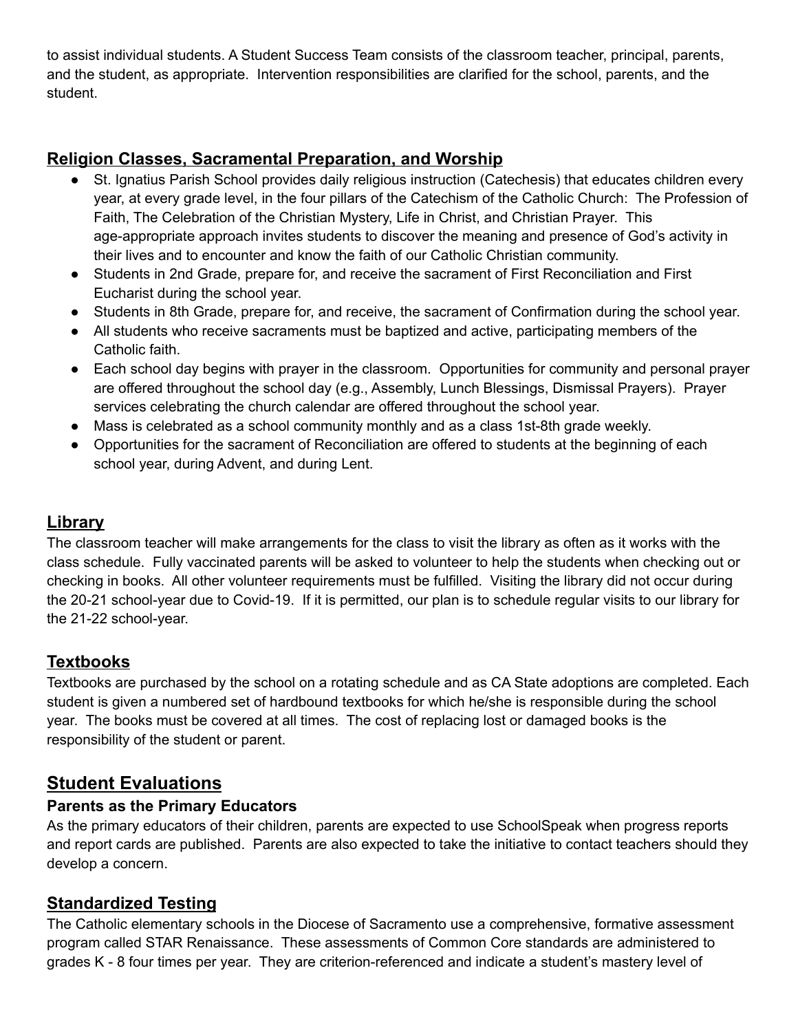to assist individual students. A Student Success Team consists of the classroom teacher, principal, parents, and the student, as appropriate. Intervention responsibilities are clarified for the school, parents, and the student.

## Religion Classes, Sacramental Preparation, and Worship

- St. Ignatius Parish School provides daily religious instruction (Catechesis) that educates children every year, at every grade level, in the four pillars of the Catechism of the Catholic Church: The Profession of Faith, The Celebration of the Christian Mystery, Life in Christ, and Christian Prayer. This age-appropriate approach invites students to discover the meaning and presence of God's activity in their lives and to encounter and know the faith of our Catholic Christian community.
- Students in 2nd Grade, prepare for, and receive the sacrament of First Reconciliation and First Eucharist during the school year.
- Students in 8th Grade, prepare for, and receive, the sacrament of Confirmation during the school year.
- All students who receive sacraments must be baptized and active, participating members of the Catholic faith.
- Each school day begins with prayer in the classroom. Opportunities for community and personal prayer are offered throughout the school day (e.g., Assembly, Lunch Blessings, Dismissal Prayers). Prayer services celebrating the church calendar are offered throughout the school year.
- Mass is celebrated as a school community monthly and as a class 1st-8th grade weekly.
- Opportunities for the sacrament of Reconciliation are offered to students at the beginning of each school year, during Advent, and during Lent.

## Library

The classroom teacher will make arrangements for the class to visit the library as often as it works with the class schedule. Fully vaccinated parents will be asked to volunteer to help the students when checking out or checking in books. All other volunteer requirements must be fulfilled. Visiting the library did not occur during the 20-21 school-year due to Covid-19. If it is permitted, our plan is to schedule regular visits to our library for the 21-22 school-year.

## Textbooks

Textbooks are purchased by the school on a rotating schedule and as CA State adoptions are completed. Each student is given a numbered set of hardbound textbooks for which he/she is responsible during the school year. The books must be covered at all times. The cost of replacing lost or damaged books is the responsibility of the student or parent.

# Student Evaluations

### Parents as the Primary Educators

As the primary educators of their children, parents are expected to use SchoolSpeak when progress reports and report cards are published. Parents are also expected to take the initiative to contact teachers should they develop a concern.

## Standardized Testing

The Catholic elementary schools in the Diocese of Sacramento use a comprehensive, formative assessment program called STAR Renaissance. These assessments of Common Core standards are administered to grades K - 8 four times per year. They are criterion-referenced and indicate a student's mastery level of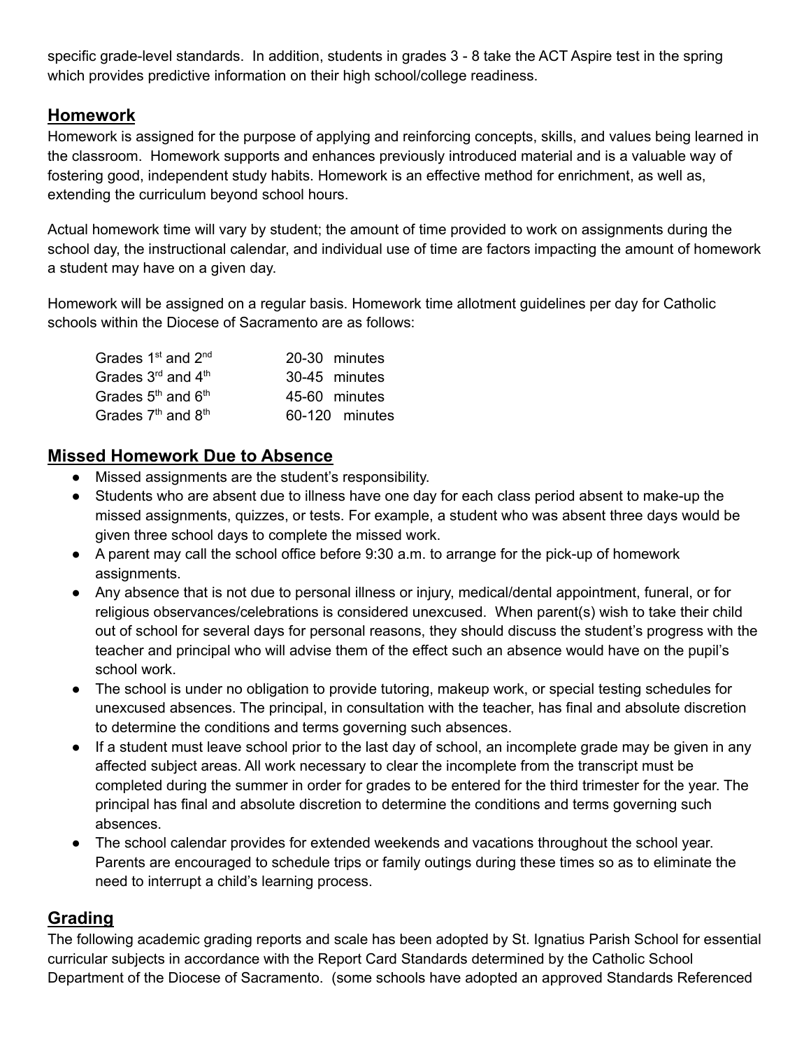specific grade-level standards. In addition, students in grades 3 - 8 take the ACT Aspire test in the spring which provides predictive information on their high school/college readiness.

## Homework

Homework is assigned for the purpose of applying and reinforcing concepts, skills, and values being learned in the classroom. Homework supports and enhances previously introduced material and is a valuable way of fostering good, independent study habits. Homework is an effective method for enrichment, as well as, extending the curriculum beyond school hours.

Actual homework time will vary by student; the amount of time provided to work on assignments during the school day, the instructional calendar, and individual use of time are factors impacting the amount of homework a student may have on a given day.

Homework will be assigned on a regular basis. Homework time allotment guidelines per day for Catholic schools within the Diocese of Sacramento are as follows:

| Grades | Time |
|---|---|
| Grades 1st and 2nd | 20-30 minutes |
| Grades 3rd and 4th | 30-45 minutes |
| Grades 5th and 6th | 45-60 minutes |
| Grades 7th and 8th | 60-120 minutes |

## Missed Homework Due to Absence

- Missed assignments are the student's responsibility.
- Students who are absent due to illness have one day for each class period absent to make-up the missed assignments, quizzes, or tests. For example, a student who was absent three days would be given three school days to complete the missed work.
- A parent may call the school office before 9:30 a.m. to arrange for the pick-up of homework assignments.
- Any absence that is not due to personal illness or injury, medical/dental appointment, funeral, or for religious observances/celebrations is considered unexcused. When parent(s) wish to take their child out of school for several days for personal reasons, they should discuss the student's progress with the teacher and principal who will advise them of the effect such an absence would have on the pupil's school work.
- The school is under no obligation to provide tutoring, makeup work, or special testing schedules for unexcused absences. The principal, in consultation with the teacher, has final and absolute discretion to determine the conditions and terms governing such absences.
- If a student must leave school prior to the last day of school, an incomplete grade may be given in any affected subject areas. All work necessary to clear the incomplete from the transcript must be completed during the summer in order for grades to be entered for the third trimester for the year. The principal has final and absolute discretion to determine the conditions and terms governing such absences.
- The school calendar provides for extended weekends and vacations throughout the school year. Parents are encouraged to schedule trips or family outings during these times so as to eliminate the need to interrupt a child's learning process.

## Grading

The following academic grading reports and scale has been adopted by St. Ignatius Parish School for essential curricular subjects in accordance with the Report Card Standards determined by the Catholic School Department of the Diocese of Sacramento. (some schools have adopted an approved Standards Referenced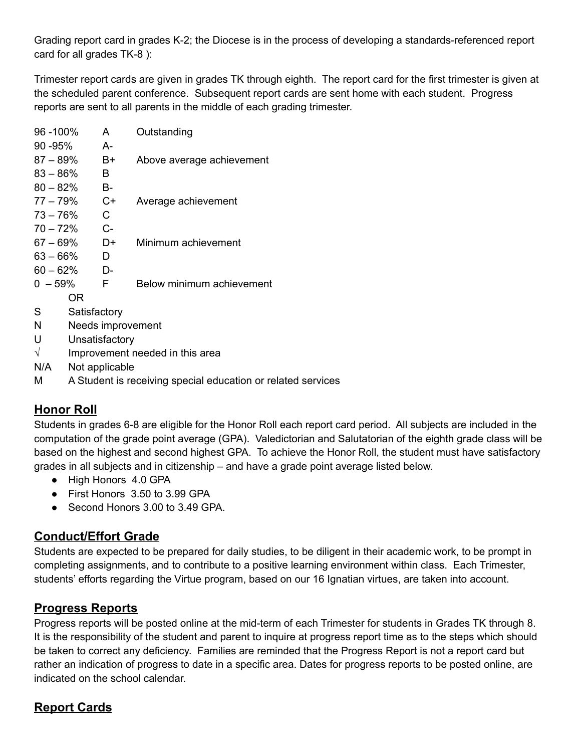Grading report card in grades K-2; the Diocese is in the process of developing a standards-referenced report card for all grades TK-8 ):

Trimester report cards are given in grades TK through eighth. The report card for the first trimester is given at the scheduled parent conference. Subsequent report cards are sent home with each student. Progress reports are sent to all parents in the middle of each grading trimester.

| | | |
|---|---|---|
| 96 -100% | A | Outstanding |
| 90 -95% | A- | |
| 87 – 89% | B+ | Above average achievement |
| 83 – 86% | B | |
| 80 – 82% | B- | |
| 77 – 79% | C+ | Average achievement |
| 73 – 76% | C | |
| 70 – 72% | C- | |
| 67 – 69% | D+ | Minimum achievement |
| 63 – 66% | D | |
| 60 – 62% | D- | |
| 0 – 59% | F | Below minimum achievement |

OR

| | |
|---|---|
| S | Satisfactory |
| N | Needs improvement |
| U | Unsatisfactory |
| √ | Improvement needed in this area |
| N/A | Not applicable |
| M | A Student is receiving special education or related services |

## Honor Roll

Students in grades 6-8 are eligible for the Honor Roll each report card period. All subjects are included in the computation of the grade point average (GPA). Valedictorian and Salutatorian of the eighth grade class will be based on the highest and second highest GPA. To achieve the Honor Roll, the student must have satisfactory grades in all subjects and in citizenship – and have a grade point average listed below.

- High Honors 4.0 GPA
- First Honors 3.50 to 3.99 GPA
- Second Honors 3.00 to 3.49 GPA.

## Conduct/Effort Grade

Students are expected to be prepared for daily studies, to be diligent in their academic work, to be prompt in completing assignments, and to contribute to a positive learning environment within class. Each Trimester, students' efforts regarding the Virtue program, based on our 16 Ignatian virtues, are taken into account.

## Progress Reports

Progress reports will be posted online at the mid-term of each Trimester for students in Grades TK through 8. It is the responsibility of the student and parent to inquire at progress report time as to the steps which should be taken to correct any deficiency. Families are reminded that the Progress Report is not a report card but rather an indication of progress to date in a specific area. Dates for progress reports to be posted online, are indicated on the school calendar.

## Report Cards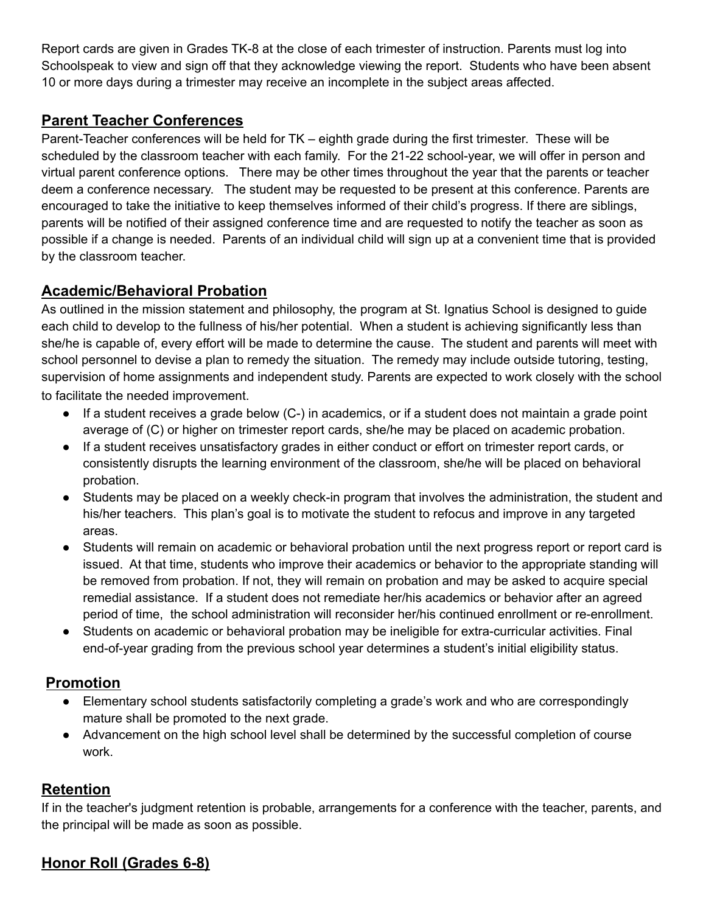Report cards are given in Grades TK-8 at the close of each trimester of instruction. Parents must log into Schoolspeak to view and sign off that they acknowledge viewing the report. Students who have been absent 10 or more days during a trimester may receive an incomplete in the subject areas affected.

## Parent Teacher Conferences

Parent-Teacher conferences will be held for TK – eighth grade during the first trimester. These will be scheduled by the classroom teacher with each family. For the 21-22 school-year, we will offer in person and virtual parent conference options. There may be other times throughout the year that the parents or teacher deem a conference necessary. The student may be requested to be present at this conference. Parents are encouraged to take the initiative to keep themselves informed of their child's progress. If there are siblings, parents will be notified of their assigned conference time and are requested to notify the teacher as soon as possible if a change is needed. Parents of an individual child will sign up at a convenient time that is provided by the classroom teacher.

## Academic/Behavioral Probation

As outlined in the mission statement and philosophy, the program at St. Ignatius School is designed to guide each child to develop to the fullness of his/her potential. When a student is achieving significantly less than she/he is capable of, every effort will be made to determine the cause. The student and parents will meet with school personnel to devise a plan to remedy the situation. The remedy may include outside tutoring, testing, supervision of home assignments and independent study. Parents are expected to work closely with the school to facilitate the needed improvement.

- If a student receives a grade below (C-) in academics, or if a student does not maintain a grade point average of (C) or higher on trimester report cards, she/he may be placed on academic probation.
- If a student receives unsatisfactory grades in either conduct or effort on trimester report cards, or consistently disrupts the learning environment of the classroom, she/he will be placed on behavioral probation.
- Students may be placed on a weekly check-in program that involves the administration, the student and his/her teachers. This plan's goal is to motivate the student to refocus and improve in any targeted areas.
- Students will remain on academic or behavioral probation until the next progress report or report card is issued. At that time, students who improve their academics or behavior to the appropriate standing will be removed from probation. If not, they will remain on probation and may be asked to acquire special remedial assistance. If a student does not remediate her/his academics or behavior after an agreed period of time, the school administration will reconsider her/his continued enrollment or re-enrollment.
- Students on academic or behavioral probation may be ineligible for extra-curricular activities. Final end-of-year grading from the previous school year determines a student's initial eligibility status.

## Promotion

- Elementary school students satisfactorily completing a grade's work and who are correspondingly mature shall be promoted to the next grade.
- Advancement on the high school level shall be determined by the successful completion of course work.

## Retention

If in the teacher's judgment retention is probable, arrangements for a conference with the teacher, parents, and the principal will be made as soon as possible.

## Honor Roll (Grades 6-8)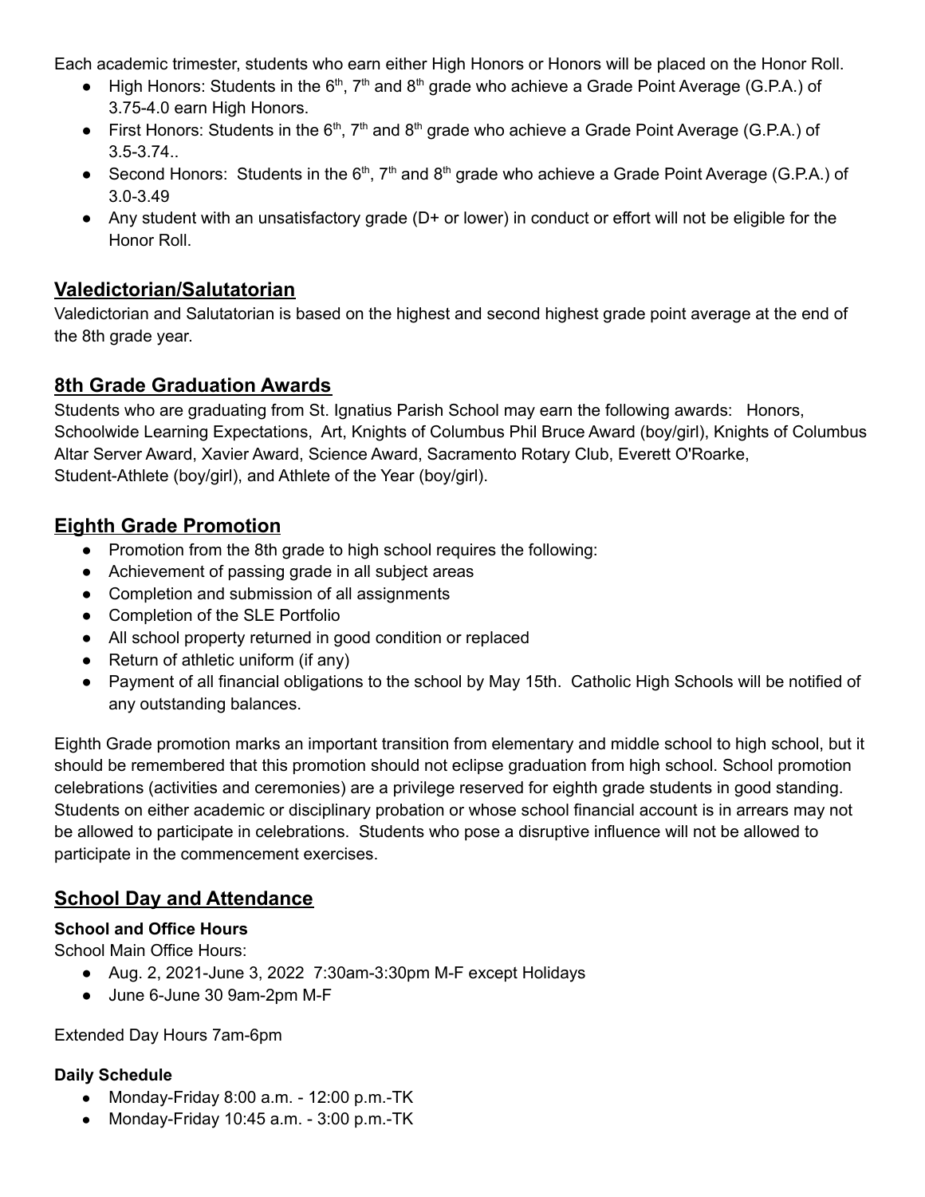Each academic trimester, students who earn either High Honors or Honors will be placed on the Honor Roll.

- High Honors: Students in the 6th, 7th and 8th grade who achieve a Grade Point Average (G.P.A.) of 3.75-4.0 earn High Honors.
- First Honors: Students in the 6th, 7th and 8th grade who achieve a Grade Point Average (G.P.A.) of 3.5-3.74..
- Second Honors: Students in the 6th, 7th and 8th grade who achieve a Grade Point Average (G.P.A.) of 3.0-3.49
- Any student with an unsatisfactory grade (D+ or lower) in conduct or effort will not be eligible for the Honor Roll.

## Valedictorian/Salutatorian

Valedictorian and Salutatorian is based on the highest and second highest grade point average at the end of the 8th grade year.

## 8th Grade Graduation Awards

Students who are graduating from St. Ignatius Parish School may earn the following awards: Honors, Schoolwide Learning Expectations, Art, Knights of Columbus Phil Bruce Award (boy/girl), Knights of Columbus Altar Server Award, Xavier Award, Science Award, Sacramento Rotary Club, Everett O'Roarke, Student-Athlete (boy/girl), and Athlete of the Year (boy/girl).

## Eighth Grade Promotion

- Promotion from the 8th grade to high school requires the following:
- Achievement of passing grade in all subject areas
- Completion and submission of all assignments
- Completion of the SLE Portfolio
- All school property returned in good condition or replaced
- Return of athletic uniform (if any)
- Payment of all financial obligations to the school by May 15th. Catholic High Schools will be notified of any outstanding balances.

Eighth Grade promotion marks an important transition from elementary and middle school to high school, but it should be remembered that this promotion should not eclipse graduation from high school. School promotion celebrations (activities and ceremonies) are a privilege reserved for eighth grade students in good standing. Students on either academic or disciplinary probation or whose school financial account is in arrears may not be allowed to participate in celebrations. Students who pose a disruptive influence will not be allowed to participate in the commencement exercises.

## School Day and Attendance

### School and Office Hours

School Main Office Hours:

- Aug. 2, 2021-June 3, 2022 7:30am-3:30pm M-F except Holidays
- June 6-June 30 9am-2pm M-F

Extended Day Hours 7am-6pm

### Daily Schedule

- Monday-Friday 8:00 a.m. - 12:00 p.m.-TK
- Monday-Friday 10:45 a.m. - 3:00 p.m.-TK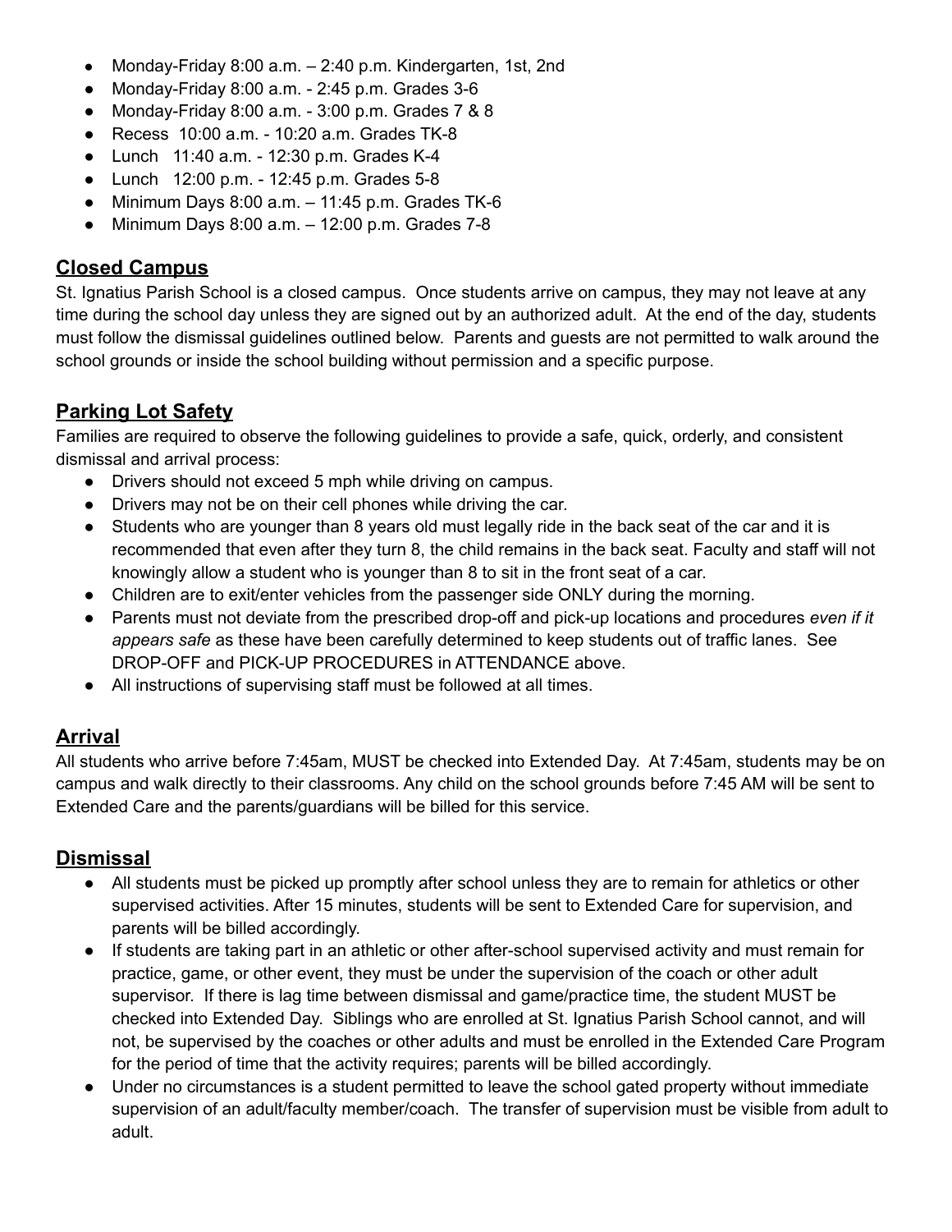- Monday-Friday 8:00 a.m. – 2:40 p.m. Kindergarten, 1st, 2nd
- Monday-Friday 8:00 a.m. - 2:45 p.m. Grades 3-6
- Monday-Friday 8:00 a.m. - 3:00 p.m. Grades 7 & 8
- Recess 10:00 a.m. - 10:20 a.m. Grades TK-8
- Lunch 11:40 a.m. - 12:30 p.m. Grades K-4
- Lunch 12:00 p.m. - 12:45 p.m. Grades 5-8
- Minimum Days 8:00 a.m. – 11:45 p.m. Grades TK-6
- Minimum Days 8:00 a.m. – 12:00 p.m. Grades 7-8

## Closed Campus

St. Ignatius Parish School is a closed campus. Once students arrive on campus, they may not leave at any time during the school day unless they are signed out by an authorized adult. At the end of the day, students must follow the dismissal guidelines outlined below. Parents and guests are not permitted to walk around the school grounds or inside the school building without permission and a specific purpose.

## Parking Lot Safety

Families are required to observe the following guidelines to provide a safe, quick, orderly, and consistent dismissal and arrival process:

- Drivers should not exceed 5 mph while driving on campus.
- Drivers may not be on their cell phones while driving the car.
- Students who are younger than 8 years old must legally ride in the back seat of the car and it is recommended that even after they turn 8, the child remains in the back seat. Faculty and staff will not knowingly allow a student who is younger than 8 to sit in the front seat of a car.
- Children are to exit/enter vehicles from the passenger side ONLY during the morning.
- Parents must not deviate from the prescribed drop-off and pick-up locations and procedures *even if it appears safe* as these have been carefully determined to keep students out of traffic lanes. See DROP-OFF and PICK-UP PROCEDURES in ATTENDANCE above.
- All instructions of supervising staff must be followed at all times.

## Arrival

All students who arrive before 7:45am, MUST be checked into Extended Day. At 7:45am, students may be on campus and walk directly to their classrooms. Any child on the school grounds before 7:45 AM will be sent to Extended Care and the parents/guardians will be billed for this service.

## Dismissal

- All students must be picked up promptly after school unless they are to remain for athletics or other supervised activities. After 15 minutes, students will be sent to Extended Care for supervision, and parents will be billed accordingly.
- If students are taking part in an athletic or other after-school supervised activity and must remain for practice, game, or other event, they must be under the supervision of the coach or other adult supervisor. If there is lag time between dismissal and game/practice time, the student MUST be checked into Extended Day. Siblings who are enrolled at St. Ignatius Parish School cannot, and will not, be supervised by the coaches or other adults and must be enrolled in the Extended Care Program for the period of time that the activity requires; parents will be billed accordingly.
- Under no circumstances is a student permitted to leave the school gated property without immediate supervision of an adult/faculty member/coach. The transfer of supervision must be visible from adult to adult.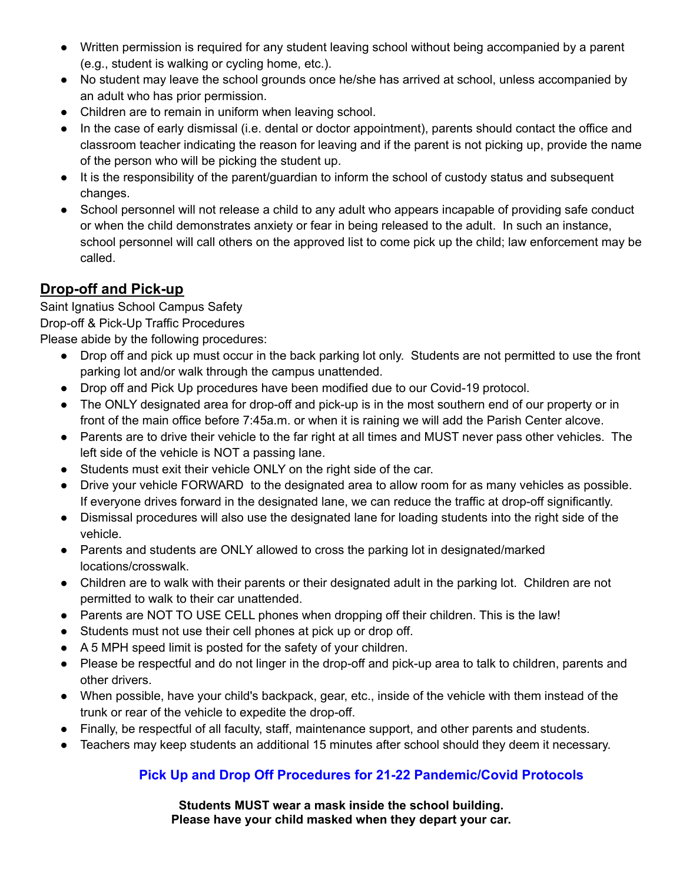- Written permission is required for any student leaving school without being accompanied by a parent (e.g., student is walking or cycling home, etc.).
- No student may leave the school grounds once he/she has arrived at school, unless accompanied by an adult who has prior permission.
- Children are to remain in uniform when leaving school.
- In the case of early dismissal (i.e. dental or doctor appointment), parents should contact the office and classroom teacher indicating the reason for leaving and if the parent is not picking up, provide the name of the person who will be picking the student up.
- It is the responsibility of the parent/guardian to inform the school of custody status and subsequent changes.
- School personnel will not release a child to any adult who appears incapable of providing safe conduct or when the child demonstrates anxiety or fear in being released to the adult. In such an instance, school personnel will call others on the approved list to come pick up the child; law enforcement may be called.

## Drop-off and Pick-up

Saint Ignatius School Campus Safety
Drop-off & Pick-Up Traffic Procedures
Please abide by the following procedures:

- Drop off and pick up must occur in the back parking lot only. Students are not permitted to use the front parking lot and/or walk through the campus unattended.
- Drop off and Pick Up procedures have been modified due to our Covid-19 protocol.
- The ONLY designated area for drop-off and pick-up is in the most southern end of our property or in front of the main office before 7:45a.m. or when it is raining we will add the Parish Center alcove.
- Parents are to drive their vehicle to the far right at all times and MUST never pass other vehicles. The left side of the vehicle is NOT a passing lane.
- Students must exit their vehicle ONLY on the right side of the car.
- Drive your vehicle FORWARD to the designated area to allow room for as many vehicles as possible. If everyone drives forward in the designated lane, we can reduce the traffic at drop-off significantly.
- Dismissal procedures will also use the designated lane for loading students into the right side of the vehicle.
- Parents and students are ONLY allowed to cross the parking lot in designated/marked locations/crosswalk.
- Children are to walk with their parents or their designated adult in the parking lot. Children are not permitted to walk to their car unattended.
- Parents are NOT TO USE CELL phones when dropping off their children. This is the law!
- Students must not use their cell phones at pick up or drop off.
- A 5 MPH speed limit is posted for the safety of your children.
- Please be respectful and do not linger in the drop-off and pick-up area to talk to children, parents and other drivers.
- When possible, have your child's backpack, gear, etc., inside of the vehicle with them instead of the trunk or rear of the vehicle to expedite the drop-off.
- Finally, be respectful of all faculty, staff, maintenance support, and other parents and students.
- Teachers may keep students an additional 15 minutes after school should they deem it necessary.

### Pick Up and Drop Off Procedures for 21-22 Pandemic/Covid Protocols

**Students MUST wear a mask inside the school building.**
**Please have your child masked when they depart your car.**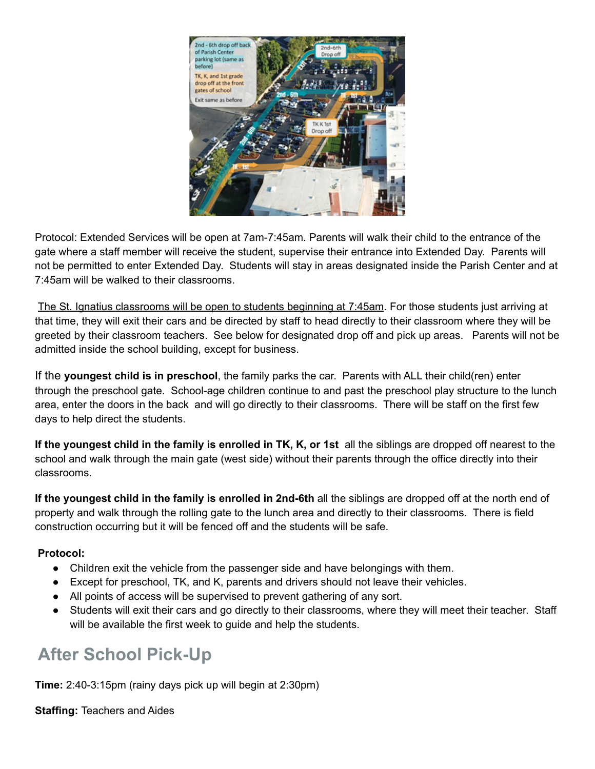Protocol: Extended Services will be open at 7am-7:45am. Parents will walk their child to the entrance of the gate where a staff member will receive the student, supervise their entrance into Extended Day. Parents will not be permitted to enter Extended Day. Students will stay in areas designated inside the Parish Center and at 7:45am will be walked to their classrooms.

The St. Ignatius classrooms will be open to students beginning at 7:45am. For those students just arriving at that time, they will exit their cars and be directed by staff to head directly to their classroom where they will be greeted by their classroom teachers. See below for designated drop off and pick up areas. Parents will not be admitted inside the school building, except for business.

If the **youngest child is in preschool**, the family parks the car. Parents with ALL their child(ren) enter through the preschool gate. School-age children continue to and past the preschool play structure to the lunch area, enter the doors in the back and will go directly to their classrooms. There will be staff on the first few days to help direct the students.

**If the youngest child in the family is enrolled in TK, K, or 1st** all the siblings are dropped off nearest to the school and walk through the main gate (west side) without their parents through the office directly into their classrooms.

**If the youngest child in the family is enrolled in 2nd-6th** all the siblings are dropped off at the north end of property and walk through the rolling gate to the lunch area and directly to their classrooms. There is field construction occurring but it will be fenced off and the students will be safe.

**Protocol:**

- Children exit the vehicle from the passenger side and have belongings with them.
- Except for preschool, TK, and K, parents and drivers should not leave their vehicles.
- All points of access will be supervised to prevent gathering of any sort.
- Students will exit their cars and go directly to their classrooms, where they will meet their teacher. Staff will be available the first week to guide and help the students.

## After School Pick-Up

**Time:** 2:40-3:15pm (rainy days pick up will begin at 2:30pm)

**Staffing:** Teachers and Aides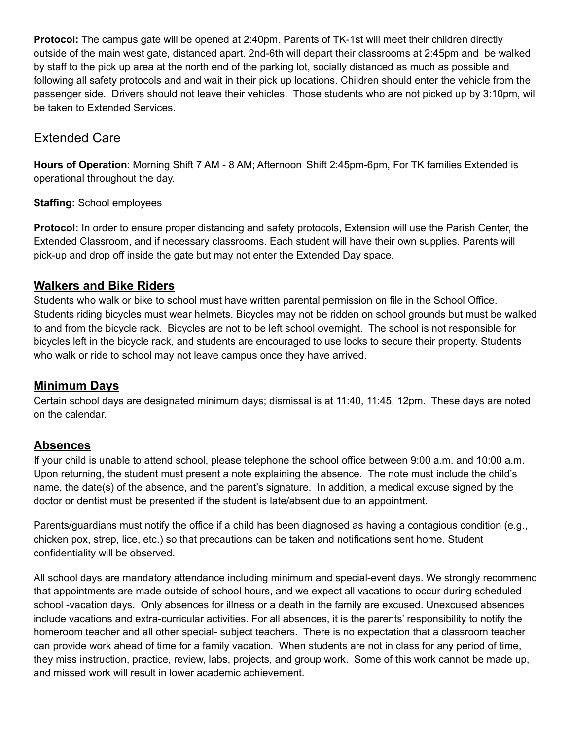**Protocol:** The campus gate will be opened at 2:40pm. Parents of TK-1st will meet their children directly outside of the main west gate, distanced apart. 2nd-6th will depart their classrooms at 2:45pm and be walked by staff to the pick up area at the north end of the parking lot, socially distanced as much as possible and following all safety protocols and and wait in their pick up locations. Children should enter the vehicle from the passenger side. Drivers should not leave their vehicles. Those students who are not picked up by 3:10pm, will be taken to Extended Services.

## Extended Care

**Hours of Operation**: Morning Shift 7 AM - 8 AM; Afternoon Shift 2:45pm-6pm, For TK families Extended is operational throughout the day.

**Staffing:** School employees

**Protocol:** In order to ensure proper distancing and safety protocols, Extension will use the Parish Center, the Extended Classroom, and if necessary classrooms. Each student will have their own supplies. Parents will pick-up and drop off inside the gate but may not enter the Extended Day space.

## Walkers and Bike Riders

Students who walk or bike to school must have written parental permission on file in the School Office. Students riding bicycles must wear helmets. Bicycles may not be ridden on school grounds but must be walked to and from the bicycle rack. Bicycles are not to be left school overnight. The school is not responsible for bicycles left in the bicycle rack, and students are encouraged to use locks to secure their property. Students who walk or ride to school may not leave campus once they have arrived.

## Minimum Days

Certain school days are designated minimum days; dismissal is at 11:40, 11:45, 12pm. These days are noted on the calendar.

## Absences

If your child is unable to attend school, please telephone the school office between 9:00 a.m. and 10:00 a.m. Upon returning, the student must present a note explaining the absence. The note must include the child's name, the date(s) of the absence, and the parent's signature. In addition, a medical excuse signed by the doctor or dentist must be presented if the student is late/absent due to an appointment.

Parents/guardians must notify the office if a child has been diagnosed as having a contagious condition (e.g., chicken pox, strep, lice, etc.) so that precautions can be taken and notifications sent home. Student confidentiality will be observed.

All school days are mandatory attendance including minimum and special-event days. We strongly recommend that appointments are made outside of school hours, and we expect all vacations to occur during scheduled school -vacation days. Only absences for illness or a death in the family are excused. Unexcused absences include vacations and extra-curricular activities. For all absences, it is the parents' responsibility to notify the homeroom teacher and all other special- subject teachers. There is no expectation that a classroom teacher can provide work ahead of time for a family vacation. When students are not in class for any period of time, they miss instruction, practice, review, labs, projects, and group work. Some of this work cannot be made up, and missed work will result in lower academic achievement.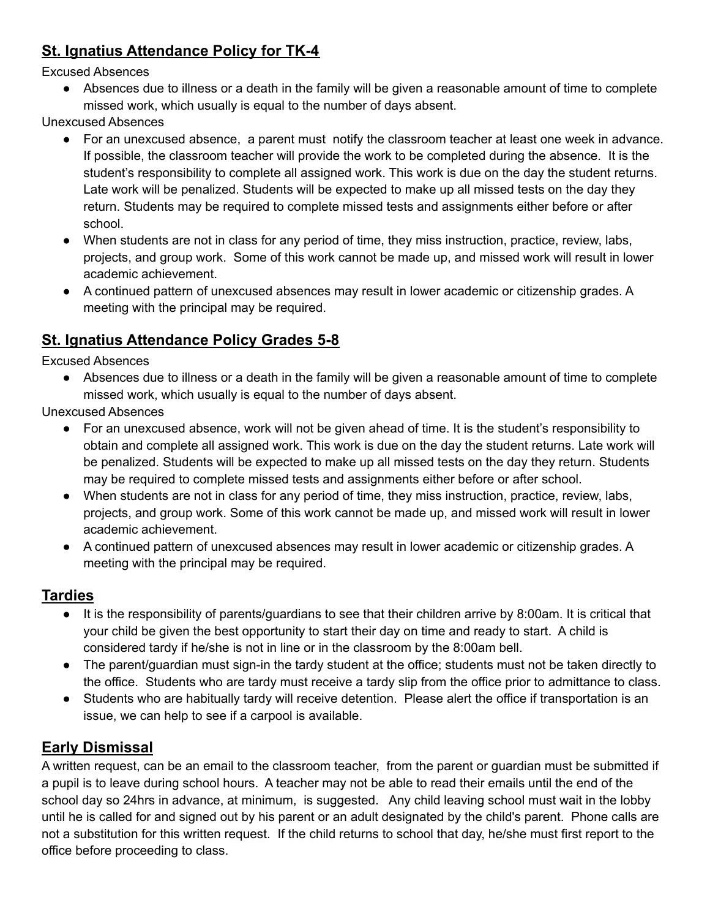## St. Ignatius Attendance Policy for TK-4

Excused Absences

- Absences due to illness or a death in the family will be given a reasonable amount of time to complete missed work, which usually is equal to the number of days absent.

Unexcused Absences

- For an unexcused absence, a parent must notify the classroom teacher at least one week in advance. If possible, the classroom teacher will provide the work to be completed during the absence. It is the student's responsibility to complete all assigned work. This work is due on the day the student returns. Late work will be penalized. Students will be expected to make up all missed tests on the day they return. Students may be required to complete missed tests and assignments either before or after school.
- When students are not in class for any period of time, they miss instruction, practice, review, labs, projects, and group work. Some of this work cannot be made up, and missed work will result in lower academic achievement.
- A continued pattern of unexcused absences may result in lower academic or citizenship grades. A meeting with the principal may be required.

## St. Ignatius Attendance Policy Grades 5-8

Excused Absences

- Absences due to illness or a death in the family will be given a reasonable amount of time to complete missed work, which usually is equal to the number of days absent.

Unexcused Absences

- For an unexcused absence, work will not be given ahead of time. It is the student's responsibility to obtain and complete all assigned work. This work is due on the day the student returns. Late work will be penalized. Students will be expected to make up all missed tests on the day they return. Students may be required to complete missed tests and assignments either before or after school.
- When students are not in class for any period of time, they miss instruction, practice, review, labs, projects, and group work. Some of this work cannot be made up, and missed work will result in lower academic achievement.
- A continued pattern of unexcused absences may result in lower academic or citizenship grades. A meeting with the principal may be required.

## Tardies

- It is the responsibility of parents/guardians to see that their children arrive by 8:00am. It is critical that your child be given the best opportunity to start their day on time and ready to start. A child is considered tardy if he/she is not in line or in the classroom by the 8:00am bell.
- The parent/guardian must sign-in the tardy student at the office; students must not be taken directly to the office. Students who are tardy must receive a tardy slip from the office prior to admittance to class.
- Students who are habitually tardy will receive detention. Please alert the office if transportation is an issue, we can help to see if a carpool is available.

## Early Dismissal

A written request, can be an email to the classroom teacher, from the parent or guardian must be submitted if a pupil is to leave during school hours. A teacher may not be able to read their emails until the end of the school day so 24hrs in advance, at minimum, is suggested. Any child leaving school must wait in the lobby until he is called for and signed out by his parent or an adult designated by the child's parent. Phone calls are not a substitution for this written request. If the child returns to school that day, he/she must first report to the office before proceeding to class.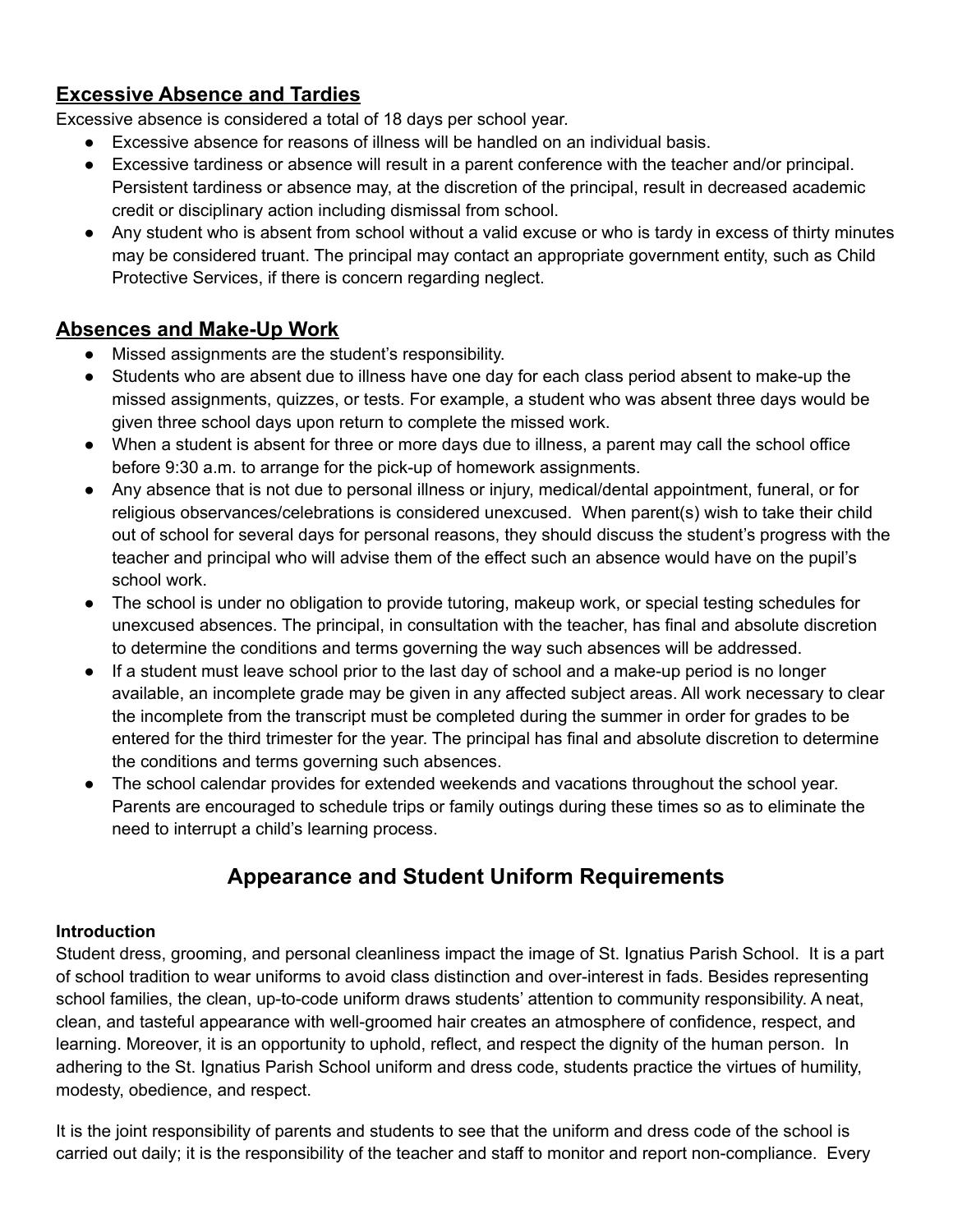## Excessive Absence and Tardies

Excessive absence is considered a total of 18 days per school year.

- Excessive absence for reasons of illness will be handled on an individual basis.
- Excessive tardiness or absence will result in a parent conference with the teacher and/or principal. Persistent tardiness or absence may, at the discretion of the principal, result in decreased academic credit or disciplinary action including dismissal from school.
- Any student who is absent from school without a valid excuse or who is tardy in excess of thirty minutes may be considered truant. The principal may contact an appropriate government entity, such as Child Protective Services, if there is concern regarding neglect.

## Absences and Make-Up Work

- Missed assignments are the student's responsibility.
- Students who are absent due to illness have one day for each class period absent to make-up the missed assignments, quizzes, or tests. For example, a student who was absent three days would be given three school days upon return to complete the missed work.
- When a student is absent for three or more days due to illness, a parent may call the school office before 9:30 a.m. to arrange for the pick-up of homework assignments.
- Any absence that is not due to personal illness or injury, medical/dental appointment, funeral, or for religious observances/celebrations is considered unexcused. When parent(s) wish to take their child out of school for several days for personal reasons, they should discuss the student's progress with the teacher and principal who will advise them of the effect such an absence would have on the pupil's school work.
- The school is under no obligation to provide tutoring, makeup work, or special testing schedules for unexcused absences. The principal, in consultation with the teacher, has final and absolute discretion to determine the conditions and terms governing the way such absences will be addressed.
- If a student must leave school prior to the last day of school and a make-up period is no longer available, an incomplete grade may be given in any affected subject areas. All work necessary to clear the incomplete from the transcript must be completed during the summer in order for grades to be entered for the third trimester for the year. The principal has final and absolute discretion to determine the conditions and terms governing such absences.
- The school calendar provides for extended weekends and vacations throughout the school year. Parents are encouraged to schedule trips or family outings during these times so as to eliminate the need to interrupt a child's learning process.

# Appearance and Student Uniform Requirements

**Introduction**

Student dress, grooming, and personal cleanliness impact the image of St. Ignatius Parish School. It is a part of school tradition to wear uniforms to avoid class distinction and over-interest in fads. Besides representing school families, the clean, up-to-code uniform draws students' attention to community responsibility. A neat, clean, and tasteful appearance with well-groomed hair creates an atmosphere of confidence, respect, and learning. Moreover, it is an opportunity to uphold, reflect, and respect the dignity of the human person. In adhering to the St. Ignatius Parish School uniform and dress code, students practice the virtues of humility, modesty, obedience, and respect.

It is the joint responsibility of parents and students to see that the uniform and dress code of the school is carried out daily; it is the responsibility of the teacher and staff to monitor and report non-compliance. Every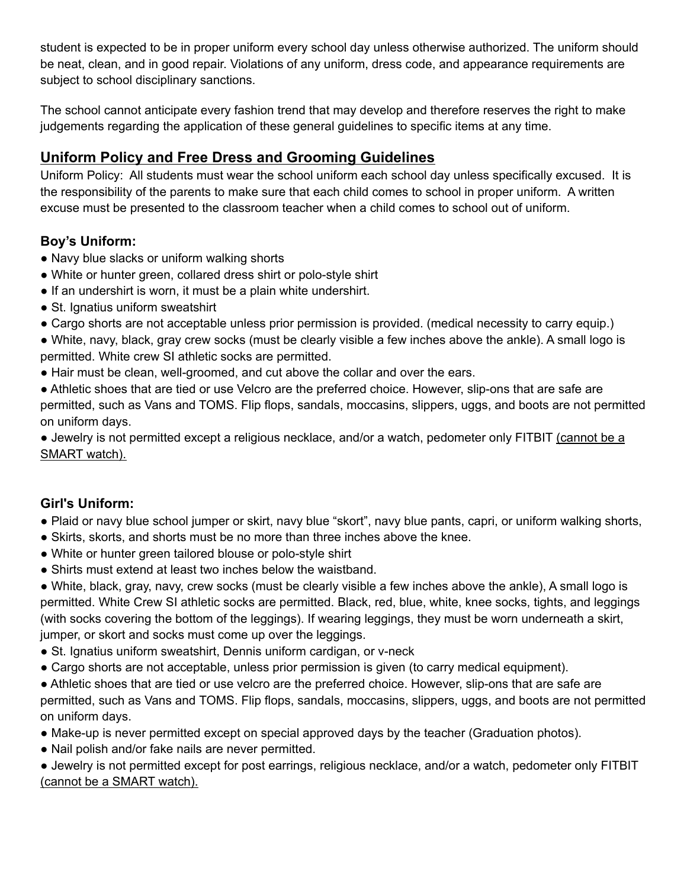student is expected to be in proper uniform every school day unless otherwise authorized. The uniform should be neat, clean, and in good repair. Violations of any uniform, dress code, and appearance requirements are subject to school disciplinary sanctions.

The school cannot anticipate every fashion trend that may develop and therefore reserves the right to make judgements regarding the application of these general guidelines to specific items at any time.

## Uniform Policy and Free Dress and Grooming Guidelines

Uniform Policy: All students must wear the school uniform each school day unless specifically excused. It is the responsibility of the parents to make sure that each child comes to school in proper uniform. A written excuse must be presented to the classroom teacher when a child comes to school out of uniform.

### Boy's Uniform:

- Navy blue slacks or uniform walking shorts
- White or hunter green, collared dress shirt or polo-style shirt
- If an undershirt is worn, it must be a plain white undershirt.
- St. Ignatius uniform sweatshirt
- Cargo shorts are not acceptable unless prior permission is provided. (medical necessity to carry equip.)
- White, navy, black, gray crew socks (must be clearly visible a few inches above the ankle). A small logo is permitted. White crew SI athletic socks are permitted.
- Hair must be clean, well-groomed, and cut above the collar and over the ears.
- Athletic shoes that are tied or use Velcro are the preferred choice. However, slip-ons that are safe are permitted, such as Vans and TOMS. Flip flops, sandals, moccasins, slippers, uggs, and boots are not permitted on uniform days.
- Jewelry is not permitted except a religious necklace, and/or a watch, pedometer only FITBIT <u>(cannot be a SMART watch).</u>

### Girl's Uniform:

- Plaid or navy blue school jumper or skirt, navy blue "skort", navy blue pants, capri, or uniform walking shorts,
- Skirts, skorts, and shorts must be no more than three inches above the knee.
- White or hunter green tailored blouse or polo-style shirt
- Shirts must extend at least two inches below the waistband.
- White, black, gray, navy, crew socks (must be clearly visible a few inches above the ankle), A small logo is permitted. White Crew SI athletic socks are permitted. Black, red, blue, white, knee socks, tights, and leggings (with socks covering the bottom of the leggings). If wearing leggings, they must be worn underneath a skirt, jumper, or skort and socks must come up over the leggings.
- St. Ignatius uniform sweatshirt, Dennis uniform cardigan, or v-neck
- Cargo shorts are not acceptable, unless prior permission is given (to carry medical equipment).
- Athletic shoes that are tied or use velcro are the preferred choice. However, slip-ons that are safe are permitted, such as Vans and TOMS. Flip flops, sandals, moccasins, slippers, uggs, and boots are not permitted on uniform days.
- Make-up is never permitted except on special approved days by the teacher (Graduation photos).
- Nail polish and/or fake nails are never permitted.
- Jewelry is not permitted except for post earrings, religious necklace, and/or a watch, pedometer only FITBIT <u>(cannot be a SMART watch).</u>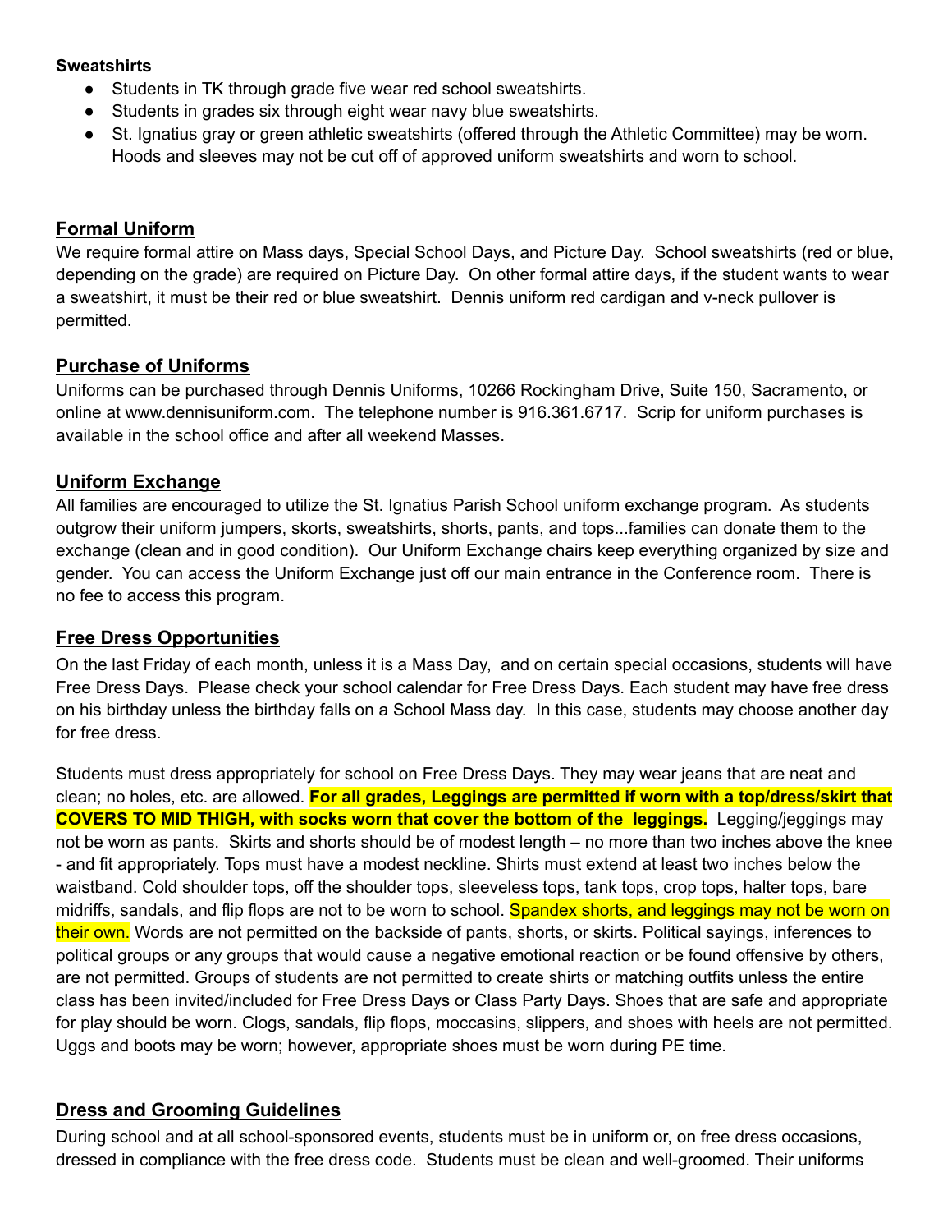**Sweatshirts**

- Students in TK through grade five wear red school sweatshirts.
- Students in grades six through eight wear navy blue sweatshirts.
- St. Ignatius gray or green athletic sweatshirts (offered through the Athletic Committee) may be worn. Hoods and sleeves may not be cut off of approved uniform sweatshirts and worn to school.

## Formal Uniform

We require formal attire on Mass days, Special School Days, and Picture Day. School sweatshirts (red or blue, depending on the grade) are required on Picture Day. On other formal attire days, if the student wants to wear a sweatshirt, it must be their red or blue sweatshirt. Dennis uniform red cardigan and v-neck pullover is permitted.

## Purchase of Uniforms

Uniforms can be purchased through Dennis Uniforms, 10266 Rockingham Drive, Suite 150, Sacramento, or online at www.dennisuniform.com. The telephone number is 916.361.6717. Scrip for uniform purchases is available in the school office and after all weekend Masses.

## Uniform Exchange

All families are encouraged to utilize the St. Ignatius Parish School uniform exchange program. As students outgrow their uniform jumpers, skorts, sweatshirts, shorts, pants, and tops...families can donate them to the exchange (clean and in good condition). Our Uniform Exchange chairs keep everything organized by size and gender. You can access the Uniform Exchange just off our main entrance in the Conference room. There is no fee to access this program.

## Free Dress Opportunities

On the last Friday of each month, unless it is a Mass Day, and on certain special occasions, students will have Free Dress Days. Please check your school calendar for Free Dress Days. Each student may have free dress on his birthday unless the birthday falls on a School Mass day. In this case, students may choose another day for free dress.

Students must dress appropriately for school on Free Dress Days. They may wear jeans that are neat and clean; no holes, etc. are allowed. **For all grades, Leggings are permitted if worn with a top/dress/skirt that COVERS TO MID THIGH, with socks worn that cover the bottom of the leggings.** Legging/jeggings may not be worn as pants. Skirts and shorts should be of modest length – no more than two inches above the knee - and fit appropriately. Tops must have a modest neckline. Shirts must extend at least two inches below the waistband. Cold shoulder tops, off the shoulder tops, sleeveless tops, tank tops, crop tops, halter tops, bare midriffs, sandals, and flip flops are not to be worn to school. Spandex shorts, and leggings may not be worn on their own. Words are not permitted on the backside of pants, shorts, or skirts. Political sayings, inferences to political groups or any groups that would cause a negative emotional reaction or be found offensive by others, are not permitted. Groups of students are not permitted to create shirts or matching outfits unless the entire class has been invited/included for Free Dress Days or Class Party Days. Shoes that are safe and appropriate for play should be worn. Clogs, sandals, flip flops, moccasins, slippers, and shoes with heels are not permitted. Uggs and boots may be worn; however, appropriate shoes must be worn during PE time.

## Dress and Grooming Guidelines

During school and at all school-sponsored events, students must be in uniform or, on free dress occasions, dressed in compliance with the free dress code. Students must be clean and well-groomed. Their uniforms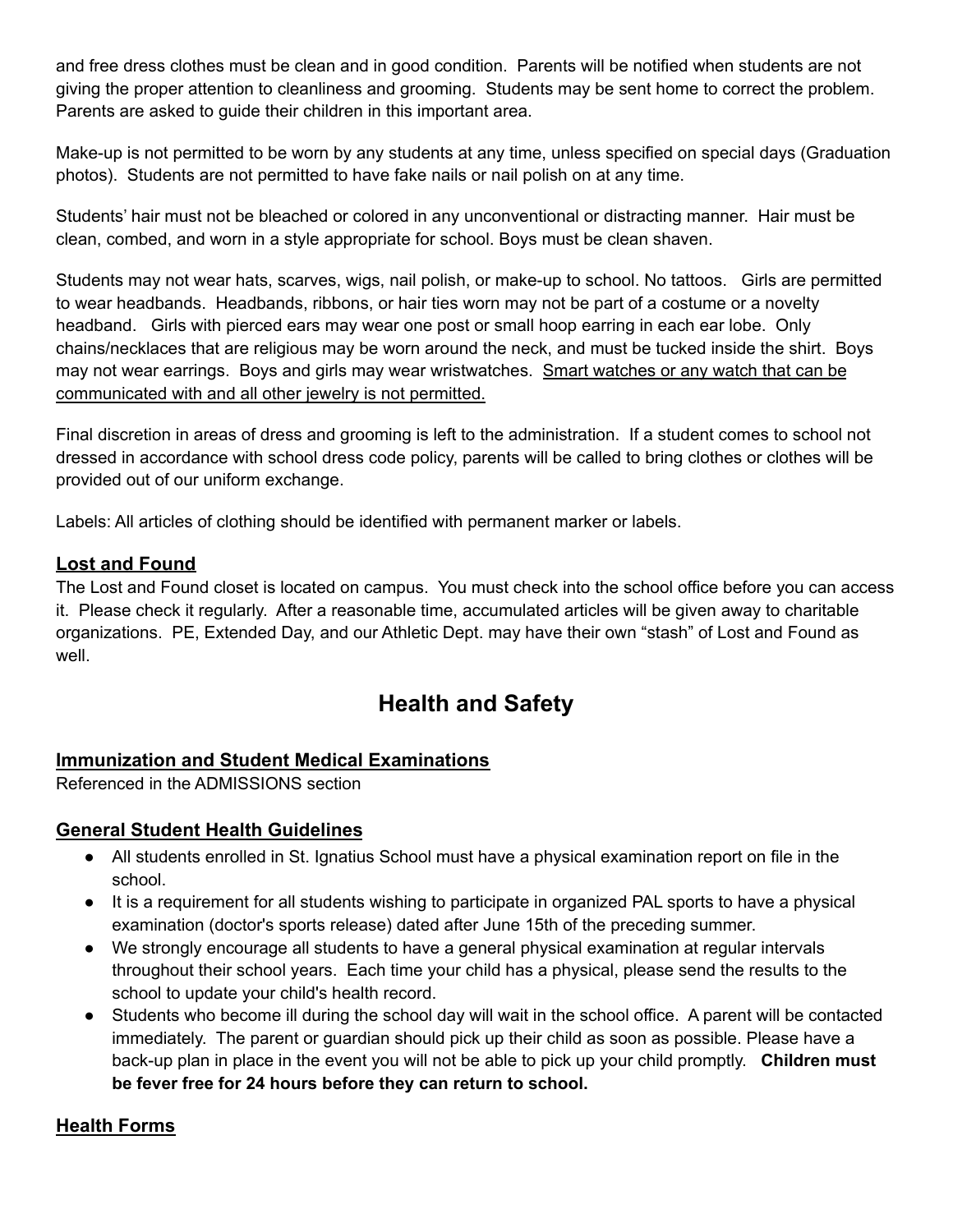and free dress clothes must be clean and in good condition. Parents will be notified when students are not giving the proper attention to cleanliness and grooming. Students may be sent home to correct the problem. Parents are asked to guide their children in this important area.

Make-up is not permitted to be worn by any students at any time, unless specified on special days (Graduation photos). Students are not permitted to have fake nails or nail polish on at any time.

Students' hair must not be bleached or colored in any unconventional or distracting manner. Hair must be clean, combed, and worn in a style appropriate for school. Boys must be clean shaven.

Students may not wear hats, scarves, wigs, nail polish, or make-up to school. No tattoos. Girls are permitted to wear headbands. Headbands, ribbons, or hair ties worn may not be part of a costume or a novelty headband. Girls with pierced ears may wear one post or small hoop earring in each ear lobe. Only chains/necklaces that are religious may be worn around the neck, and must be tucked inside the shirt. Boys may not wear earrings. Boys and girls may wear wristwatches. <u>Smart watches or any watch that can be communicated with and all other jewelry is not permitted.</u>

Final discretion in areas of dress and grooming is left to the administration. If a student comes to school not dressed in accordance with school dress code policy, parents will be called to bring clothes or clothes will be provided out of our uniform exchange.

Labels: All articles of clothing should be identified with permanent marker or labels.

### Lost and Found

The Lost and Found closet is located on campus. You must check into the school office before you can access it. Please check it regularly. After a reasonable time, accumulated articles will be given away to charitable organizations. PE, Extended Day, and our Athletic Dept. may have their own "stash" of Lost and Found as well.

## Health and Safety

### Immunization and Student Medical Examinations

Referenced in the ADMISSIONS section

### General Student Health Guidelines

- All students enrolled in St. Ignatius School must have a physical examination report on file in the school.
- It is a requirement for all students wishing to participate in organized PAL sports to have a physical examination (doctor's sports release) dated after June 15th of the preceding summer.
- We strongly encourage all students to have a general physical examination at regular intervals throughout their school years. Each time your child has a physical, please send the results to the school to update your child's health record.
- Students who become ill during the school day will wait in the school office. A parent will be contacted immediately. The parent or guardian should pick up their child as soon as possible. Please have a back-up plan in place in the event you will not be able to pick up your child promptly. **Children must be fever free for 24 hours before they can return to school.**

### Health Forms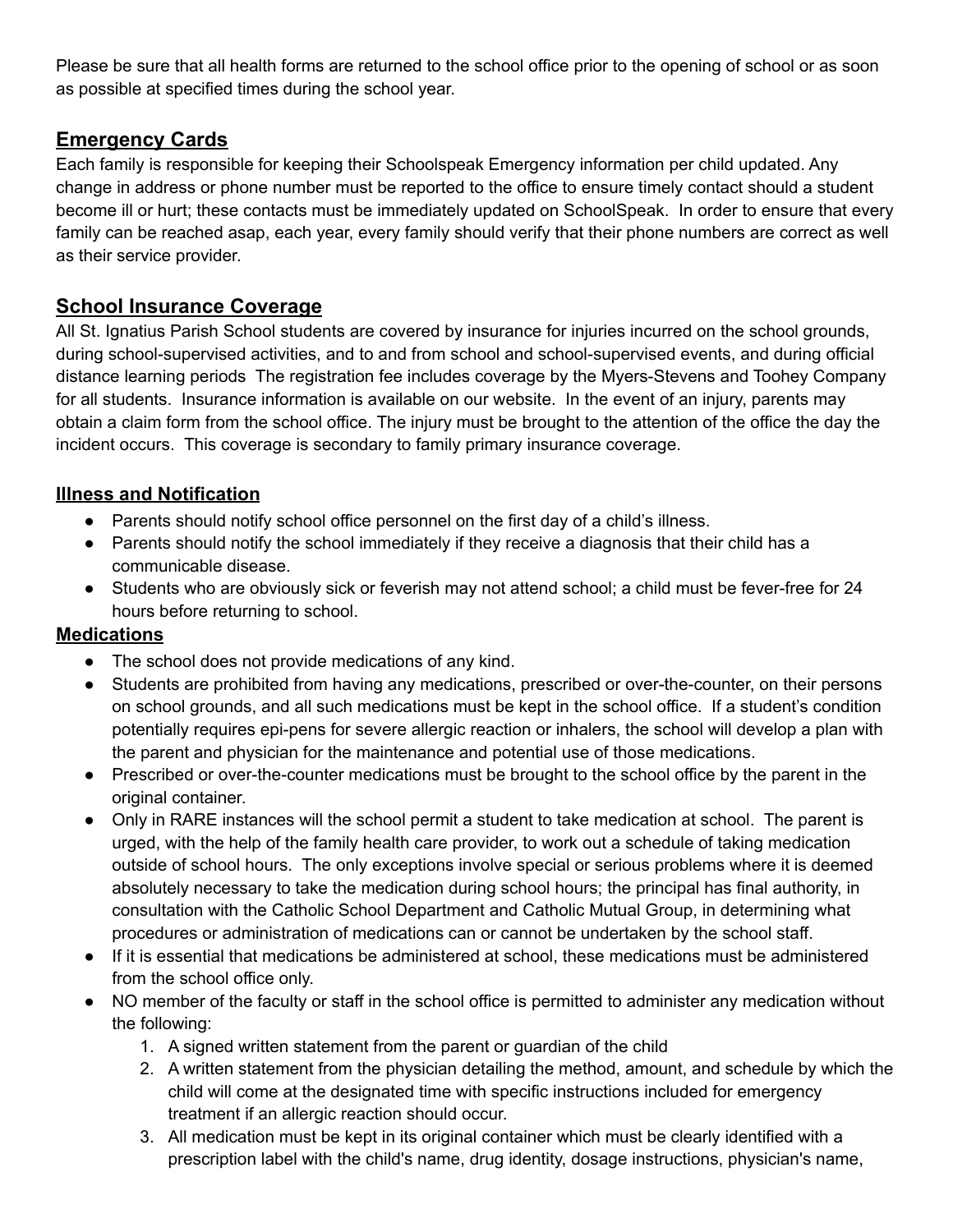Please be sure that all health forms are returned to the school office prior to the opening of school or as soon as possible at specified times during the school year.

## Emergency Cards

Each family is responsible for keeping their Schoolspeak Emergency information per child updated. Any change in address or phone number must be reported to the office to ensure timely contact should a student become ill or hurt; these contacts must be immediately updated on SchoolSpeak. In order to ensure that every family can be reached asap, each year, every family should verify that their phone numbers are correct as well as their service provider.

## School Insurance Coverage

All St. Ignatius Parish School students are covered by insurance for injuries incurred on the school grounds, during school-supervised activities, and to and from school and school-supervised events, and during official distance learning periods The registration fee includes coverage by the Myers-Stevens and Toohey Company for all students. Insurance information is available on our website. In the event of an injury, parents may obtain a claim form from the school office. The injury must be brought to the attention of the office the day the incident occurs. This coverage is secondary to family primary insurance coverage.

### Illness and Notification

- Parents should notify school office personnel on the first day of a child's illness.
- Parents should notify the school immediately if they receive a diagnosis that their child has a communicable disease.
- Students who are obviously sick or feverish may not attend school; a child must be fever-free for 24 hours before returning to school.

### Medications

- The school does not provide medications of any kind.
- Students are prohibited from having any medications, prescribed or over-the-counter, on their persons on school grounds, and all such medications must be kept in the school office. If a student's condition potentially requires epi-pens for severe allergic reaction or inhalers, the school will develop a plan with the parent and physician for the maintenance and potential use of those medications.
- Prescribed or over-the-counter medications must be brought to the school office by the parent in the original container.
- Only in RARE instances will the school permit a student to take medication at school. The parent is urged, with the help of the family health care provider, to work out a schedule of taking medication outside of school hours. The only exceptions involve special or serious problems where it is deemed absolutely necessary to take the medication during school hours; the principal has final authority, in consultation with the Catholic School Department and Catholic Mutual Group, in determining what procedures or administration of medications can or cannot be undertaken by the school staff.
- If it is essential that medications be administered at school, these medications must be administered from the school office only.
- NO member of the faculty or staff in the school office is permitted to administer any medication without the following:
  1. A signed written statement from the parent or guardian of the child
  2. A written statement from the physician detailing the method, amount, and schedule by which the child will come at the designated time with specific instructions included for emergency treatment if an allergic reaction should occur.
  3. All medication must be kept in its original container which must be clearly identified with a prescription label with the child's name, drug identity, dosage instructions, physician's name,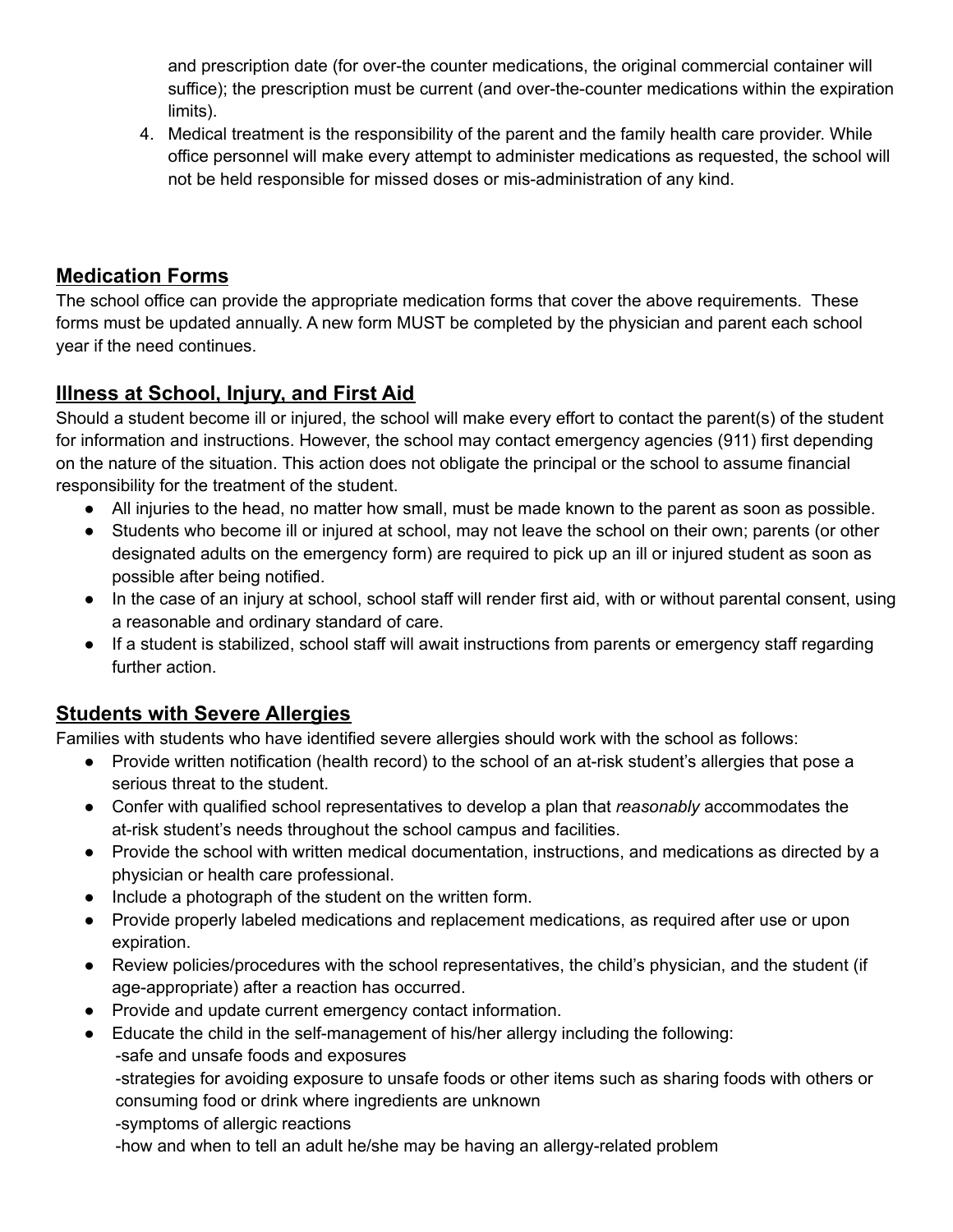and prescription date (for over-the counter medications, the original commercial container will suffice); the prescription must be current (and over-the-counter medications within the expiration limits).

4. Medical treatment is the responsibility of the parent and the family health care provider. While office personnel will make every attempt to administer medications as requested, the school will not be held responsible for missed doses or mis-administration of any kind.

## Medication Forms

The school office can provide the appropriate medication forms that cover the above requirements. These forms must be updated annually. A new form MUST be completed by the physician and parent each school year if the need continues.

## Illness at School, Injury, and First Aid

Should a student become ill or injured, the school will make every effort to contact the parent(s) of the student for information and instructions. However, the school may contact emergency agencies (911) first depending on the nature of the situation. This action does not obligate the principal or the school to assume financial responsibility for the treatment of the student.

- All injuries to the head, no matter how small, must be made known to the parent as soon as possible.
- Students who become ill or injured at school, may not leave the school on their own; parents (or other designated adults on the emergency form) are required to pick up an ill or injured student as soon as possible after being notified.
- In the case of an injury at school, school staff will render first aid, with or without parental consent, using a reasonable and ordinary standard of care.
- If a student is stabilized, school staff will await instructions from parents or emergency staff regarding further action.

## Students with Severe Allergies

Families with students who have identified severe allergies should work with the school as follows:

- Provide written notification (health record) to the school of an at-risk student's allergies that pose a serious threat to the student.
- Confer with qualified school representatives to develop a plan that *reasonably* accommodates the at-risk student's needs throughout the school campus and facilities.
- Provide the school with written medical documentation, instructions, and medications as directed by a physician or health care professional.
- Include a photograph of the student on the written form.
- Provide properly labeled medications and replacement medications, as required after use or upon expiration.
- Review policies/procedures with the school representatives, the child's physician, and the student (if age-appropriate) after a reaction has occurred.
- Provide and update current emergency contact information.
- Educate the child in the self-management of his/her allergy including the following:
  -safe and unsafe foods and exposures
  -strategies for avoiding exposure to unsafe foods or other items such as sharing foods with others or consuming food or drink where ingredients are unknown
  -symptoms of allergic reactions
  -how and when to tell an adult he/she may be having an allergy-related problem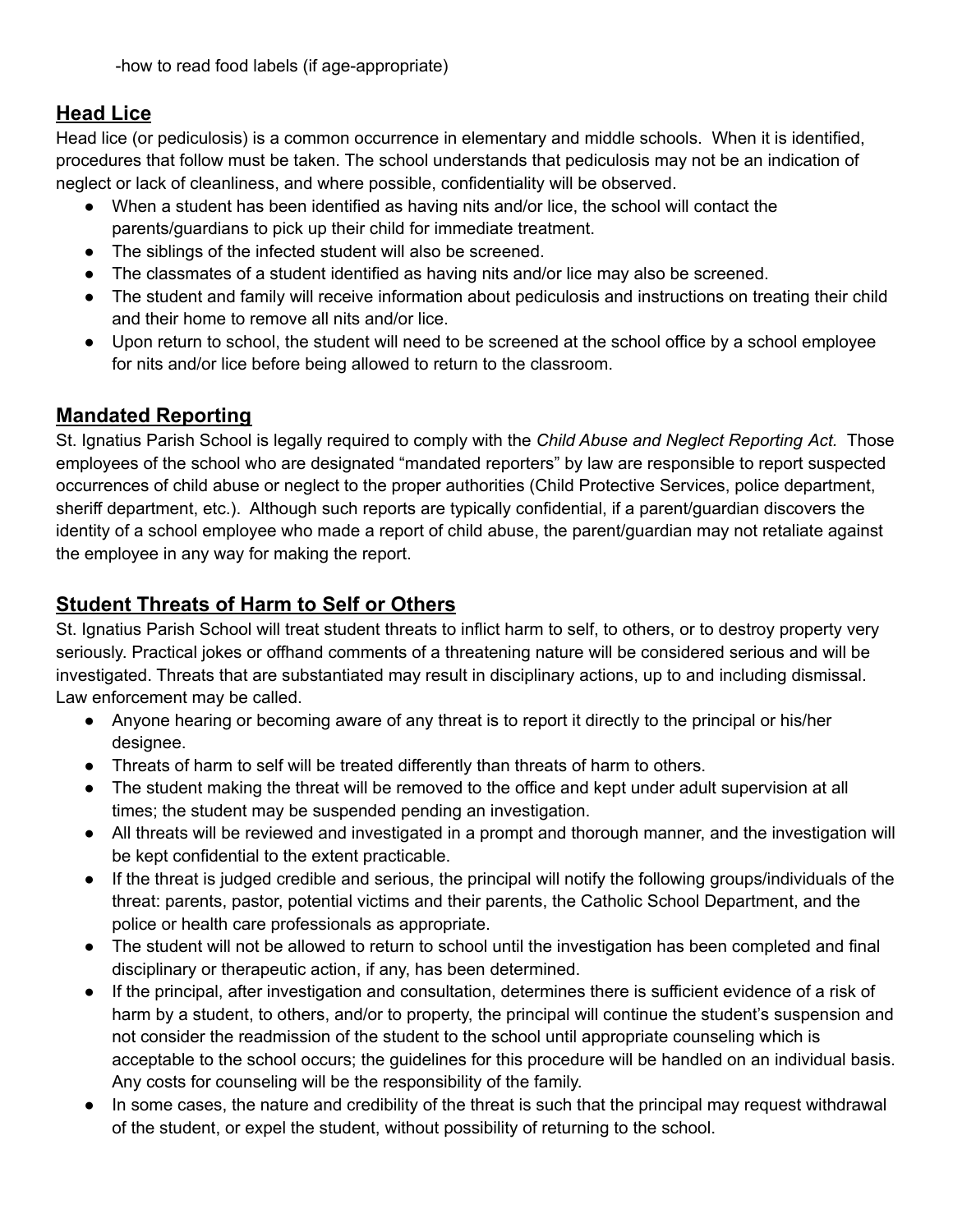-how to read food labels (if age-appropriate)

## Head Lice

Head lice (or pediculosis) is a common occurrence in elementary and middle schools. When it is identified, procedures that follow must be taken. The school understands that pediculosis may not be an indication of neglect or lack of cleanliness, and where possible, confidentiality will be observed.

- When a student has been identified as having nits and/or lice, the school will contact the parents/guardians to pick up their child for immediate treatment.
- The siblings of the infected student will also be screened.
- The classmates of a student identified as having nits and/or lice may also be screened.
- The student and family will receive information about pediculosis and instructions on treating their child and their home to remove all nits and/or lice.
- Upon return to school, the student will need to be screened at the school office by a school employee for nits and/or lice before being allowed to return to the classroom.

## Mandated Reporting

St. Ignatius Parish School is legally required to comply with the *Child Abuse and Neglect Reporting Act.* Those employees of the school who are designated "mandated reporters" by law are responsible to report suspected occurrences of child abuse or neglect to the proper authorities (Child Protective Services, police department, sheriff department, etc.). Although such reports are typically confidential, if a parent/guardian discovers the identity of a school employee who made a report of child abuse, the parent/guardian may not retaliate against the employee in any way for making the report.

## Student Threats of Harm to Self or Others

St. Ignatius Parish School will treat student threats to inflict harm to self, to others, or to destroy property very seriously. Practical jokes or offhand comments of a threatening nature will be considered serious and will be investigated. Threats that are substantiated may result in disciplinary actions, up to and including dismissal. Law enforcement may be called.

- Anyone hearing or becoming aware of any threat is to report it directly to the principal or his/her designee.
- Threats of harm to self will be treated differently than threats of harm to others.
- The student making the threat will be removed to the office and kept under adult supervision at all times; the student may be suspended pending an investigation.
- All threats will be reviewed and investigated in a prompt and thorough manner, and the investigation will be kept confidential to the extent practicable.
- If the threat is judged credible and serious, the principal will notify the following groups/individuals of the threat: parents, pastor, potential victims and their parents, the Catholic School Department, and the police or health care professionals as appropriate.
- The student will not be allowed to return to school until the investigation has been completed and final disciplinary or therapeutic action, if any, has been determined.
- If the principal, after investigation and consultation, determines there is sufficient evidence of a risk of harm by a student, to others, and/or to property, the principal will continue the student's suspension and not consider the readmission of the student to the school until appropriate counseling which is acceptable to the school occurs; the guidelines for this procedure will be handled on an individual basis. Any costs for counseling will be the responsibility of the family.
- In some cases, the nature and credibility of the threat is such that the principal may request withdrawal of the student, or expel the student, without possibility of returning to the school.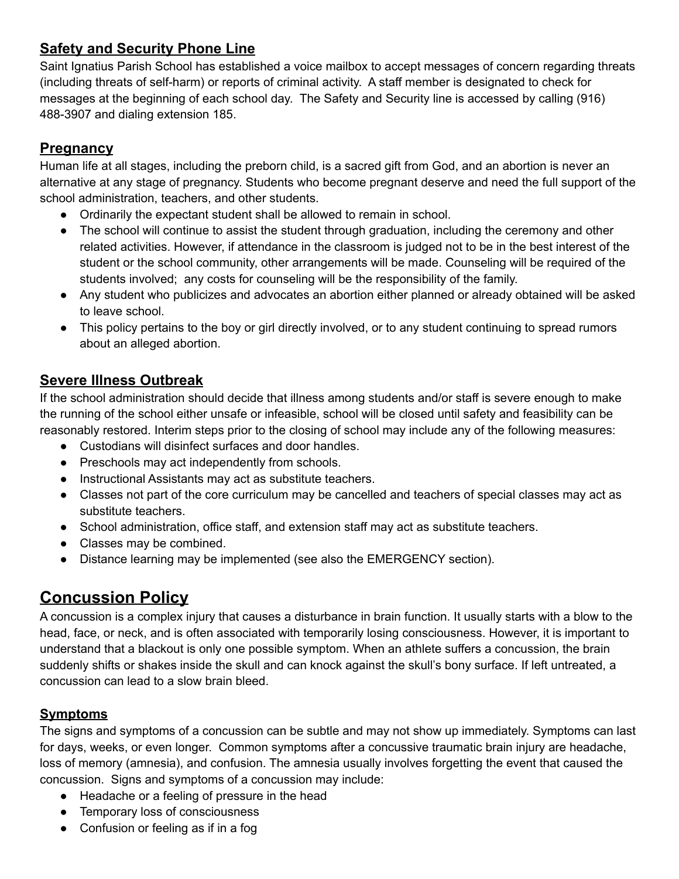## Safety and Security Phone Line

Saint Ignatius Parish School has established a voice mailbox to accept messages of concern regarding threats (including threats of self-harm) or reports of criminal activity. A staff member is designated to check for messages at the beginning of each school day. The Safety and Security line is accessed by calling (916) 488-3907 and dialing extension 185.

## Pregnancy

Human life at all stages, including the preborn child, is a sacred gift from God, and an abortion is never an alternative at any stage of pregnancy. Students who become pregnant deserve and need the full support of the school administration, teachers, and other students.

- Ordinarily the expectant student shall be allowed to remain in school.
- The school will continue to assist the student through graduation, including the ceremony and other related activities. However, if attendance in the classroom is judged not to be in the best interest of the student or the school community, other arrangements will be made. Counseling will be required of the students involved; any costs for counseling will be the responsibility of the family.
- Any student who publicizes and advocates an abortion either planned or already obtained will be asked to leave school.
- This policy pertains to the boy or girl directly involved, or to any student continuing to spread rumors about an alleged abortion.

## Severe Illness Outbreak

If the school administration should decide that illness among students and/or staff is severe enough to make the running of the school either unsafe or infeasible, school will be closed until safety and feasibility can be reasonably restored. Interim steps prior to the closing of school may include any of the following measures:

- Custodians will disinfect surfaces and door handles.
- Preschools may act independently from schools.
- Instructional Assistants may act as substitute teachers.
- Classes not part of the core curriculum may be cancelled and teachers of special classes may act as substitute teachers.
- School administration, office staff, and extension staff may act as substitute teachers.
- Classes may be combined.
- Distance learning may be implemented (see also the EMERGENCY section).

# Concussion Policy

A concussion is a complex injury that causes a disturbance in brain function. It usually starts with a blow to the head, face, or neck, and is often associated with temporarily losing consciousness. However, it is important to understand that a blackout is only one possible symptom. When an athlete suffers a concussion, the brain suddenly shifts or shakes inside the skull and can knock against the skull's bony surface. If left untreated, a concussion can lead to a slow brain bleed.

## Symptoms

The signs and symptoms of a concussion can be subtle and may not show up immediately. Symptoms can last for days, weeks, or even longer. Common symptoms after a concussive traumatic brain injury are headache, loss of memory (amnesia), and confusion. The amnesia usually involves forgetting the event that caused the concussion. Signs and symptoms of a concussion may include:

- Headache or a feeling of pressure in the head
- Temporary loss of consciousness
- Confusion or feeling as if in a fog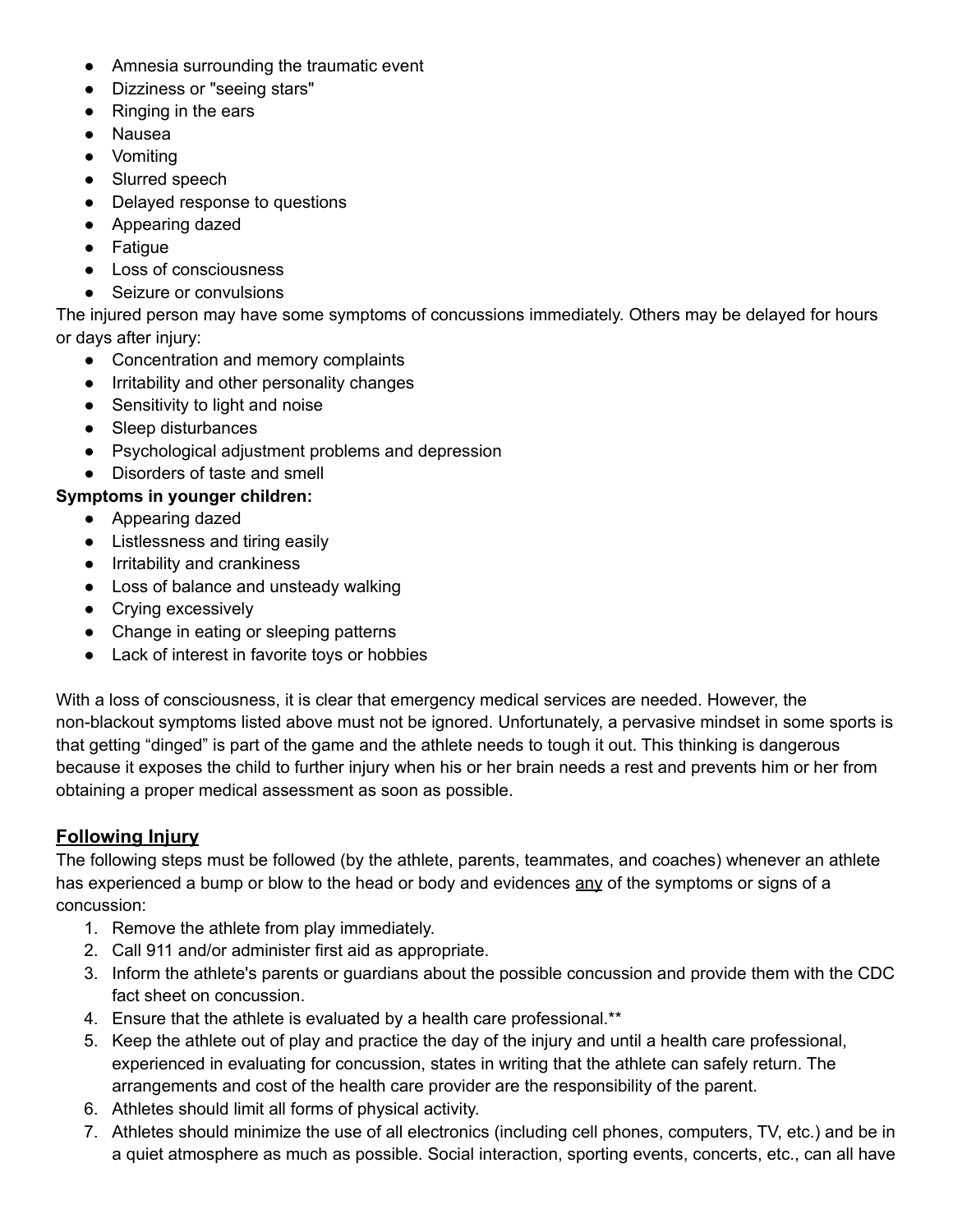- Amnesia surrounding the traumatic event
- Dizziness or "seeing stars"
- Ringing in the ears
- Nausea
- Vomiting
- Slurred speech
- Delayed response to questions
- Appearing dazed
- Fatigue
- Loss of consciousness
- Seizure or convulsions

The injured person may have some symptoms of concussions immediately. Others may be delayed for hours or days after injury:

- Concentration and memory complaints
- Irritability and other personality changes
- Sensitivity to light and noise
- Sleep disturbances
- Psychological adjustment problems and depression
- Disorders of taste and smell

**Symptoms in younger children:**

- Appearing dazed
- Listlessness and tiring easily
- Irritability and crankiness
- Loss of balance and unsteady walking
- Crying excessively
- Change in eating or sleeping patterns
- Lack of interest in favorite toys or hobbies

With a loss of consciousness, it is clear that emergency medical services are needed. However, the non-blackout symptoms listed above must not be ignored. Unfortunately, a pervasive mindset in some sports is that getting "dinged" is part of the game and the athlete needs to tough it out. This thinking is dangerous because it exposes the child to further injury when his or her brain needs a rest and prevents him or her from obtaining a proper medical assessment as soon as possible.

## Following Injury

The following steps must be followed (by the athlete, parents, teammates, and coaches) whenever an athlete has experienced a bump or blow to the head or body and evidences <u>any</u> of the symptoms or signs of a concussion:

1. Remove the athlete from play immediately.
2. Call 911 and/or administer first aid as appropriate.
3. Inform the athlete's parents or guardians about the possible concussion and provide them with the CDC fact sheet on concussion.
4. Ensure that the athlete is evaluated by a health care professional.**
5. Keep the athlete out of play and practice the day of the injury and until a health care professional, experienced in evaluating for concussion, states in writing that the athlete can safely return. The arrangements and cost of the health care provider are the responsibility of the parent.
6. Athletes should limit all forms of physical activity.
7. Athletes should minimize the use of all electronics (including cell phones, computers, TV, etc.) and be in a quiet atmosphere as much as possible. Social interaction, sporting events, concerts, etc., can all have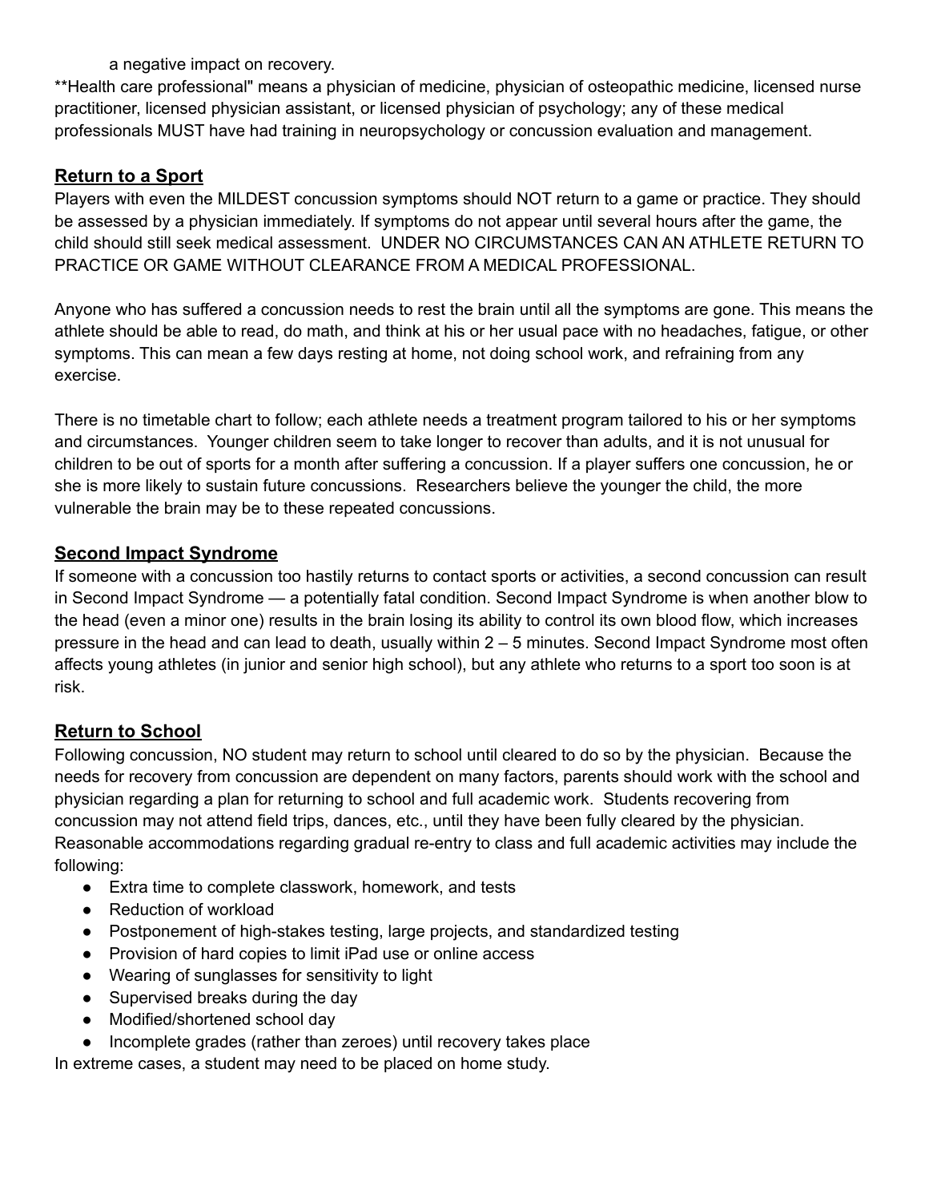a negative impact on recovery.

**Health care professional" means a physician of medicine, physician of osteopathic medicine, licensed nurse practitioner, licensed physician assistant, or licensed physician of psychology; any of these medical professionals MUST have had training in neuropsychology or concussion evaluation and management.

## Return to a Sport

Players with even the MILDEST concussion symptoms should NOT return to a game or practice. They should be assessed by a physician immediately. If symptoms do not appear until several hours after the game, the child should still seek medical assessment. UNDER NO CIRCUMSTANCES CAN AN ATHLETE RETURN TO PRACTICE OR GAME WITHOUT CLEARANCE FROM A MEDICAL PROFESSIONAL.

Anyone who has suffered a concussion needs to rest the brain until all the symptoms are gone. This means the athlete should be able to read, do math, and think at his or her usual pace with no headaches, fatigue, or other symptoms. This can mean a few days resting at home, not doing school work, and refraining from any exercise.

There is no timetable chart to follow; each athlete needs a treatment program tailored to his or her symptoms and circumstances. Younger children seem to take longer to recover than adults, and it is not unusual for children to be out of sports for a month after suffering a concussion. If a player suffers one concussion, he or she is more likely to sustain future concussions. Researchers believe the younger the child, the more vulnerable the brain may be to these repeated concussions.

## Second Impact Syndrome

If someone with a concussion too hastily returns to contact sports or activities, a second concussion can result in Second Impact Syndrome — a potentially fatal condition. Second Impact Syndrome is when another blow to the head (even a minor one) results in the brain losing its ability to control its own blood flow, which increases pressure in the head and can lead to death, usually within 2 – 5 minutes. Second Impact Syndrome most often affects young athletes (in junior and senior high school), but any athlete who returns to a sport too soon is at risk.

## Return to School

Following concussion, NO student may return to school until cleared to do so by the physician. Because the needs for recovery from concussion are dependent on many factors, parents should work with the school and physician regarding a plan for returning to school and full academic work. Students recovering from concussion may not attend field trips, dances, etc., until they have been fully cleared by the physician. Reasonable accommodations regarding gradual re-entry to class and full academic activities may include the following:

- Extra time to complete classwork, homework, and tests
- Reduction of workload
- Postponement of high-stakes testing, large projects, and standardized testing
- Provision of hard copies to limit iPad use or online access
- Wearing of sunglasses for sensitivity to light
- Supervised breaks during the day
- Modified/shortened school day
- Incomplete grades (rather than zeroes) until recovery takes place

In extreme cases, a student may need to be placed on home study.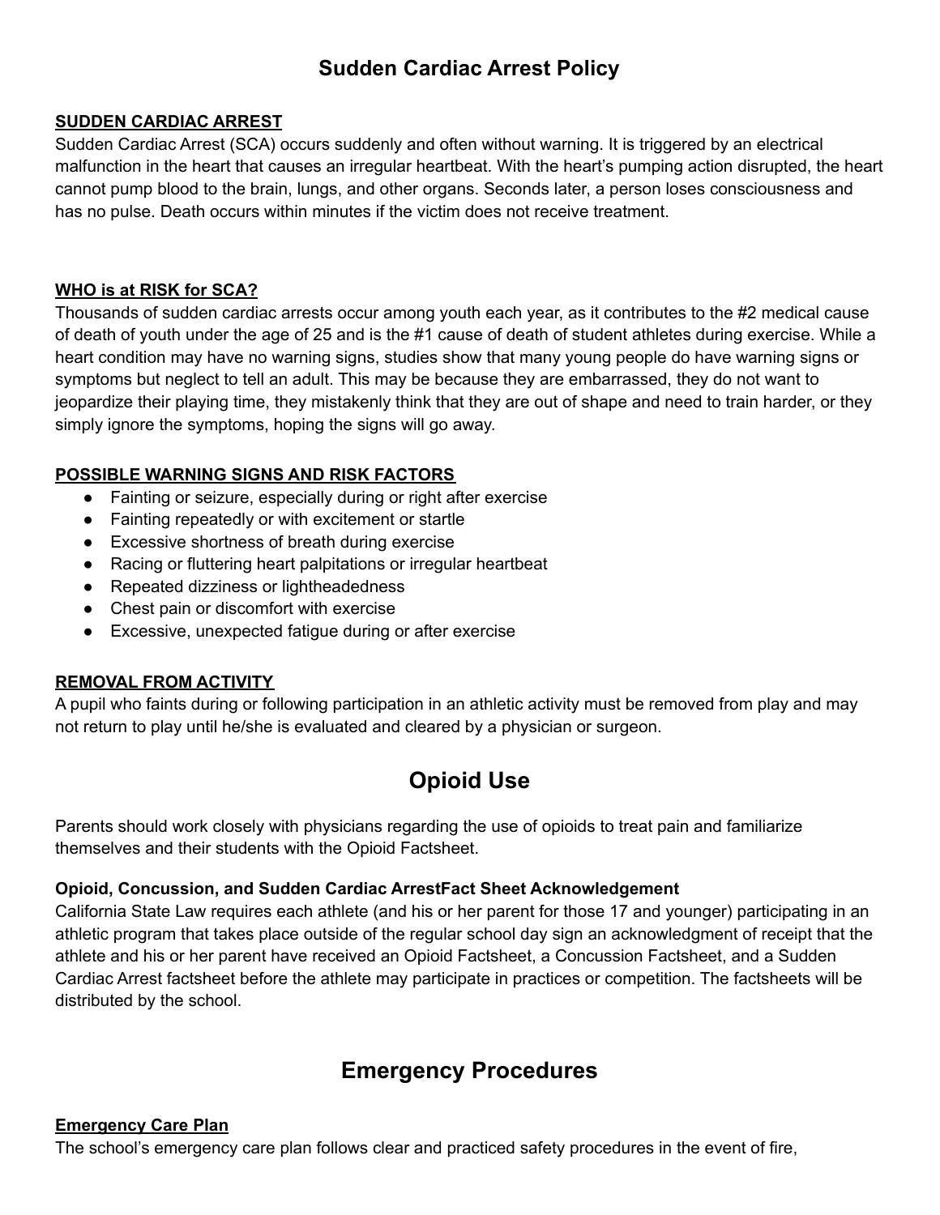# Sudden Cardiac Arrest Policy

**SUDDEN CARDIAC ARREST**

Sudden Cardiac Arrest (SCA) occurs suddenly and often without warning. It is triggered by an electrical malfunction in the heart that causes an irregular heartbeat. With the heart's pumping action disrupted, the heart cannot pump blood to the brain, lungs, and other organs. Seconds later, a person loses consciousness and has no pulse. Death occurs within minutes if the victim does not receive treatment.

**WHO is at RISK for SCA?**

Thousands of sudden cardiac arrests occur among youth each year, as it contributes to the #2 medical cause of death of youth under the age of 25 and is the #1 cause of death of student athletes during exercise. While a heart condition may have no warning signs, studies show that many young people do have warning signs or symptoms but neglect to tell an adult. This may be because they are embarrassed, they do not want to jeopardize their playing time, they mistakenly think that they are out of shape and need to train harder, or they simply ignore the symptoms, hoping the signs will go away.

**POSSIBLE WARNING SIGNS AND RISK FACTORS**

- Fainting or seizure, especially during or right after exercise
- Fainting repeatedly or with excitement or startle
- Excessive shortness of breath during exercise
- Racing or fluttering heart palpitations or irregular heartbeat
- Repeated dizziness or lightheadedness
- Chest pain or discomfort with exercise
- Excessive, unexpected fatigue during or after exercise

**REMOVAL FROM ACTIVITY**

A pupil who faints during or following participation in an athletic activity must be removed from play and may not return to play until he/she is evaluated and cleared by a physician or surgeon.

# Opioid Use

Parents should work closely with physicians regarding the use of opioids to treat pain and familiarize themselves and their students with the Opioid Factsheet.

**Opioid, Concussion, and Sudden Cardiac ArrestFact Sheet Acknowledgement**

California State Law requires each athlete (and his or her parent for those 17 and younger) participating in an athletic program that takes place outside of the regular school day sign an acknowledgment of receipt that the athlete and his or her parent have received an Opioid Factsheet, a Concussion Factsheet, and a Sudden Cardiac Arrest factsheet before the athlete may participate in practices or competition. The factsheets will be distributed by the school.

# Emergency Procedures

**Emergency Care Plan**

The school's emergency care plan follows clear and practiced safety procedures in the event of fire,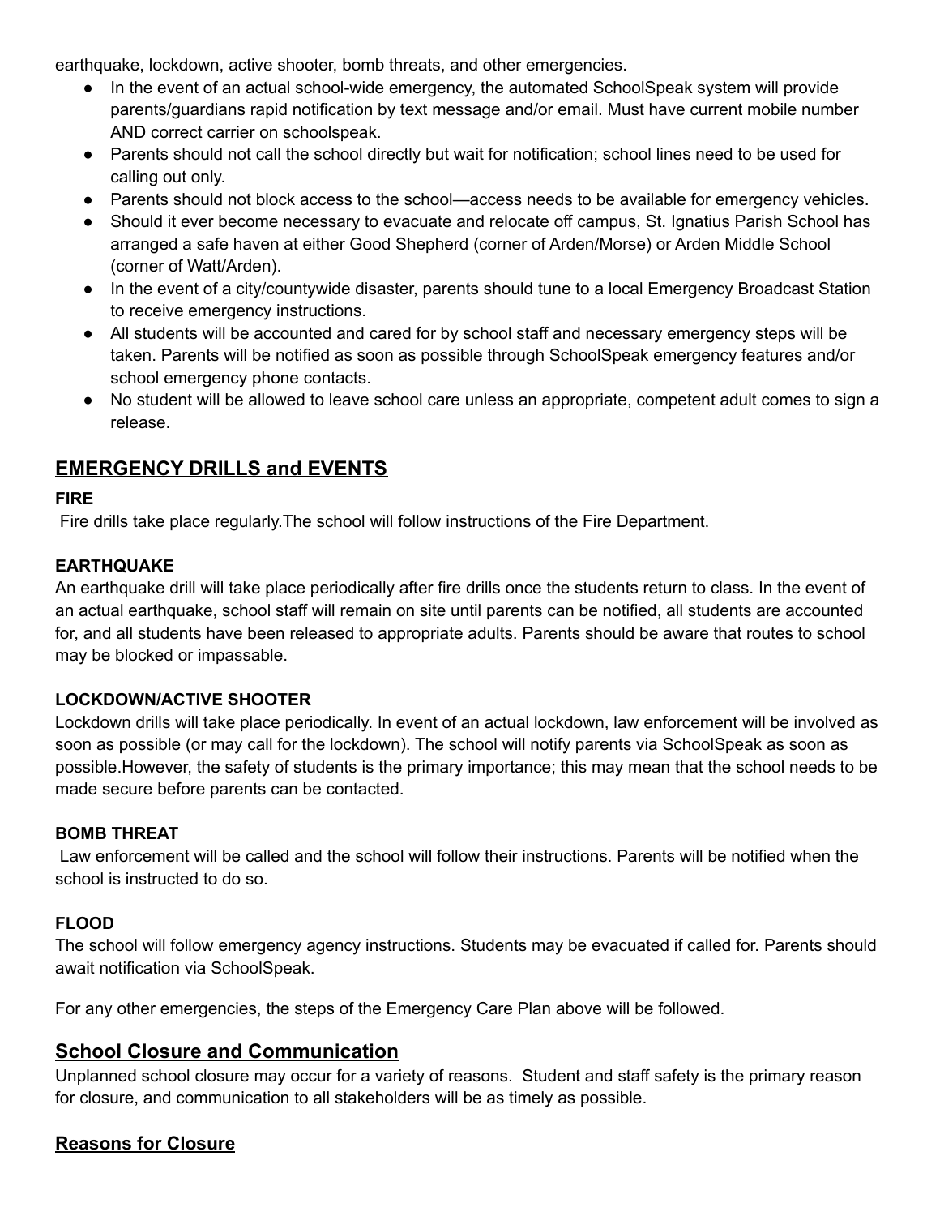earthquake, lockdown, active shooter, bomb threats, and other emergencies.

- In the event of an actual school-wide emergency, the automated SchoolSpeak system will provide parents/guardians rapid notification by text message and/or email. Must have current mobile number AND correct carrier on schoolspeak.
- Parents should not call the school directly but wait for notification; school lines need to be used for calling out only.
- Parents should not block access to the school—access needs to be available for emergency vehicles.
- Should it ever become necessary to evacuate and relocate off campus, St. Ignatius Parish School has arranged a safe haven at either Good Shepherd (corner of Arden/Morse) or Arden Middle School (corner of Watt/Arden).
- In the event of a city/countywide disaster, parents should tune to a local Emergency Broadcast Station to receive emergency instructions.
- All students will be accounted and cared for by school staff and necessary emergency steps will be taken. Parents will be notified as soon as possible through SchoolSpeak emergency features and/or school emergency phone contacts.
- No student will be allowed to leave school care unless an appropriate, competent adult comes to sign a release.

## EMERGENCY DRILLS and EVENTS

**FIRE**

Fire drills take place regularly.The school will follow instructions of the Fire Department.

**EARTHQUAKE**

An earthquake drill will take place periodically after fire drills once the students return to class. In the event of an actual earthquake, school staff will remain on site until parents can be notified, all students are accounted for, and all students have been released to appropriate adults. Parents should be aware that routes to school may be blocked or impassable.

**LOCKDOWN/ACTIVE SHOOTER**

Lockdown drills will take place periodically. In event of an actual lockdown, law enforcement will be involved as soon as possible (or may call for the lockdown). The school will notify parents via SchoolSpeak as soon as possible.However, the safety of students is the primary importance; this may mean that the school needs to be made secure before parents can be contacted.

**BOMB THREAT**

Law enforcement will be called and the school will follow their instructions. Parents will be notified when the school is instructed to do so.

**FLOOD**

The school will follow emergency agency instructions. Students may be evacuated if called for. Parents should await notification via SchoolSpeak.

For any other emergencies, the steps of the Emergency Care Plan above will be followed.

## School Closure and Communication

Unplanned school closure may occur for a variety of reasons. Student and staff safety is the primary reason for closure, and communication to all stakeholders will be as timely as possible.

### Reasons for Closure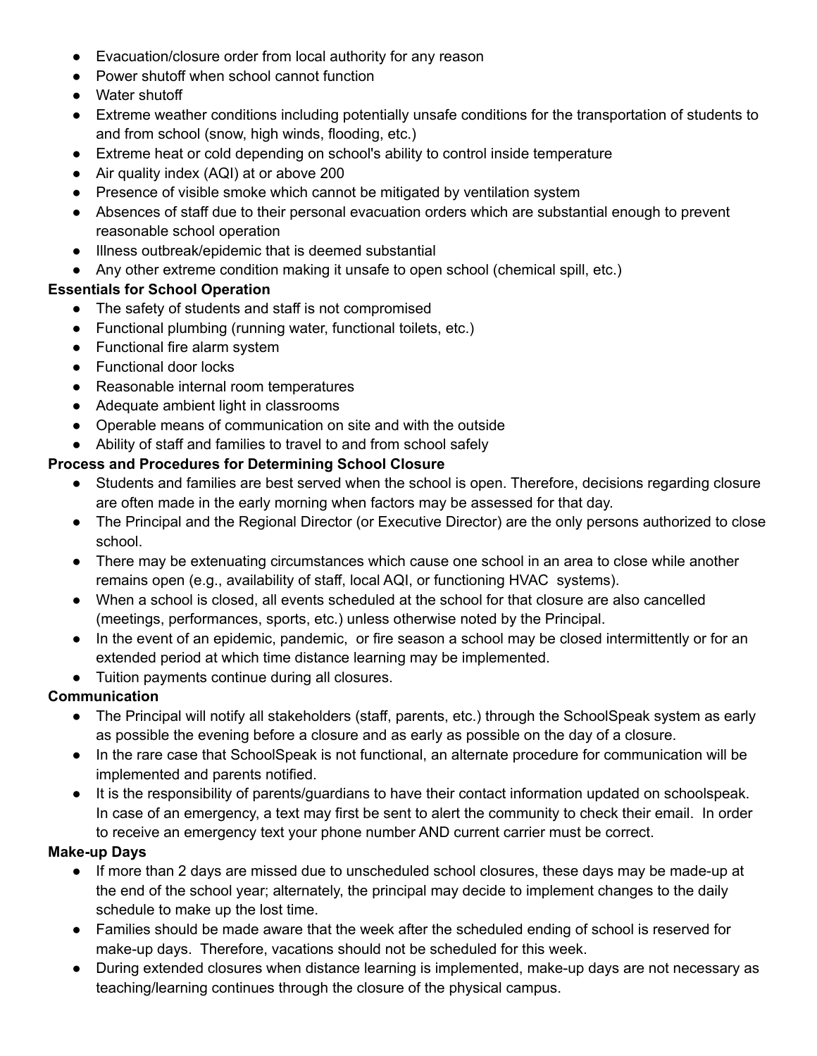- Evacuation/closure order from local authority for any reason
- Power shutoff when school cannot function
- Water shutoff
- Extreme weather conditions including potentially unsafe conditions for the transportation of students to and from school (snow, high winds, flooding, etc.)
- Extreme heat or cold depending on school's ability to control inside temperature
- Air quality index (AQI) at or above 200
- Presence of visible smoke which cannot be mitigated by ventilation system
- Absences of staff due to their personal evacuation orders which are substantial enough to prevent reasonable school operation
- Illness outbreak/epidemic that is deemed substantial
- Any other extreme condition making it unsafe to open school (chemical spill, etc.)

**Essentials for School Operation**

- The safety of students and staff is not compromised
- Functional plumbing (running water, functional toilets, etc.)
- Functional fire alarm system
- Functional door locks
- Reasonable internal room temperatures
- Adequate ambient light in classrooms
- Operable means of communication on site and with the outside
- Ability of staff and families to travel to and from school safely

**Process and Procedures for Determining School Closure**

- Students and families are best served when the school is open. Therefore, decisions regarding closure are often made in the early morning when factors may be assessed for that day.
- The Principal and the Regional Director (or Executive Director) are the only persons authorized to close school.
- There may be extenuating circumstances which cause one school in an area to close while another remains open (e.g., availability of staff, local AQI, or functioning HVAC systems).
- When a school is closed, all events scheduled at the school for that closure are also cancelled (meetings, performances, sports, etc.) unless otherwise noted by the Principal.
- In the event of an epidemic, pandemic, or fire season a school may be closed intermittently or for an extended period at which time distance learning may be implemented.
- Tuition payments continue during all closures.

**Communication**

- The Principal will notify all stakeholders (staff, parents, etc.) through the SchoolSpeak system as early as possible the evening before a closure and as early as possible on the day of a closure.
- In the rare case that SchoolSpeak is not functional, an alternate procedure for communication will be implemented and parents notified.
- It is the responsibility of parents/guardians to have their contact information updated on schoolspeak. In case of an emergency, a text may first be sent to alert the community to check their email. In order to receive an emergency text your phone number AND current carrier must be correct.

**Make-up Days**

- If more than 2 days are missed due to unscheduled school closures, these days may be made-up at the end of the school year; alternately, the principal may decide to implement changes to the daily schedule to make up the lost time.
- Families should be made aware that the week after the scheduled ending of school is reserved for make-up days. Therefore, vacations should not be scheduled for this week.
- During extended closures when distance learning is implemented, make-up days are not necessary as teaching/learning continues through the closure of the physical campus.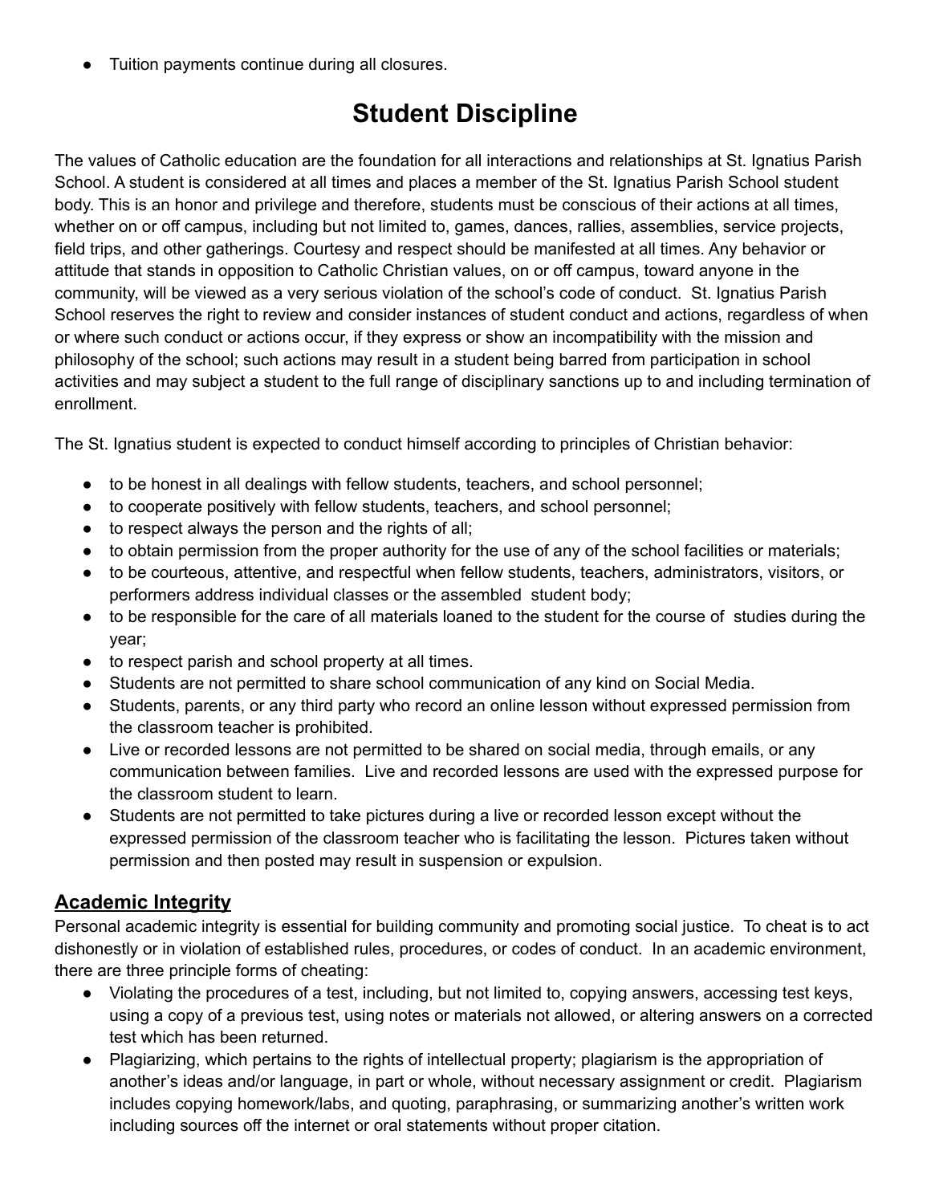- Tuition payments continue during all closures.

# Student Discipline

The values of Catholic education are the foundation for all interactions and relationships at St. Ignatius Parish School. A student is considered at all times and places a member of the St. Ignatius Parish School student body. This is an honor and privilege and therefore, students must be conscious of their actions at all times, whether on or off campus, including but not limited to, games, dances, rallies, assemblies, service projects, field trips, and other gatherings. Courtesy and respect should be manifested at all times. Any behavior or attitude that stands in opposition to Catholic Christian values, on or off campus, toward anyone in the community, will be viewed as a very serious violation of the school's code of conduct. St. Ignatius Parish School reserves the right to review and consider instances of student conduct and actions, regardless of when or where such conduct or actions occur, if they express or show an incompatibility with the mission and philosophy of the school; such actions may result in a student being barred from participation in school activities and may subject a student to the full range of disciplinary sanctions up to and including termination of enrollment.

The St. Ignatius student is expected to conduct himself according to principles of Christian behavior:

- to be honest in all dealings with fellow students, teachers, and school personnel;
- to cooperate positively with fellow students, teachers, and school personnel;
- to respect always the person and the rights of all;
- to obtain permission from the proper authority for the use of any of the school facilities or materials;
- to be courteous, attentive, and respectful when fellow students, teachers, administrators, visitors, or performers address individual classes or the assembled student body;
- to be responsible for the care of all materials loaned to the student for the course of studies during the year;
- to respect parish and school property at all times.
- Students are not permitted to share school communication of any kind on Social Media.
- Students, parents, or any third party who record an online lesson without expressed permission from the classroom teacher is prohibited.
- Live or recorded lessons are not permitted to be shared on social media, through emails, or any communication between families. Live and recorded lessons are used with the expressed purpose for the classroom student to learn.
- Students are not permitted to take pictures during a live or recorded lesson except without the expressed permission of the classroom teacher who is facilitating the lesson. Pictures taken without permission and then posted may result in suspension or expulsion.

## Academic Integrity

Personal academic integrity is essential for building community and promoting social justice. To cheat is to act dishonestly or in violation of established rules, procedures, or codes of conduct. In an academic environment, there are three principle forms of cheating:

- Violating the procedures of a test, including, but not limited to, copying answers, accessing test keys, using a copy of a previous test, using notes or materials not allowed, or altering answers on a corrected test which has been returned.
- Plagiarizing, which pertains to the rights of intellectual property; plagiarism is the appropriation of another's ideas and/or language, in part or whole, without necessary assignment or credit. Plagiarism includes copying homework/labs, and quoting, paraphrasing, or summarizing another's written work including sources off the internet or oral statements without proper citation.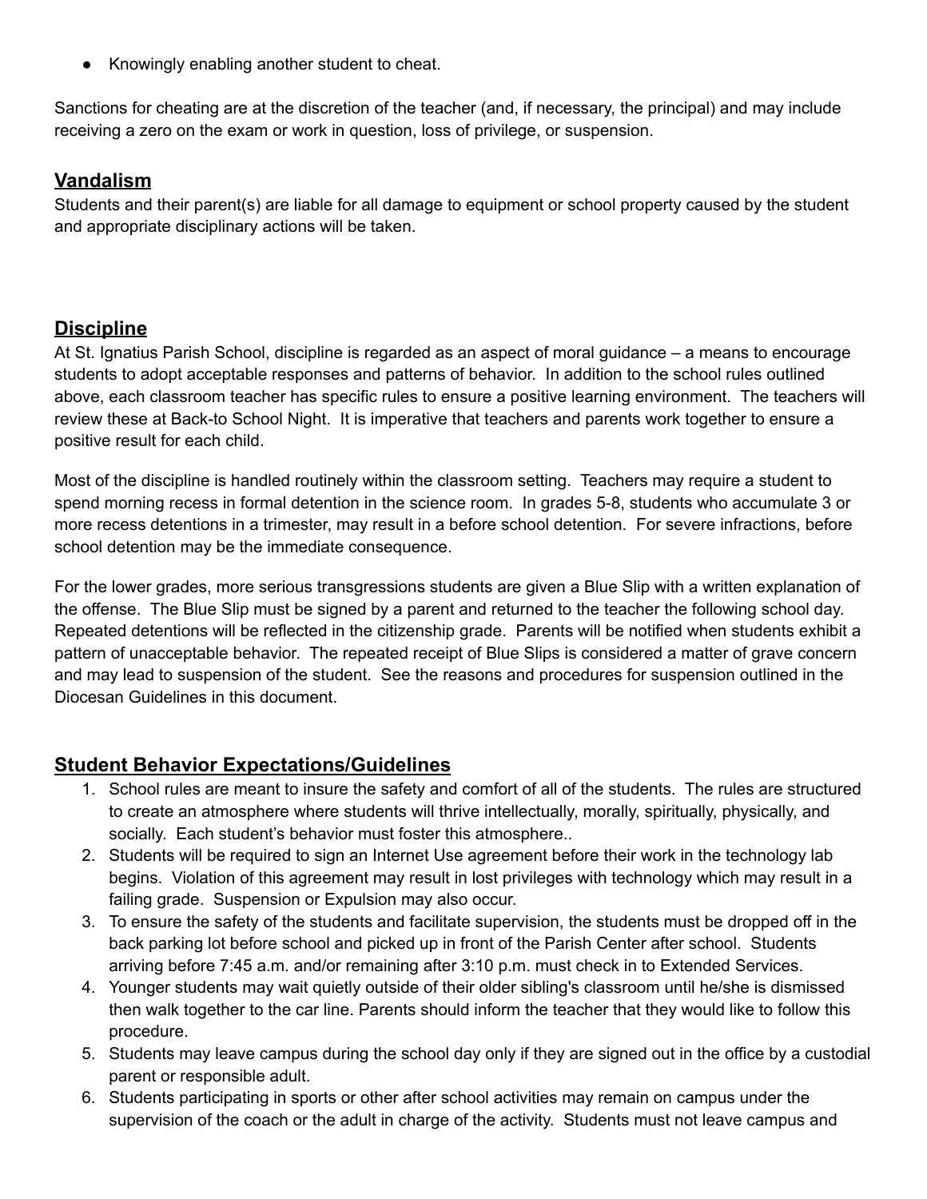- Knowingly enabling another student to cheat.

Sanctions for cheating are at the discretion of the teacher (and, if necessary, the principal) and may include receiving a zero on the exam or work in question, loss of privilege, or suspension.

## Vandalism

Students and their parent(s) are liable for all damage to equipment or school property caused by the student and appropriate disciplinary actions will be taken.

## Discipline

At St. Ignatius Parish School, discipline is regarded as an aspect of moral guidance – a means to encourage students to adopt acceptable responses and patterns of behavior. In addition to the school rules outlined above, each classroom teacher has specific rules to ensure a positive learning environment. The teachers will review these at Back-to School Night. It is imperative that teachers and parents work together to ensure a positive result for each child.

Most of the discipline is handled routinely within the classroom setting. Teachers may require a student to spend morning recess in formal detention in the science room. In grades 5-8, students who accumulate 3 or more recess detentions in a trimester, may result in a before school detention. For severe infractions, before school detention may be the immediate consequence.

For the lower grades, more serious transgressions students are given a Blue Slip with a written explanation of the offense. The Blue Slip must be signed by a parent and returned to the teacher the following school day. Repeated detentions will be reflected in the citizenship grade. Parents will be notified when students exhibit a pattern of unacceptable behavior. The repeated receipt of Blue Slips is considered a matter of grave concern and may lead to suspension of the student. See the reasons and procedures for suspension outlined in the Diocesan Guidelines in this document.

## Student Behavior Expectations/Guidelines

1. School rules are meant to insure the safety and comfort of all of the students. The rules are structured to create an atmosphere where students will thrive intellectually, morally, spiritually, physically, and socially. Each student's behavior must foster this atmosphere..
2. Students will be required to sign an Internet Use agreement before their work in the technology lab begins. Violation of this agreement may result in lost privileges with technology which may result in a failing grade. Suspension or Expulsion may also occur.
3. To ensure the safety of the students and facilitate supervision, the students must be dropped off in the back parking lot before school and picked up in front of the Parish Center after school. Students arriving before 7:45 a.m. and/or remaining after 3:10 p.m. must check in to Extended Services.
4. Younger students may wait quietly outside of their older sibling's classroom until he/she is dismissed then walk together to the car line. Parents should inform the teacher that they would like to follow this procedure.
5. Students may leave campus during the school day only if they are signed out in the office by a custodial parent or responsible adult.
6. Students participating in sports or other after school activities may remain on campus under the supervision of the coach or the adult in charge of the activity. Students must not leave campus and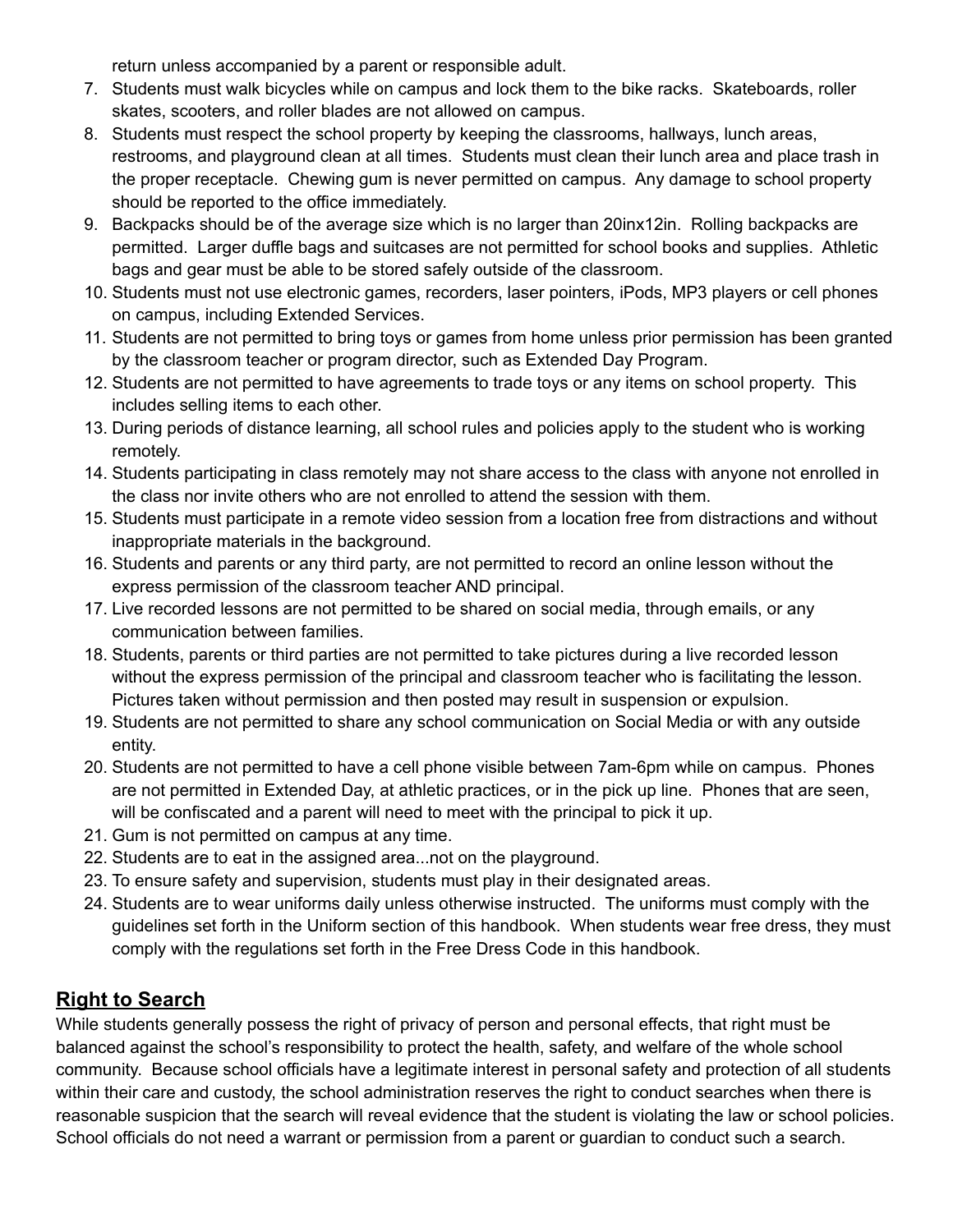return unless accompanied by a parent or responsible adult.

7. Students must walk bicycles while on campus and lock them to the bike racks. Skateboards, roller skates, scooters, and roller blades are not allowed on campus.
8. Students must respect the school property by keeping the classrooms, hallways, lunch areas, restrooms, and playground clean at all times. Students must clean their lunch area and place trash in the proper receptacle. Chewing gum is never permitted on campus. Any damage to school property should be reported to the office immediately.
9. Backpacks should be of the average size which is no larger than 20inx12in. Rolling backpacks are permitted. Larger duffle bags and suitcases are not permitted for school books and supplies. Athletic bags and gear must be able to be stored safely outside of the classroom.
10. Students must not use electronic games, recorders, laser pointers, iPods, MP3 players or cell phones on campus, including Extended Services.
11. Students are not permitted to bring toys or games from home unless prior permission has been granted by the classroom teacher or program director, such as Extended Day Program.
12. Students are not permitted to have agreements to trade toys or any items on school property. This includes selling items to each other.
13. During periods of distance learning, all school rules and policies apply to the student who is working remotely.
14. Students participating in class remotely may not share access to the class with anyone not enrolled in the class nor invite others who are not enrolled to attend the session with them.
15. Students must participate in a remote video session from a location free from distractions and without inappropriate materials in the background.
16. Students and parents or any third party, are not permitted to record an online lesson without the express permission of the classroom teacher AND principal.
17. Live recorded lessons are not permitted to be shared on social media, through emails, or any communication between families.
18. Students, parents or third parties are not permitted to take pictures during a live recorded lesson without the express permission of the principal and classroom teacher who is facilitating the lesson. Pictures taken without permission and then posted may result in suspension or expulsion.
19. Students are not permitted to share any school communication on Social Media or with any outside entity.
20. Students are not permitted to have a cell phone visible between 7am-6pm while on campus. Phones are not permitted in Extended Day, at athletic practices, or in the pick up line. Phones that are seen, will be confiscated and a parent will need to meet with the principal to pick it up.
21. Gum is not permitted on campus at any time.
22. Students are to eat in the assigned area...not on the playground.
23. To ensure safety and supervision, students must play in their designated areas.
24. Students are to wear uniforms daily unless otherwise instructed. The uniforms must comply with the guidelines set forth in the Uniform section of this handbook. When students wear free dress, they must comply with the regulations set forth in the Free Dress Code in this handbook.

## Right to Search

While students generally possess the right of privacy of person and personal effects, that right must be balanced against the school's responsibility to protect the health, safety, and welfare of the whole school community. Because school officials have a legitimate interest in personal safety and protection of all students within their care and custody, the school administration reserves the right to conduct searches when there is reasonable suspicion that the search will reveal evidence that the student is violating the law or school policies. School officials do not need a warrant or permission from a parent or guardian to conduct such a search.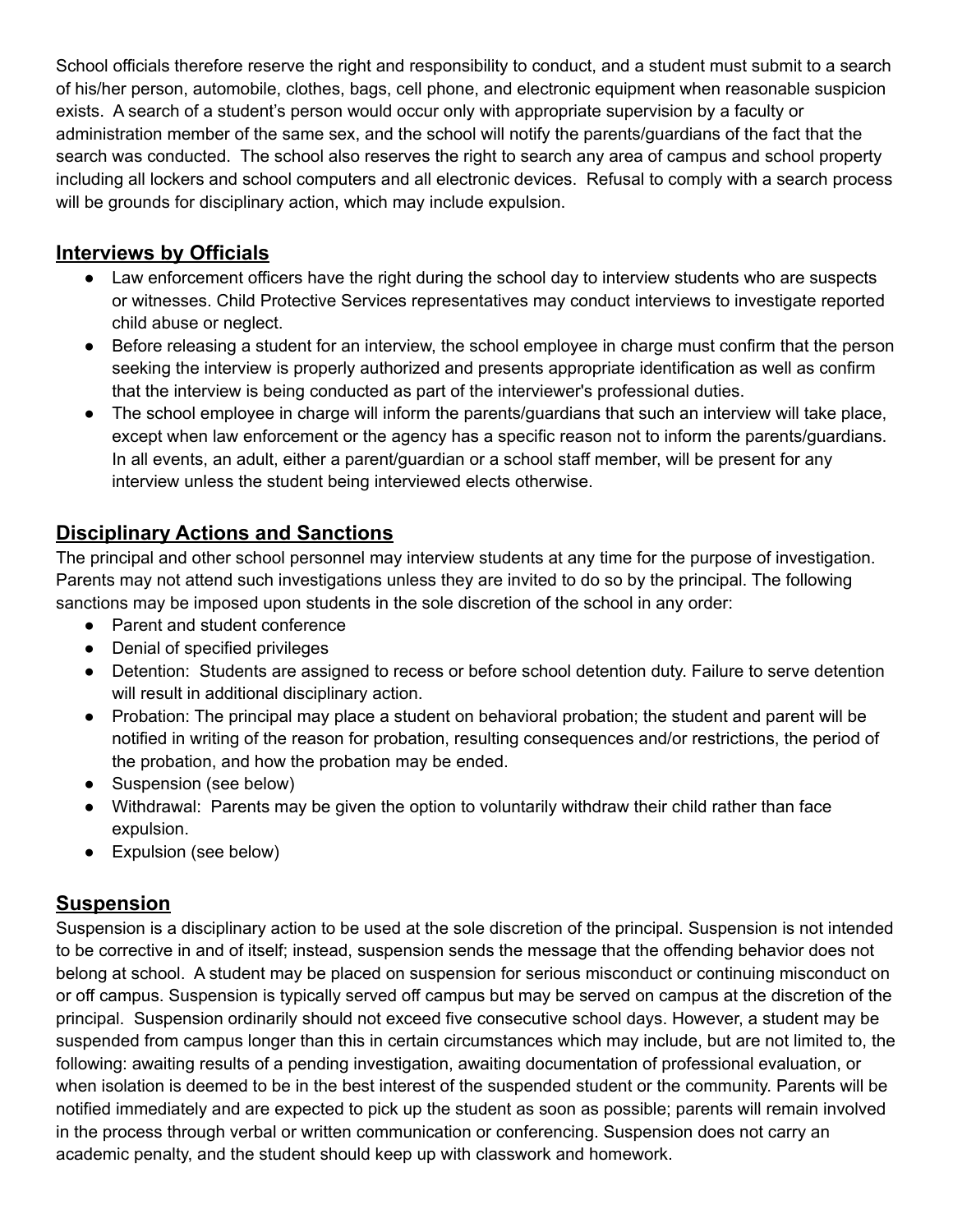School officials therefore reserve the right and responsibility to conduct, and a student must submit to a search of his/her person, automobile, clothes, bags, cell phone, and electronic equipment when reasonable suspicion exists. A search of a student's person would occur only with appropriate supervision by a faculty or administration member of the same sex, and the school will notify the parents/guardians of the fact that the search was conducted. The school also reserves the right to search any area of campus and school property including all lockers and school computers and all electronic devices. Refusal to comply with a search process will be grounds for disciplinary action, which may include expulsion.

## Interviews by Officials

- Law enforcement officers have the right during the school day to interview students who are suspects or witnesses. Child Protective Services representatives may conduct interviews to investigate reported child abuse or neglect.
- Before releasing a student for an interview, the school employee in charge must confirm that the person seeking the interview is properly authorized and presents appropriate identification as well as confirm that the interview is being conducted as part of the interviewer's professional duties.
- The school employee in charge will inform the parents/guardians that such an interview will take place, except when law enforcement or the agency has a specific reason not to inform the parents/guardians. In all events, an adult, either a parent/guardian or a school staff member, will be present for any interview unless the student being interviewed elects otherwise.

## Disciplinary Actions and Sanctions

The principal and other school personnel may interview students at any time for the purpose of investigation. Parents may not attend such investigations unless they are invited to do so by the principal. The following sanctions may be imposed upon students in the sole discretion of the school in any order:

- Parent and student conference
- Denial of specified privileges
- Detention: Students are assigned to recess or before school detention duty. Failure to serve detention will result in additional disciplinary action.
- Probation: The principal may place a student on behavioral probation; the student and parent will be notified in writing of the reason for probation, resulting consequences and/or restrictions, the period of the probation, and how the probation may be ended.
- Suspension (see below)
- Withdrawal: Parents may be given the option to voluntarily withdraw their child rather than face expulsion.
- Expulsion (see below)

## Suspension

Suspension is a disciplinary action to be used at the sole discretion of the principal. Suspension is not intended to be corrective in and of itself; instead, suspension sends the message that the offending behavior does not belong at school. A student may be placed on suspension for serious misconduct or continuing misconduct on or off campus. Suspension is typically served off campus but may be served on campus at the discretion of the principal. Suspension ordinarily should not exceed five consecutive school days. However, a student may be suspended from campus longer than this in certain circumstances which may include, but are not limited to, the following: awaiting results of a pending investigation, awaiting documentation of professional evaluation, or when isolation is deemed to be in the best interest of the suspended student or the community. Parents will be notified immediately and are expected to pick up the student as soon as possible; parents will remain involved in the process through verbal or written communication or conferencing. Suspension does not carry an academic penalty, and the student should keep up with classwork and homework.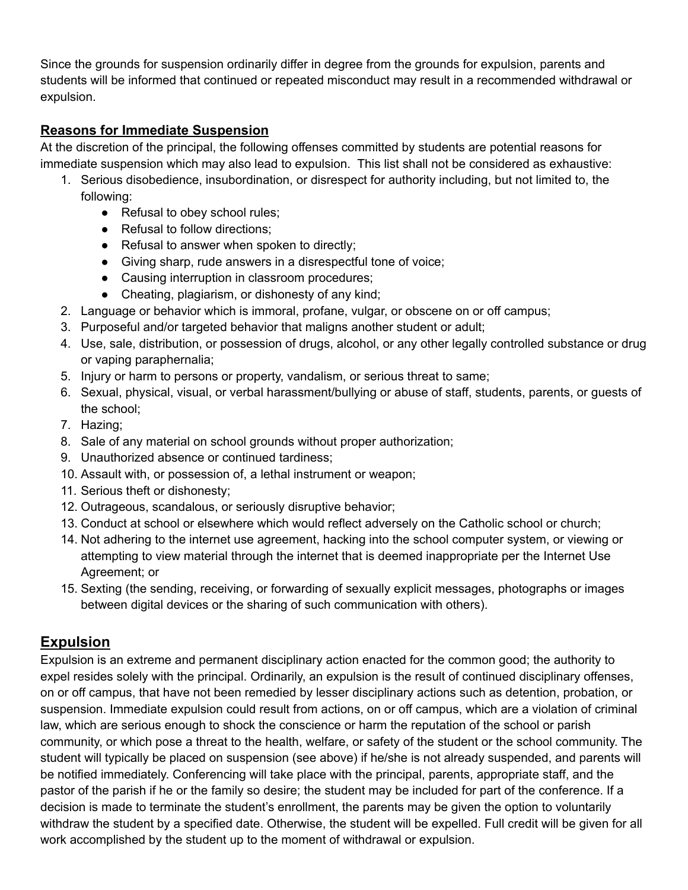Since the grounds for suspension ordinarily differ in degree from the grounds for expulsion, parents and students will be informed that continued or repeated misconduct may result in a recommended withdrawal or expulsion.

### Reasons for Immediate Suspension

At the discretion of the principal, the following offenses committed by students are potential reasons for immediate suspension which may also lead to expulsion. This list shall not be considered as exhaustive:

1. Serious disobedience, insubordination, or disrespect for authority including, but not limited to, the following:
   - Refusal to obey school rules;
   - Refusal to follow directions;
   - Refusal to answer when spoken to directly;
   - Giving sharp, rude answers in a disrespectful tone of voice;
   - Causing interruption in classroom procedures;
   - Cheating, plagiarism, or dishonesty of any kind;
2. Language or behavior which is immoral, profane, vulgar, or obscene on or off campus;
3. Purposeful and/or targeted behavior that maligns another student or adult;
4. Use, sale, distribution, or possession of drugs, alcohol, or any other legally controlled substance or drug or vaping paraphernalia;
5. Injury or harm to persons or property, vandalism, or serious threat to same;
6. Sexual, physical, visual, or verbal harassment/bullying or abuse of staff, students, parents, or guests of the school;
7. Hazing;
8. Sale of any material on school grounds without proper authorization;
9. Unauthorized absence or continued tardiness;
10. Assault with, or possession of, a lethal instrument or weapon;
11. Serious theft or dishonesty;
12. Outrageous, scandalous, or seriously disruptive behavior;
13. Conduct at school or elsewhere which would reflect adversely on the Catholic school or church;
14. Not adhering to the internet use agreement, hacking into the school computer system, or viewing or attempting to view material through the internet that is deemed inappropriate per the Internet Use Agreement; or
15. Sexting (the sending, receiving, or forwarding of sexually explicit messages, photographs or images between digital devices or the sharing of such communication with others).

## Expulsion

Expulsion is an extreme and permanent disciplinary action enacted for the common good; the authority to expel resides solely with the principal. Ordinarily, an expulsion is the result of continued disciplinary offenses, on or off campus, that have not been remedied by lesser disciplinary actions such as detention, probation, or suspension. Immediate expulsion could result from actions, on or off campus, which are a violation of criminal law, which are serious enough to shock the conscience or harm the reputation of the school or parish community, or which pose a threat to the health, welfare, or safety of the student or the school community. The student will typically be placed on suspension (see above) if he/she is not already suspended, and parents will be notified immediately. Conferencing will take place with the principal, parents, appropriate staff, and the pastor of the parish if he or the family so desire; the student may be included for part of the conference. If a decision is made to terminate the student's enrollment, the parents may be given the option to voluntarily withdraw the student by a specified date. Otherwise, the student will be expelled. Full credit will be given for all work accomplished by the student up to the moment of withdrawal or expulsion.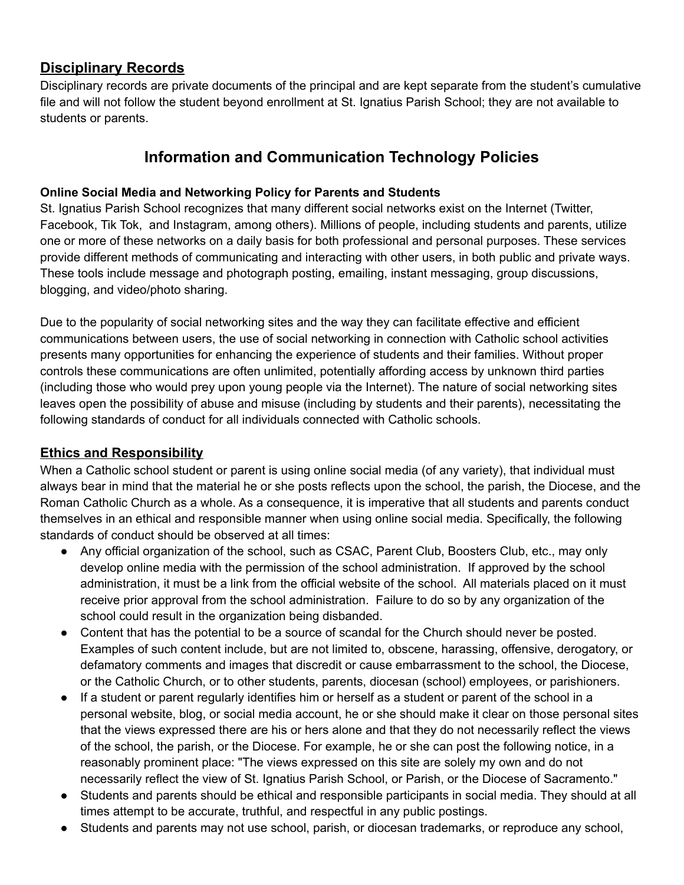## Disciplinary Records

Disciplinary records are private documents of the principal and are kept separate from the student's cumulative file and will not follow the student beyond enrollment at St. Ignatius Parish School; they are not available to students or parents.

# Information and Communication Technology Policies

**Online Social Media and Networking Policy for Parents and Students**

St. Ignatius Parish School recognizes that many different social networks exist on the Internet (Twitter, Facebook, Tik Tok, and Instagram, among others). Millions of people, including students and parents, utilize one or more of these networks on a daily basis for both professional and personal purposes. These services provide different methods of communicating and interacting with other users, in both public and private ways. These tools include message and photograph posting, emailing, instant messaging, group discussions, blogging, and video/photo sharing.

Due to the popularity of social networking sites and the way they can facilitate effective and efficient communications between users, the use of social networking in connection with Catholic school activities presents many opportunities for enhancing the experience of students and their families. Without proper controls these communications are often unlimited, potentially affording access by unknown third parties (including those who would prey upon young people via the Internet). The nature of social networking sites leaves open the possibility of abuse and misuse (including by students and their parents), necessitating the following standards of conduct for all individuals connected with Catholic schools.

## Ethics and Responsibility

When a Catholic school student or parent is using online social media (of any variety), that individual must always bear in mind that the material he or she posts reflects upon the school, the parish, the Diocese, and the Roman Catholic Church as a whole. As a consequence, it is imperative that all students and parents conduct themselves in an ethical and responsible manner when using online social media. Specifically, the following standards of conduct should be observed at all times:

- Any official organization of the school, such as CSAC, Parent Club, Boosters Club, etc., may only develop online media with the permission of the school administration. If approved by the school administration, it must be a link from the official website of the school. All materials placed on it must receive prior approval from the school administration. Failure to do so by any organization of the school could result in the organization being disbanded.
- Content that has the potential to be a source of scandal for the Church should never be posted. Examples of such content include, but are not limited to, obscene, harassing, offensive, derogatory, or defamatory comments and images that discredit or cause embarrassment to the school, the Diocese, or the Catholic Church, or to other students, parents, diocesan (school) employees, or parishioners.
- If a student or parent regularly identifies him or herself as a student or parent of the school in a personal website, blog, or social media account, he or she should make it clear on those personal sites that the views expressed there are his or hers alone and that they do not necessarily reflect the views of the school, the parish, or the Diocese. For example, he or she can post the following notice, in a reasonably prominent place: "The views expressed on this site are solely my own and do not necessarily reflect the view of St. Ignatius Parish School, or Parish, or the Diocese of Sacramento."
- Students and parents should be ethical and responsible participants in social media. They should at all times attempt to be accurate, truthful, and respectful in any public postings.
- Students and parents may not use school, parish, or diocesan trademarks, or reproduce any school,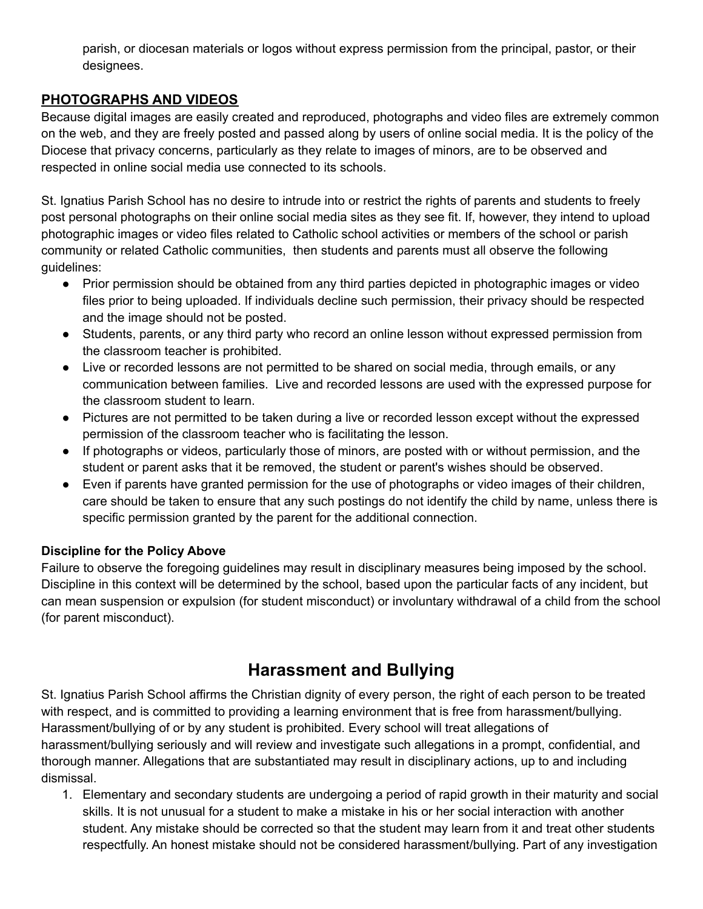parish, or diocesan materials or logos without express permission from the principal, pastor, or their designees.

## PHOTOGRAPHS AND VIDEOS

Because digital images are easily created and reproduced, photographs and video files are extremely common on the web, and they are freely posted and passed along by users of online social media. It is the policy of the Diocese that privacy concerns, particularly as they relate to images of minors, are to be observed and respected in online social media use connected to its schools.

St. Ignatius Parish School has no desire to intrude into or restrict the rights of parents and students to freely post personal photographs on their online social media sites as they see fit. If, however, they intend to upload photographic images or video files related to Catholic school activities or members of the school or parish community or related Catholic communities, then students and parents must all observe the following guidelines:

- Prior permission should be obtained from any third parties depicted in photographic images or video files prior to being uploaded. If individuals decline such permission, their privacy should be respected and the image should not be posted.
- Students, parents, or any third party who record an online lesson without expressed permission from the classroom teacher is prohibited.
- Live or recorded lessons are not permitted to be shared on social media, through emails, or any communication between families. Live and recorded lessons are used with the expressed purpose for the classroom student to learn.
- Pictures are not permitted to be taken during a live or recorded lesson except without the expressed permission of the classroom teacher who is facilitating the lesson.
- If photographs or videos, particularly those of minors, are posted with or without permission, and the student or parent asks that it be removed, the student or parent's wishes should be observed.
- Even if parents have granted permission for the use of photographs or video images of their children, care should be taken to ensure that any such postings do not identify the child by name, unless there is specific permission granted by the parent for the additional connection.

### Discipline for the Policy Above

Failure to observe the foregoing guidelines may result in disciplinary measures being imposed by the school. Discipline in this context will be determined by the school, based upon the particular facts of any incident, but can mean suspension or expulsion (for student misconduct) or involuntary withdrawal of a child from the school (for parent misconduct).

# Harassment and Bullying

St. Ignatius Parish School affirms the Christian dignity of every person, the right of each person to be treated with respect, and is committed to providing a learning environment that is free from harassment/bullying. Harassment/bullying of or by any student is prohibited. Every school will treat allegations of harassment/bullying seriously and will review and investigate such allegations in a prompt, confidential, and thorough manner. Allegations that are substantiated may result in disciplinary actions, up to and including dismissal.

1. Elementary and secondary students are undergoing a period of rapid growth in their maturity and social skills. It is not unusual for a student to make a mistake in his or her social interaction with another student. Any mistake should be corrected so that the student may learn from it and treat other students respectfully. An honest mistake should not be considered harassment/bullying. Part of any investigation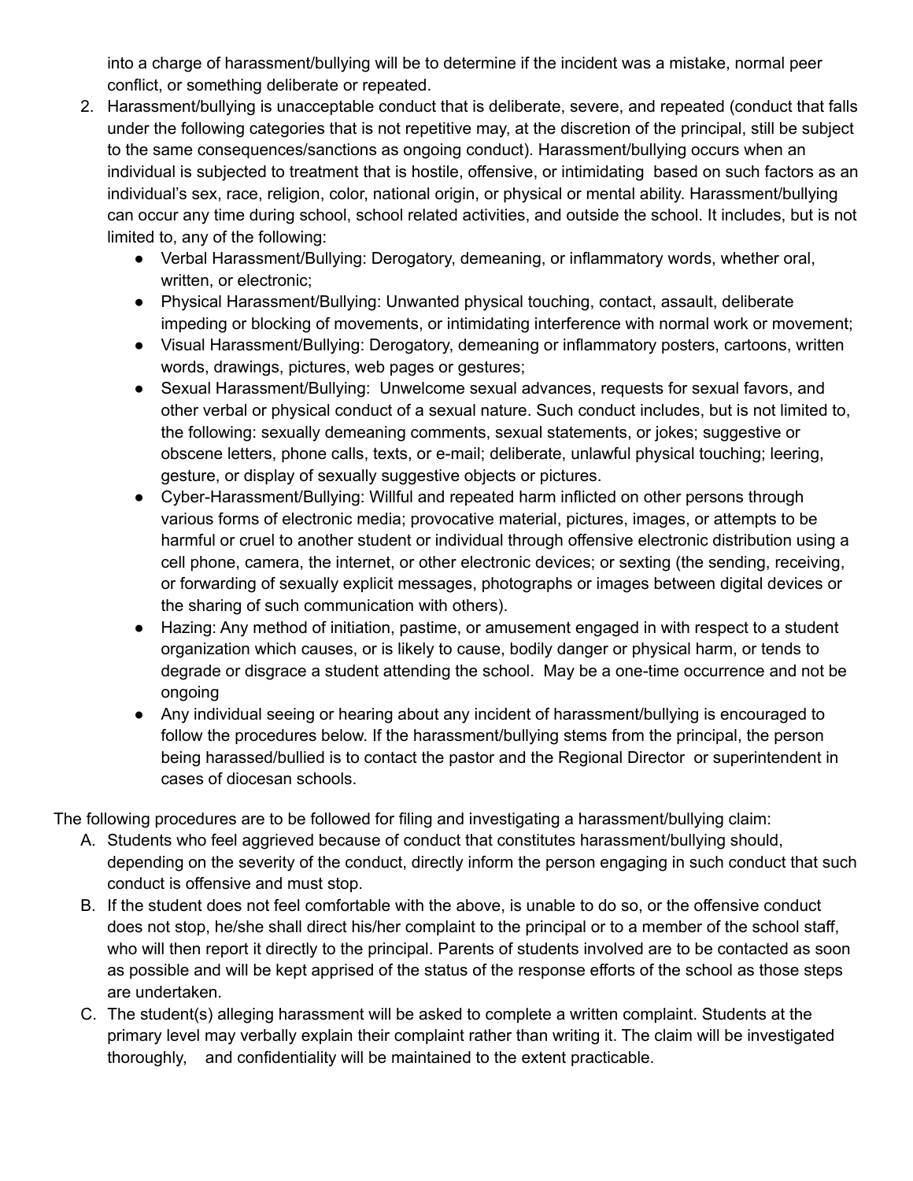into a charge of harassment/bullying will be to determine if the incident was a mistake, normal peer conflict, or something deliberate or repeated.

2. Harassment/bullying is unacceptable conduct that is deliberate, severe, and repeated (conduct that falls under the following categories that is not repetitive may, at the discretion of the principal, still be subject to the same consequences/sanctions as ongoing conduct). Harassment/bullying occurs when an individual is subjected to treatment that is hostile, offensive, or intimidating based on such factors as an individual's sex, race, religion, color, national origin, or physical or mental ability. Harassment/bullying can occur any time during school, school related activities, and outside the school. It includes, but is not limited to, any of the following:
   - Verbal Harassment/Bullying: Derogatory, demeaning, or inflammatory words, whether oral, written, or electronic;
   - Physical Harassment/Bullying: Unwanted physical touching, contact, assault, deliberate impeding or blocking of movements, or intimidating interference with normal work or movement;
   - Visual Harassment/Bullying: Derogatory, demeaning or inflammatory posters, cartoons, written words, drawings, pictures, web pages or gestures;
   - Sexual Harassment/Bullying: Unwelcome sexual advances, requests for sexual favors, and other verbal or physical conduct of a sexual nature. Such conduct includes, but is not limited to, the following: sexually demeaning comments, sexual statements, or jokes; suggestive or obscene letters, phone calls, texts, or e-mail; deliberate, unlawful physical touching; leering, gesture, or display of sexually suggestive objects or pictures.
   - Cyber-Harassment/Bullying: Willful and repeated harm inflicted on other persons through various forms of electronic media; provocative material, pictures, images, or attempts to be harmful or cruel to another student or individual through offensive electronic distribution using a cell phone, camera, the internet, or other electronic devices; or sexting (the sending, receiving, or forwarding of sexually explicit messages, photographs or images between digital devices or the sharing of such communication with others).
   - Hazing: Any method of initiation, pastime, or amusement engaged in with respect to a student organization which causes, or is likely to cause, bodily danger or physical harm, or tends to degrade or disgrace a student attending the school. May be a one-time occurrence and not be ongoing
   - Any individual seeing or hearing about any incident of harassment/bullying is encouraged to follow the procedures below. If the harassment/bullying stems from the principal, the person being harassed/bullied is to contact the pastor and the Regional Director or superintendent in cases of diocesan schools.

The following procedures are to be followed for filing and investigating a harassment/bullying claim:

A. Students who feel aggrieved because of conduct that constitutes harassment/bullying should, depending on the severity of the conduct, directly inform the person engaging in such conduct that such conduct is offensive and must stop.

B. If the student does not feel comfortable with the above, is unable to do so, or the offensive conduct does not stop, he/she shall direct his/her complaint to the principal or to a member of the school staff, who will then report it directly to the principal. Parents of students involved are to be contacted as soon as possible and will be kept apprised of the status of the response efforts of the school as those steps are undertaken.

C. The student(s) alleging harassment will be asked to complete a written complaint. Students at the primary level may verbally explain their complaint rather than writing it. The claim will be investigated thoroughly, and confidentiality will be maintained to the extent practicable.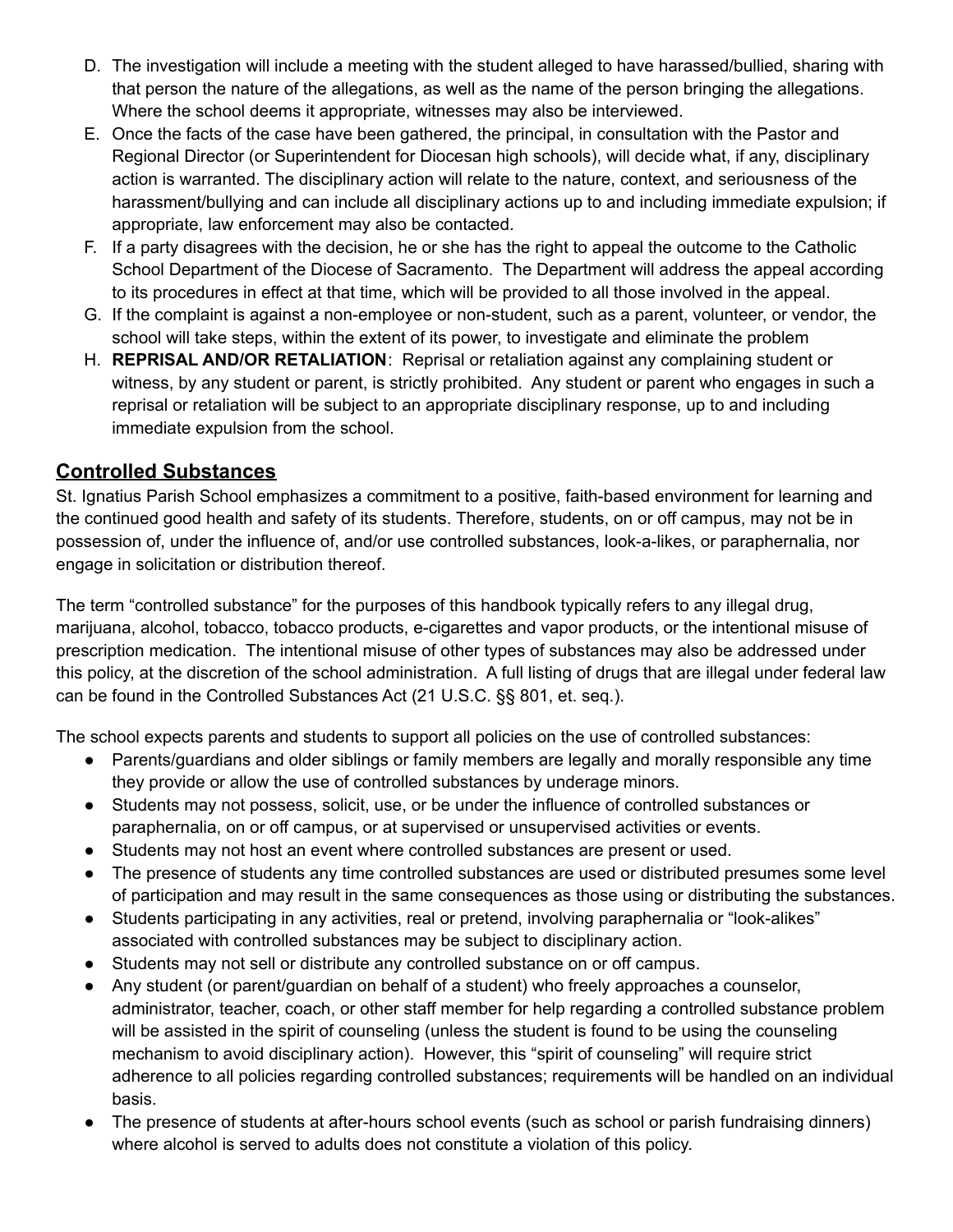D. The investigation will include a meeting with the student alleged to have harassed/bullied, sharing with that person the nature of the allegations, as well as the name of the person bringing the allegations. Where the school deems it appropriate, witnesses may also be interviewed.
E. Once the facts of the case have been gathered, the principal, in consultation with the Pastor and Regional Director (or Superintendent for Diocesan high schools), will decide what, if any, disciplinary action is warranted. The disciplinary action will relate to the nature, context, and seriousness of the harassment/bullying and can include all disciplinary actions up to and including immediate expulsion; if appropriate, law enforcement may also be contacted.
F. If a party disagrees with the decision, he or she has the right to appeal the outcome to the Catholic School Department of the Diocese of Sacramento. The Department will address the appeal according to its procedures in effect at that time, which will be provided to all those involved in the appeal.
G. If the complaint is against a non-employee or non-student, such as a parent, volunteer, or vendor, the school will take steps, within the extent of its power, to investigate and eliminate the problem
H. **REPRISAL AND/OR RETALIATION**: Reprisal or retaliation against any complaining student or witness, by any student or parent, is strictly prohibited. Any student or parent who engages in such a reprisal or retaliation will be subject to an appropriate disciplinary response, up to and including immediate expulsion from the school.

## Controlled Substances

St. Ignatius Parish School emphasizes a commitment to a positive, faith-based environment for learning and the continued good health and safety of its students. Therefore, students, on or off campus, may not be in possession of, under the influence of, and/or use controlled substances, look-a-likes, or paraphernalia, nor engage in solicitation or distribution thereof.

The term "controlled substance" for the purposes of this handbook typically refers to any illegal drug, marijuana, alcohol, tobacco, tobacco products, e-cigarettes and vapor products, or the intentional misuse of prescription medication. The intentional misuse of other types of substances may also be addressed under this policy, at the discretion of the school administration. A full listing of drugs that are illegal under federal law can be found in the Controlled Substances Act (21 U.S.C. §§ 801, et. seq.).

The school expects parents and students to support all policies on the use of controlled substances:

- Parents/guardians and older siblings or family members are legally and morally responsible any time they provide or allow the use of controlled substances by underage minors.
- Students may not possess, solicit, use, or be under the influence of controlled substances or paraphernalia, on or off campus, or at supervised or unsupervised activities or events.
- Students may not host an event where controlled substances are present or used.
- The presence of students any time controlled substances are used or distributed presumes some level of participation and may result in the same consequences as those using or distributing the substances.
- Students participating in any activities, real or pretend, involving paraphernalia or "look-alikes" associated with controlled substances may be subject to disciplinary action.
- Students may not sell or distribute any controlled substance on or off campus.
- Any student (or parent/guardian on behalf of a student) who freely approaches a counselor, administrator, teacher, coach, or other staff member for help regarding a controlled substance problem will be assisted in the spirit of counseling (unless the student is found to be using the counseling mechanism to avoid disciplinary action). However, this "spirit of counseling" will require strict adherence to all policies regarding controlled substances; requirements will be handled on an individual basis.
- The presence of students at after-hours school events (such as school or parish fundraising dinners) where alcohol is served to adults does not constitute a violation of this policy.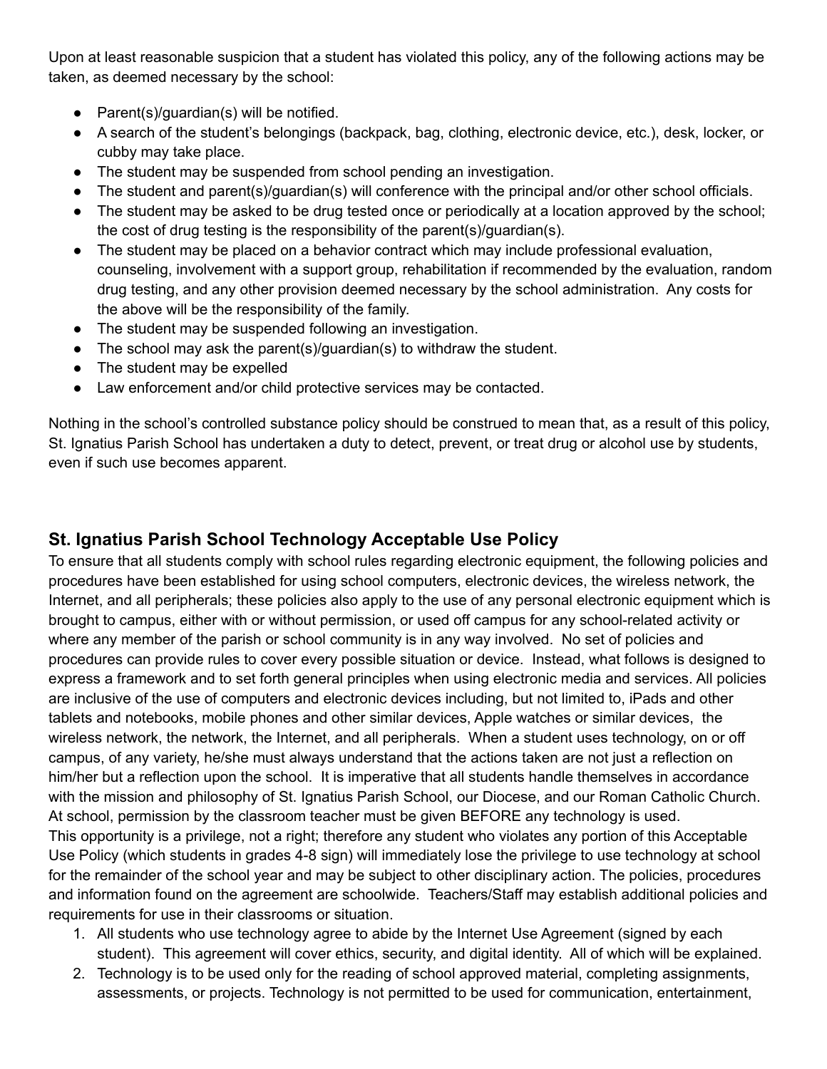Upon at least reasonable suspicion that a student has violated this policy, any of the following actions may be taken, as deemed necessary by the school:

- Parent(s)/guardian(s) will be notified.
- A search of the student's belongings (backpack, bag, clothing, electronic device, etc.), desk, locker, or cubby may take place.
- The student may be suspended from school pending an investigation.
- The student and parent(s)/guardian(s) will conference with the principal and/or other school officials.
- The student may be asked to be drug tested once or periodically at a location approved by the school; the cost of drug testing is the responsibility of the parent(s)/guardian(s).
- The student may be placed on a behavior contract which may include professional evaluation, counseling, involvement with a support group, rehabilitation if recommended by the evaluation, random drug testing, and any other provision deemed necessary by the school administration. Any costs for the above will be the responsibility of the family.
- The student may be suspended following an investigation.
- The school may ask the parent(s)/guardian(s) to withdraw the student.
- The student may be expelled
- Law enforcement and/or child protective services may be contacted.

Nothing in the school's controlled substance policy should be construed to mean that, as a result of this policy, St. Ignatius Parish School has undertaken a duty to detect, prevent, or treat drug or alcohol use by students, even if such use becomes apparent.

## St. Ignatius Parish School Technology Acceptable Use Policy

To ensure that all students comply with school rules regarding electronic equipment, the following policies and procedures have been established for using school computers, electronic devices, the wireless network, the Internet, and all peripherals; these policies also apply to the use of any personal electronic equipment which is brought to campus, either with or without permission, or used off campus for any school-related activity or where any member of the parish or school community is in any way involved. No set of policies and procedures can provide rules to cover every possible situation or device. Instead, what follows is designed to express a framework and to set forth general principles when using electronic media and services. All policies are inclusive of the use of computers and electronic devices including, but not limited to, iPads and other tablets and notebooks, mobile phones and other similar devices, Apple watches or similar devices, the wireless network, the network, the Internet, and all peripherals. When a student uses technology, on or off campus, of any variety, he/she must always understand that the actions taken are not just a reflection on him/her but a reflection upon the school. It is imperative that all students handle themselves in accordance with the mission and philosophy of St. Ignatius Parish School, our Diocese, and our Roman Catholic Church. At school, permission by the classroom teacher must be given BEFORE any technology is used.
This opportunity is a privilege, not a right; therefore any student who violates any portion of this Acceptable Use Policy (which students in grades 4-8 sign) will immediately lose the privilege to use technology at school for the remainder of the school year and may be subject to other disciplinary action. The policies, procedures and information found on the agreement are schoolwide. Teachers/Staff may establish additional policies and requirements for use in their classrooms or situation.

1. All students who use technology agree to abide by the Internet Use Agreement (signed by each student). This agreement will cover ethics, security, and digital identity. All of which will be explained.
2. Technology is to be used only for the reading of school approved material, completing assignments, assessments, or projects. Technology is not permitted to be used for communication, entertainment,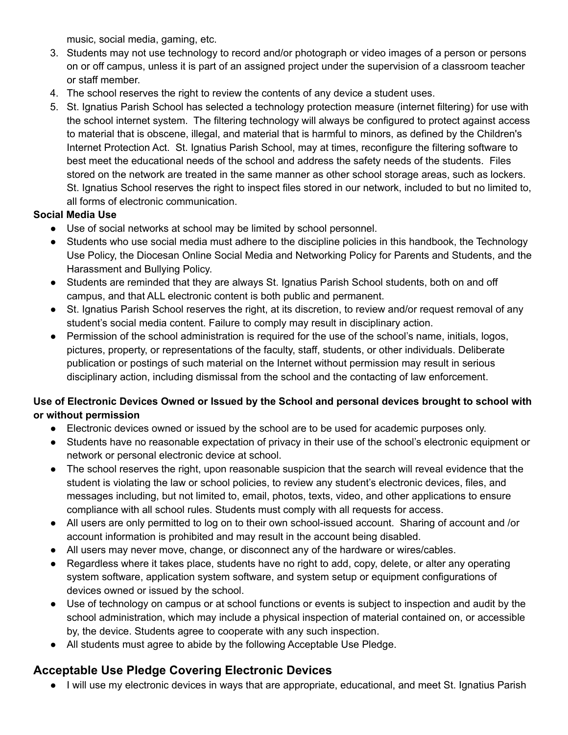music, social media, gaming, etc.

3. Students may not use technology to record and/or photograph or video images of a person or persons on or off campus, unless it is part of an assigned project under the supervision of a classroom teacher or staff member.
4. The school reserves the right to review the contents of any device a student uses.
5. St. Ignatius Parish School has selected a technology protection measure (internet filtering) for use with the school internet system. The filtering technology will always be configured to protect against access to material that is obscene, illegal, and material that is harmful to minors, as defined by the Children's Internet Protection Act. St. Ignatius Parish School, may at times, reconfigure the filtering software to best meet the educational needs of the school and address the safety needs of the students. Files stored on the network are treated in the same manner as other school storage areas, such as lockers. St. Ignatius School reserves the right to inspect files stored in our network, included to but no limited to, all forms of electronic communication.

**Social Media Use**

- Use of social networks at school may be limited by school personnel.
- Students who use social media must adhere to the discipline policies in this handbook, the Technology Use Policy, the Diocesan Online Social Media and Networking Policy for Parents and Students, and the Harassment and Bullying Policy.
- Students are reminded that they are always St. Ignatius Parish School students, both on and off campus, and that ALL electronic content is both public and permanent.
- St. Ignatius Parish School reserves the right, at its discretion, to review and/or request removal of any student's social media content. Failure to comply may result in disciplinary action.
- Permission of the school administration is required for the use of the school's name, initials, logos, pictures, property, or representations of the faculty, staff, students, or other individuals. Deliberate publication or postings of such material on the Internet without permission may result in serious disciplinary action, including dismissal from the school and the contacting of law enforcement.

**Use of Electronic Devices Owned or Issued by the School and personal devices brought to school with or without permission**

- Electronic devices owned or issued by the school are to be used for academic purposes only.
- Students have no reasonable expectation of privacy in their use of the school's electronic equipment or network or personal electronic device at school.
- The school reserves the right, upon reasonable suspicion that the search will reveal evidence that the student is violating the law or school policies, to review any student's electronic devices, files, and messages including, but not limited to, email, photos, texts, video, and other applications to ensure compliance with all school rules. Students must comply with all requests for access.
- All users are only permitted to log on to their own school-issued account. Sharing of account and /or account information is prohibited and may result in the account being disabled.
- All users may never move, change, or disconnect any of the hardware or wires/cables.
- Regardless where it takes place, students have no right to add, copy, delete, or alter any operating system software, application system software, and system setup or equipment configurations of devices owned or issued by the school.
- Use of technology on campus or at school functions or events is subject to inspection and audit by the school administration, which may include a physical inspection of material contained on, or accessible by, the device. Students agree to cooperate with any such inspection.
- All students must agree to abide by the following Acceptable Use Pledge.

## Acceptable Use Pledge Covering Electronic Devices

- I will use my electronic devices in ways that are appropriate, educational, and meet St. Ignatius Parish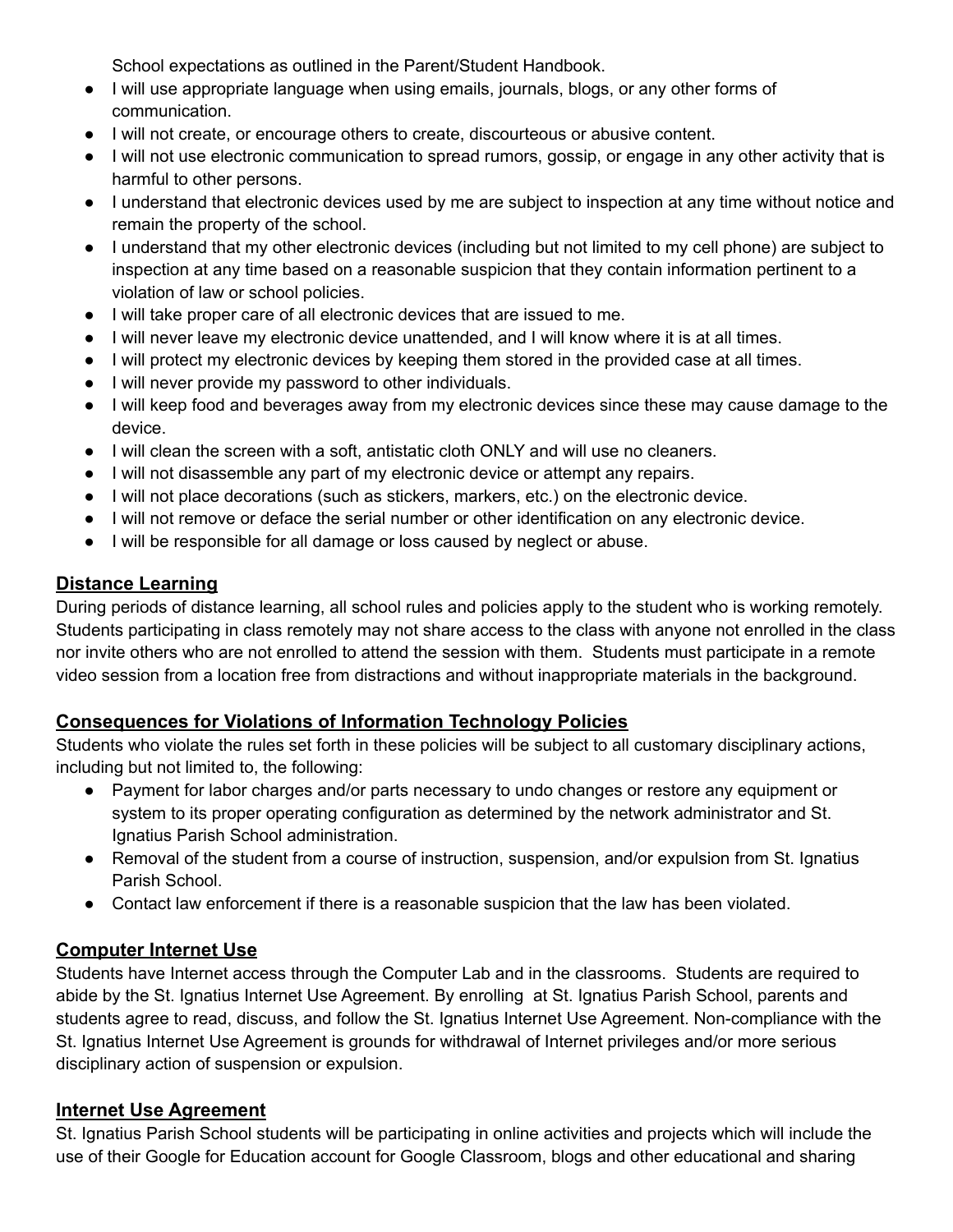School expectations as outlined in the Parent/Student Handbook.

- I will use appropriate language when using emails, journals, blogs, or any other forms of communication.
- I will not create, or encourage others to create, discourteous or abusive content.
- I will not use electronic communication to spread rumors, gossip, or engage in any other activity that is harmful to other persons.
- I understand that electronic devices used by me are subject to inspection at any time without notice and remain the property of the school.
- I understand that my other electronic devices (including but not limited to my cell phone) are subject to inspection at any time based on a reasonable suspicion that they contain information pertinent to a violation of law or school policies.
- I will take proper care of all electronic devices that are issued to me.
- I will never leave my electronic device unattended, and I will know where it is at all times.
- I will protect my electronic devices by keeping them stored in the provided case at all times.
- I will never provide my password to other individuals.
- I will keep food and beverages away from my electronic devices since these may cause damage to the device.
- I will clean the screen with a soft, antistatic cloth ONLY and will use no cleaners.
- I will not disassemble any part of my electronic device or attempt any repairs.
- I will not place decorations (such as stickers, markers, etc.) on the electronic device.
- I will not remove or deface the serial number or other identification on any electronic device.
- I will be responsible for all damage or loss caused by neglect or abuse.

## Distance Learning

During periods of distance learning, all school rules and policies apply to the student who is working remotely. Students participating in class remotely may not share access to the class with anyone not enrolled in the class nor invite others who are not enrolled to attend the session with them. Students must participate in a remote video session from a location free from distractions and without inappropriate materials in the background.

## Consequences for Violations of Information Technology Policies

Students who violate the rules set forth in these policies will be subject to all customary disciplinary actions, including but not limited to, the following:

- Payment for labor charges and/or parts necessary to undo changes or restore any equipment or system to its proper operating configuration as determined by the network administrator and St. Ignatius Parish School administration.
- Removal of the student from a course of instruction, suspension, and/or expulsion from St. Ignatius Parish School.
- Contact law enforcement if there is a reasonable suspicion that the law has been violated.

## Computer Internet Use

Students have Internet access through the Computer Lab and in the classrooms. Students are required to abide by the St. Ignatius Internet Use Agreement. By enrolling at St. Ignatius Parish School, parents and students agree to read, discuss, and follow the St. Ignatius Internet Use Agreement. Non-compliance with the St. Ignatius Internet Use Agreement is grounds for withdrawal of Internet privileges and/or more serious disciplinary action of suspension or expulsion.

## Internet Use Agreement

St. Ignatius Parish School students will be participating in online activities and projects which will include the use of their Google for Education account for Google Classroom, blogs and other educational and sharing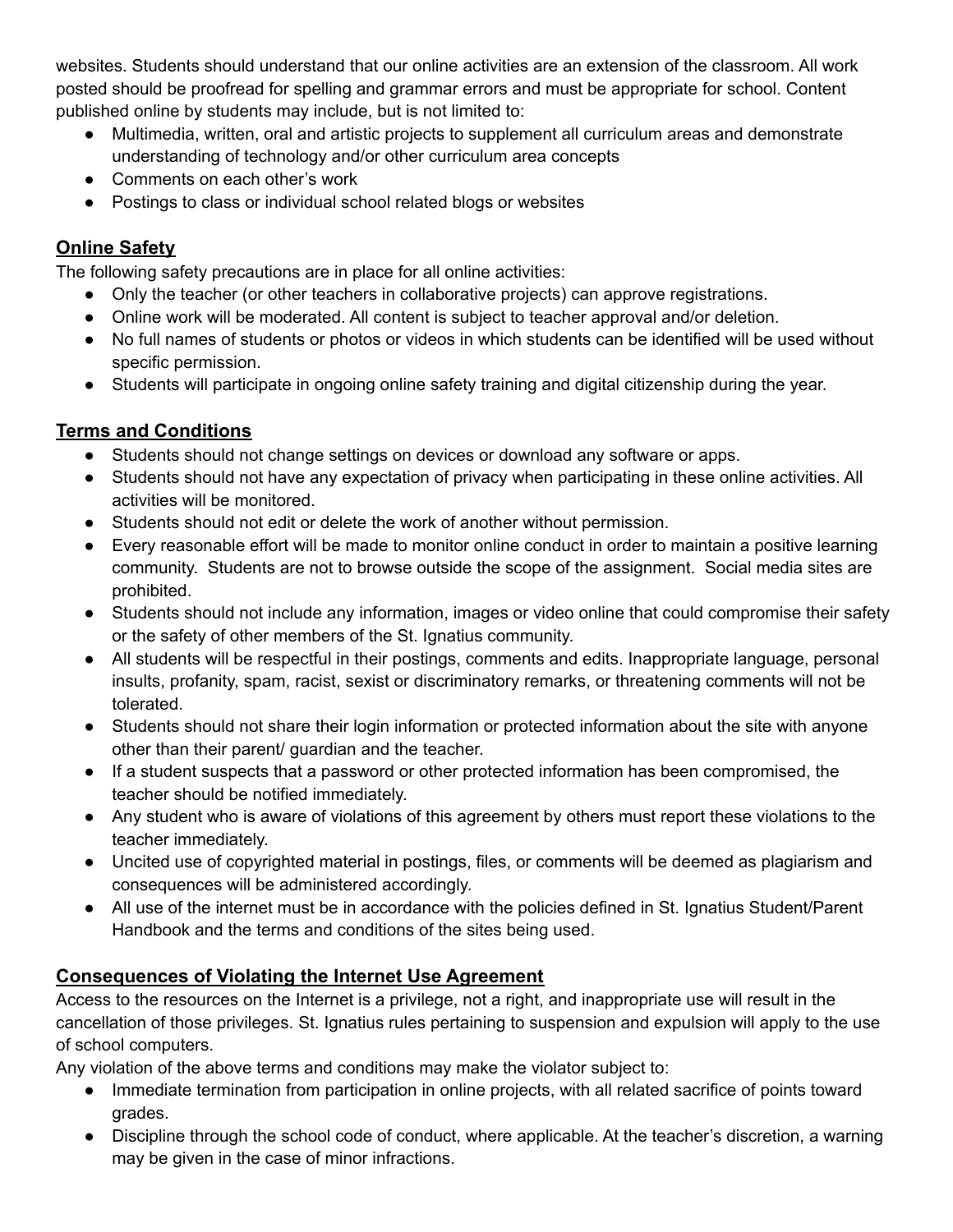websites. Students should understand that our online activities are an extension of the classroom. All work posted should be proofread for spelling and grammar errors and must be appropriate for school. Content published online by students may include, but is not limited to:

- Multimedia, written, oral and artistic projects to supplement all curriculum areas and demonstrate understanding of technology and/or other curriculum area concepts
- Comments on each other's work
- Postings to class or individual school related blogs or websites

## Online Safety

The following safety precautions are in place for all online activities:

- Only the teacher (or other teachers in collaborative projects) can approve registrations.
- Online work will be moderated. All content is subject to teacher approval and/or deletion.
- No full names of students or photos or videos in which students can be identified will be used without specific permission.
- Students will participate in ongoing online safety training and digital citizenship during the year.

## Terms and Conditions

- Students should not change settings on devices or download any software or apps.
- Students should not have any expectation of privacy when participating in these online activities. All activities will be monitored.
- Students should not edit or delete the work of another without permission.
- Every reasonable effort will be made to monitor online conduct in order to maintain a positive learning community. Students are not to browse outside the scope of the assignment. Social media sites are prohibited.
- Students should not include any information, images or video online that could compromise their safety or the safety of other members of the St. Ignatius community.
- All students will be respectful in their postings, comments and edits. Inappropriate language, personal insults, profanity, spam, racist, sexist or discriminatory remarks, or threatening comments will not be tolerated.
- Students should not share their login information or protected information about the site with anyone other than their parent/ guardian and the teacher.
- If a student suspects that a password or other protected information has been compromised, the teacher should be notified immediately.
- Any student who is aware of violations of this agreement by others must report these violations to the teacher immediately.
- Uncited use of copyrighted material in postings, files, or comments will be deemed as plagiarism and consequences will be administered accordingly.
- All use of the internet must be in accordance with the policies defined in St. Ignatius Student/Parent Handbook and the terms and conditions of the sites being used.

## Consequences of Violating the Internet Use Agreement

Access to the resources on the Internet is a privilege, not a right, and inappropriate use will result in the cancellation of those privileges. St. Ignatius rules pertaining to suspension and expulsion will apply to the use of school computers.

Any violation of the above terms and conditions may make the violator subject to:

- Immediate termination from participation in online projects, with all related sacrifice of points toward grades.
- Discipline through the school code of conduct, where applicable. At the teacher's discretion, a warning may be given in the case of minor infractions.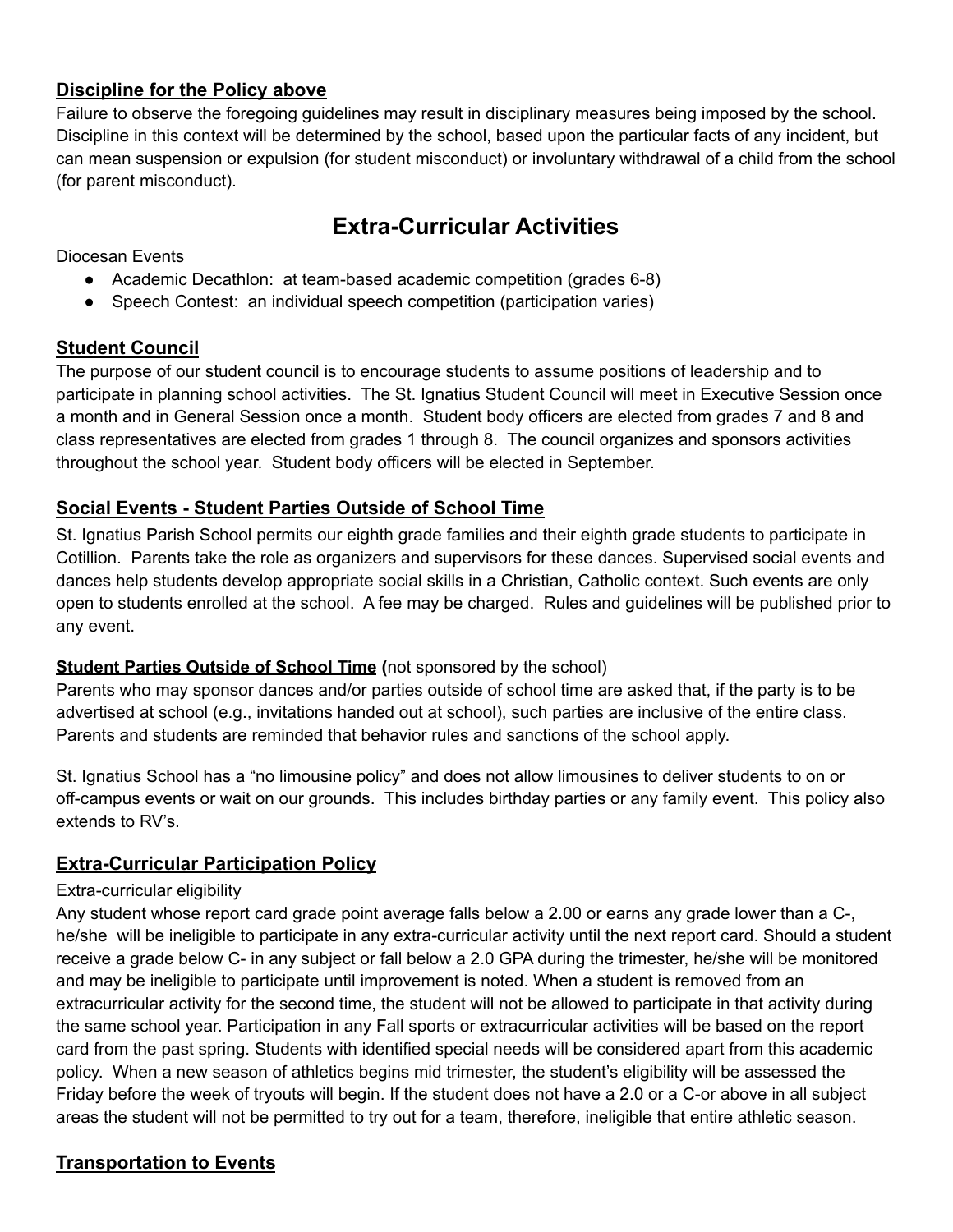### Discipline for the Policy above

Failure to observe the foregoing guidelines may result in disciplinary measures being imposed by the school. Discipline in this context will be determined by the school, based upon the particular facts of any incident, but can mean suspension or expulsion (for student misconduct) or involuntary withdrawal of a child from the school (for parent misconduct).

## Extra-Curricular Activities

Diocesan Events

- Academic Decathlon: at team-based academic competition (grades 6-8)
- Speech Contest: an individual speech competition (participation varies)

### Student Council

The purpose of our student council is to encourage students to assume positions of leadership and to participate in planning school activities. The St. Ignatius Student Council will meet in Executive Session once a month and in General Session once a month. Student body officers are elected from grades 7 and 8 and class representatives are elected from grades 1 through 8. The council organizes and sponsors activities throughout the school year. Student body officers will be elected in September.

### Social Events - Student Parties Outside of School Time

St. Ignatius Parish School permits our eighth grade families and their eighth grade students to participate in Cotillion. Parents take the role as organizers and supervisors for these dances. Supervised social events and dances help students develop appropriate social skills in a Christian, Catholic context. Such events are only open to students enrolled at the school. A fee may be charged. Rules and guidelines will be published prior to any event.

**Student Parties Outside of School Time (**not sponsored by the school)

Parents who may sponsor dances and/or parties outside of school time are asked that, if the party is to be advertised at school (e.g., invitations handed out at school), such parties are inclusive of the entire class. Parents and students are reminded that behavior rules and sanctions of the school apply.

St. Ignatius School has a "no limousine policy" and does not allow limousines to deliver students to on or off-campus events or wait on our grounds. This includes birthday parties or any family event. This policy also extends to RV's.

### Extra-Curricular Participation Policy

Extra-curricular eligibility

Any student whose report card grade point average falls below a 2.00 or earns any grade lower than a C-, he/she will be ineligible to participate in any extra-curricular activity until the next report card. Should a student receive a grade below C- in any subject or fall below a 2.0 GPA during the trimester, he/she will be monitored and may be ineligible to participate until improvement is noted. When a student is removed from an extracurricular activity for the second time, the student will not be allowed to participate in that activity during the same school year. Participation in any Fall sports or extracurricular activities will be based on the report card from the past spring. Students with identified special needs will be considered apart from this academic policy. When a new season of athletics begins mid trimester, the student's eligibility will be assessed the Friday before the week of tryouts will begin. If the student does not have a 2.0 or a C-or above in all subject areas the student will not be permitted to try out for a team, therefore, ineligible that entire athletic season.

### Transportation to Events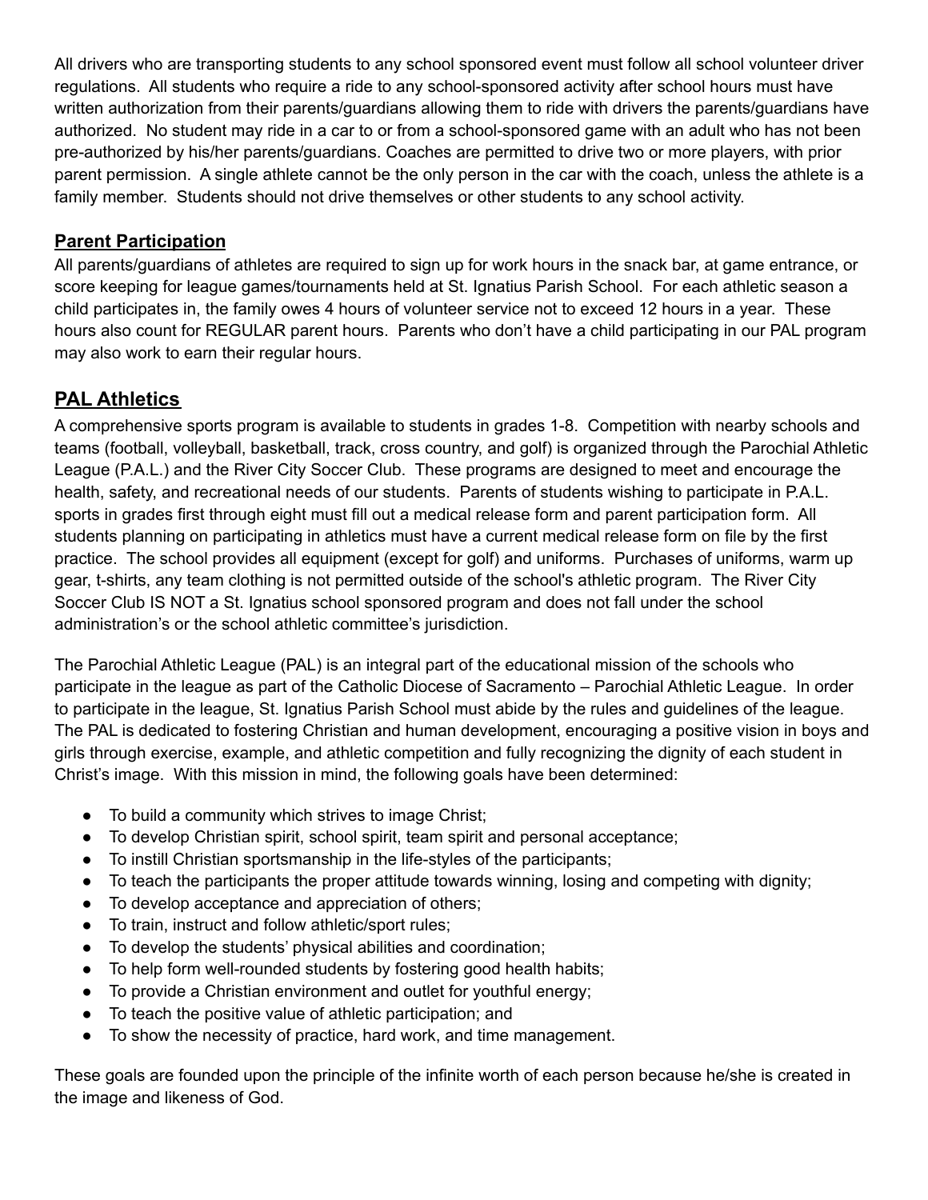All drivers who are transporting students to any school sponsored event must follow all school volunteer driver regulations. All students who require a ride to any school-sponsored activity after school hours must have written authorization from their parents/guardians allowing them to ride with drivers the parents/guardians have authorized. No student may ride in a car to or from a school-sponsored game with an adult who has not been pre-authorized by his/her parents/guardians. Coaches are permitted to drive two or more players, with prior parent permission. A single athlete cannot be the only person in the car with the coach, unless the athlete is a family member. Students should not drive themselves or other students to any school activity.

### **Parent Participation**

All parents/guardians of athletes are required to sign up for work hours in the snack bar, at game entrance, or score keeping for league games/tournaments held at St. Ignatius Parish School. For each athletic season a child participates in, the family owes 4 hours of volunteer service not to exceed 12 hours in a year. These hours also count for REGULAR parent hours. Parents who don't have a child participating in our PAL program may also work to earn their regular hours.

## **PAL Athletics**

A comprehensive sports program is available to students in grades 1-8. Competition with nearby schools and teams (football, volleyball, basketball, track, cross country, and golf) is organized through the Parochial Athletic League (P.A.L.) and the River City Soccer Club. These programs are designed to meet and encourage the health, safety, and recreational needs of our students. Parents of students wishing to participate in P.A.L. sports in grades first through eight must fill out a medical release form and parent participation form. All students planning on participating in athletics must have a current medical release form on file by the first practice. The school provides all equipment (except for golf) and uniforms. Purchases of uniforms, warm up gear, t-shirts, any team clothing is not permitted outside of the school's athletic program. The River City Soccer Club IS NOT a St. Ignatius school sponsored program and does not fall under the school administration's or the school athletic committee's jurisdiction.

The Parochial Athletic League (PAL) is an integral part of the educational mission of the schools who participate in the league as part of the Catholic Diocese of Sacramento – Parochial Athletic League. In order to participate in the league, St. Ignatius Parish School must abide by the rules and guidelines of the league. The PAL is dedicated to fostering Christian and human development, encouraging a positive vision in boys and girls through exercise, example, and athletic competition and fully recognizing the dignity of each student in Christ's image. With this mission in mind, the following goals have been determined:

- To build a community which strives to image Christ;
- To develop Christian spirit, school spirit, team spirit and personal acceptance;
- To instill Christian sportsmanship in the life-styles of the participants;
- To teach the participants the proper attitude towards winning, losing and competing with dignity;
- To develop acceptance and appreciation of others;
- To train, instruct and follow athletic/sport rules;
- To develop the students' physical abilities and coordination;
- To help form well-rounded students by fostering good health habits;
- To provide a Christian environment and outlet for youthful energy;
- To teach the positive value of athletic participation; and
- To show the necessity of practice, hard work, and time management.

These goals are founded upon the principle of the infinite worth of each person because he/she is created in the image and likeness of God.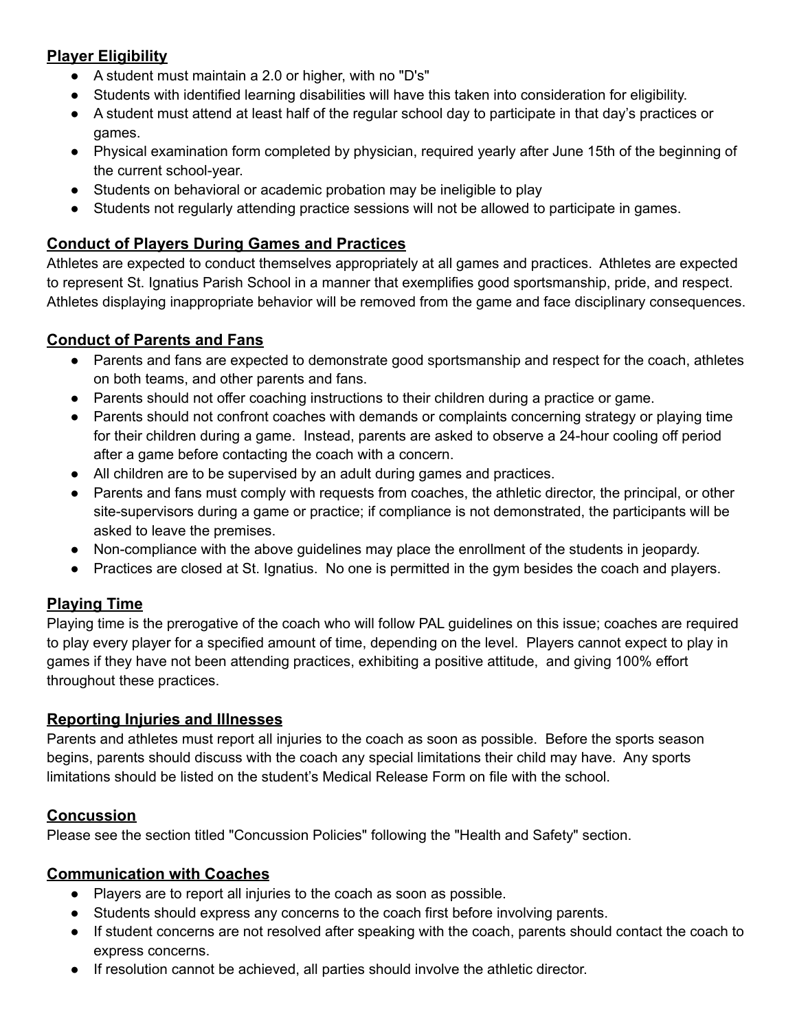## Player Eligibility

- A student must maintain a 2.0 or higher, with no "D's"
- Students with identified learning disabilities will have this taken into consideration for eligibility.
- A student must attend at least half of the regular school day to participate in that day's practices or games.
- Physical examination form completed by physician, required yearly after June 15th of the beginning of the current school-year.
- Students on behavioral or academic probation may be ineligible to play
- Students not regularly attending practice sessions will not be allowed to participate in games.

## Conduct of Players During Games and Practices

Athletes are expected to conduct themselves appropriately at all games and practices. Athletes are expected to represent St. Ignatius Parish School in a manner that exemplifies good sportsmanship, pride, and respect. Athletes displaying inappropriate behavior will be removed from the game and face disciplinary consequences.

## Conduct of Parents and Fans

- Parents and fans are expected to demonstrate good sportsmanship and respect for the coach, athletes on both teams, and other parents and fans.
- Parents should not offer coaching instructions to their children during a practice or game.
- Parents should not confront coaches with demands or complaints concerning strategy or playing time for their children during a game. Instead, parents are asked to observe a 24-hour cooling off period after a game before contacting the coach with a concern.
- All children are to be supervised by an adult during games and practices.
- Parents and fans must comply with requests from coaches, the athletic director, the principal, or other site-supervisors during a game or practice; if compliance is not demonstrated, the participants will be asked to leave the premises.
- Non-compliance with the above guidelines may place the enrollment of the students in jeopardy.
- Practices are closed at St. Ignatius. No one is permitted in the gym besides the coach and players.

## Playing Time

Playing time is the prerogative of the coach who will follow PAL guidelines on this issue; coaches are required to play every player for a specified amount of time, depending on the level. Players cannot expect to play in games if they have not been attending practices, exhibiting a positive attitude, and giving 100% effort throughout these practices.

## Reporting Injuries and Illnesses

Parents and athletes must report all injuries to the coach as soon as possible. Before the sports season begins, parents should discuss with the coach any special limitations their child may have. Any sports limitations should be listed on the student's Medical Release Form on file with the school.

## Concussion

Please see the section titled "Concussion Policies" following the "Health and Safety" section.

## Communication with Coaches

- Players are to report all injuries to the coach as soon as possible.
- Students should express any concerns to the coach first before involving parents.
- If student concerns are not resolved after speaking with the coach, parents should contact the coach to express concerns.
- If resolution cannot be achieved, all parties should involve the athletic director.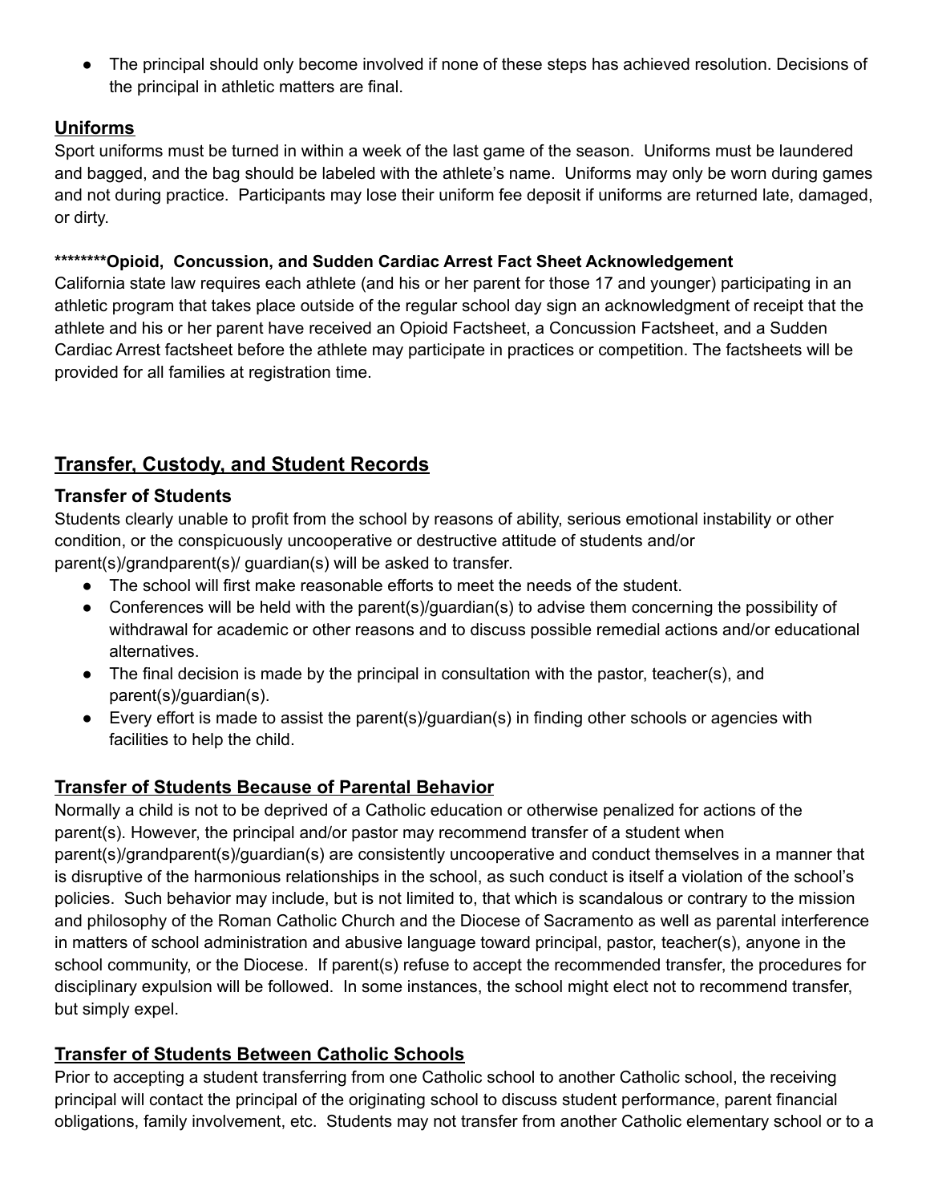- The principal should only become involved if none of these steps has achieved resolution. Decisions of the principal in athletic matters are final.

### Uniforms

Sport uniforms must be turned in within a week of the last game of the season. Uniforms must be laundered and bagged, and the bag should be labeled with the athlete's name. Uniforms may only be worn during games and not during practice. Participants may lose their uniform fee deposit if uniforms are returned late, damaged, or dirty.

**********Opioid, Concussion, and Sudden Cardiac Arrest Fact Sheet Acknowledgement**

California state law requires each athlete (and his or her parent for those 17 and younger) participating in an athletic program that takes place outside of the regular school day sign an acknowledgment of receipt that the athlete and his or her parent have received an Opioid Factsheet, a Concussion Factsheet, and a Sudden Cardiac Arrest factsheet before the athlete may participate in practices or competition. The factsheets will be provided for all families at registration time.

## Transfer, Custody, and Student Records

### Transfer of Students

Students clearly unable to profit from the school by reasons of ability, serious emotional instability or other condition, or the conspicuously uncooperative or destructive attitude of students and/or parent(s)/grandparent(s)/ guardian(s) will be asked to transfer.

- The school will first make reasonable efforts to meet the needs of the student.
- Conferences will be held with the parent(s)/guardian(s) to advise them concerning the possibility of withdrawal for academic or other reasons and to discuss possible remedial actions and/or educational alternatives.
- The final decision is made by the principal in consultation with the pastor, teacher(s), and parent(s)/guardian(s).
- Every effort is made to assist the parent(s)/guardian(s) in finding other schools or agencies with facilities to help the child.

### Transfer of Students Because of Parental Behavior

Normally a child is not to be deprived of a Catholic education or otherwise penalized for actions of the parent(s). However, the principal and/or pastor may recommend transfer of a student when parent(s)/grandparent(s)/guardian(s) are consistently uncooperative and conduct themselves in a manner that is disruptive of the harmonious relationships in the school, as such conduct is itself a violation of the school's policies. Such behavior may include, but is not limited to, that which is scandalous or contrary to the mission and philosophy of the Roman Catholic Church and the Diocese of Sacramento as well as parental interference in matters of school administration and abusive language toward principal, pastor, teacher(s), anyone in the school community, or the Diocese. If parent(s) refuse to accept the recommended transfer, the procedures for disciplinary expulsion will be followed. In some instances, the school might elect not to recommend transfer, but simply expel.

### Transfer of Students Between Catholic Schools

Prior to accepting a student transferring from one Catholic school to another Catholic school, the receiving principal will contact the principal of the originating school to discuss student performance, parent financial obligations, family involvement, etc. Students may not transfer from another Catholic elementary school or to a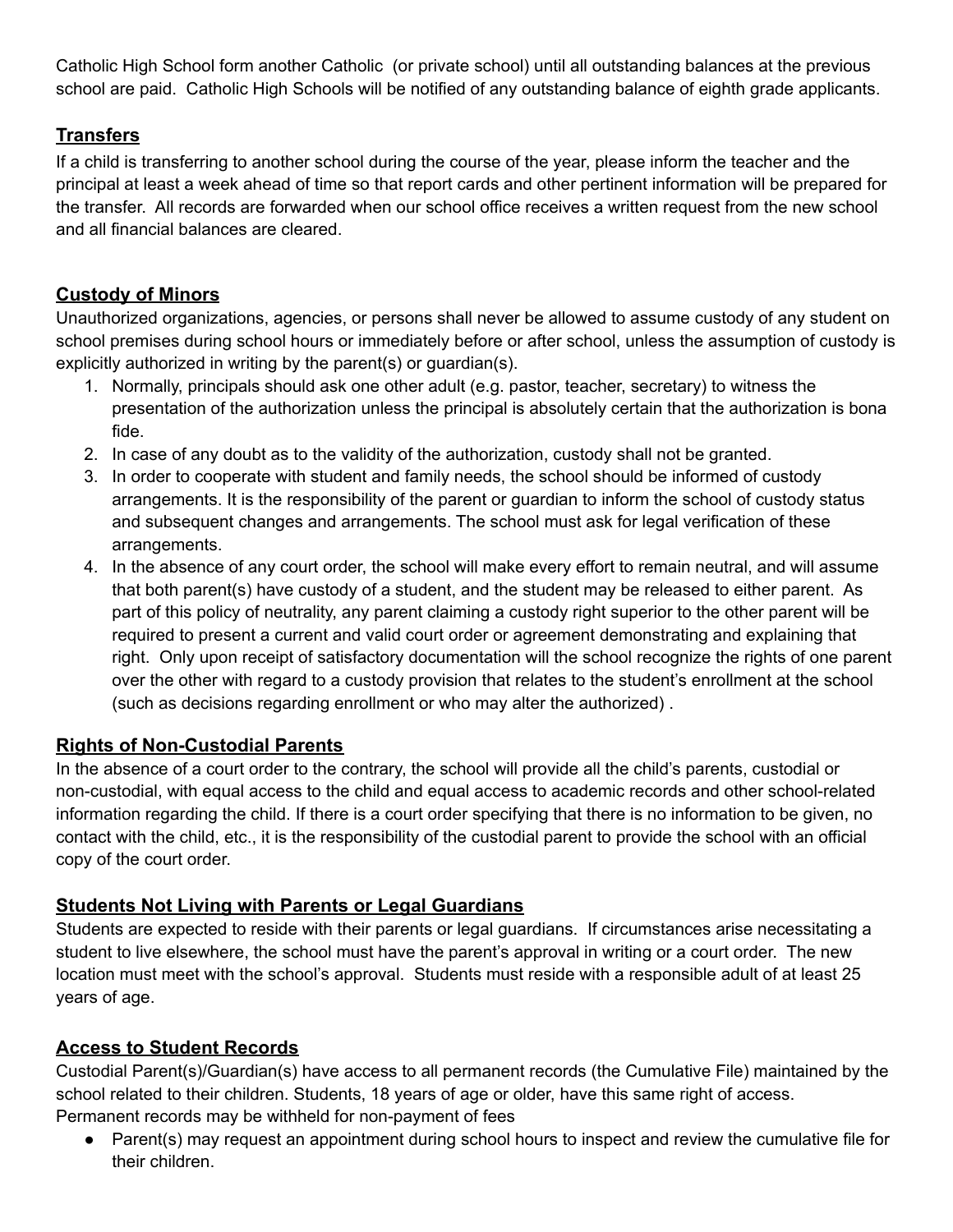Catholic High School form another Catholic  (or private school) until all outstanding balances at the previous school are paid.  Catholic High Schools will be notified of any outstanding balance of eighth grade applicants.

## <u>Transfers</u>

If a child is transferring to another school during the course of the year, please inform the teacher and the principal at least a week ahead of time so that report cards and other pertinent information will be prepared for the transfer.  All records are forwarded when our school office receives a written request from the new school and all financial balances are cleared.

## <u>Custody of Minors</u>

Unauthorized organizations, agencies, or persons shall never be allowed to assume custody of any student on school premises during school hours or immediately before or after school, unless the assumption of custody is explicitly authorized in writing by the parent(s) or guardian(s).

1. Normally, principals should ask one other adult (e.g. pastor, teacher, secretary) to witness the presentation of the authorization unless the principal is absolutely certain that the authorization is bona fide.
2. In case of any doubt as to the validity of the authorization, custody shall not be granted.
3. In order to cooperate with student and family needs, the school should be informed of custody arrangements. It is the responsibility of the parent or guardian to inform the school of custody status and subsequent changes and arrangements. The school must ask for legal verification of these arrangements.
4. In the absence of any court order, the school will make every effort to remain neutral, and will assume that both parent(s) have custody of a student, and the student may be released to either parent.  As part of this policy of neutrality, any parent claiming a custody right superior to the other parent will be required to present a current and valid court order or agreement demonstrating and explaining that right.  Only upon receipt of satisfactory documentation will the school recognize the rights of one parent over the other with regard to a custody provision that relates to the student's enrollment at the school (such as decisions regarding enrollment or who may alter the authorized) .

## <u>Rights of Non-Custodial Parents</u>

In the absence of a court order to the contrary, the school will provide all the child's parents, custodial or non-custodial, with equal access to the child and equal access to academic records and other school-related information regarding the child. If there is a court order specifying that there is no information to be given, no contact with the child, etc., it is the responsibility of the custodial parent to provide the school with an official copy of the court order.

## <u>Students Not Living with Parents or Legal Guardians</u>

Students are expected to reside with their parents or legal guardians.  If circumstances arise necessitating a student to live elsewhere, the school must have the parent's approval in writing or a court order.  The new location must meet with the school's approval.  Students must reside with a responsible adult of at least 25 years of age.

## <u>Access to Student Records</u>

Custodial Parent(s)/Guardian(s) have access to all permanent records (the Cumulative File) maintained by the school related to their children. Students, 18 years of age or older, have this same right of access. Permanent records may be withheld for non-payment of fees

- Parent(s) may request an appointment during school hours to inspect and review the cumulative file for their children.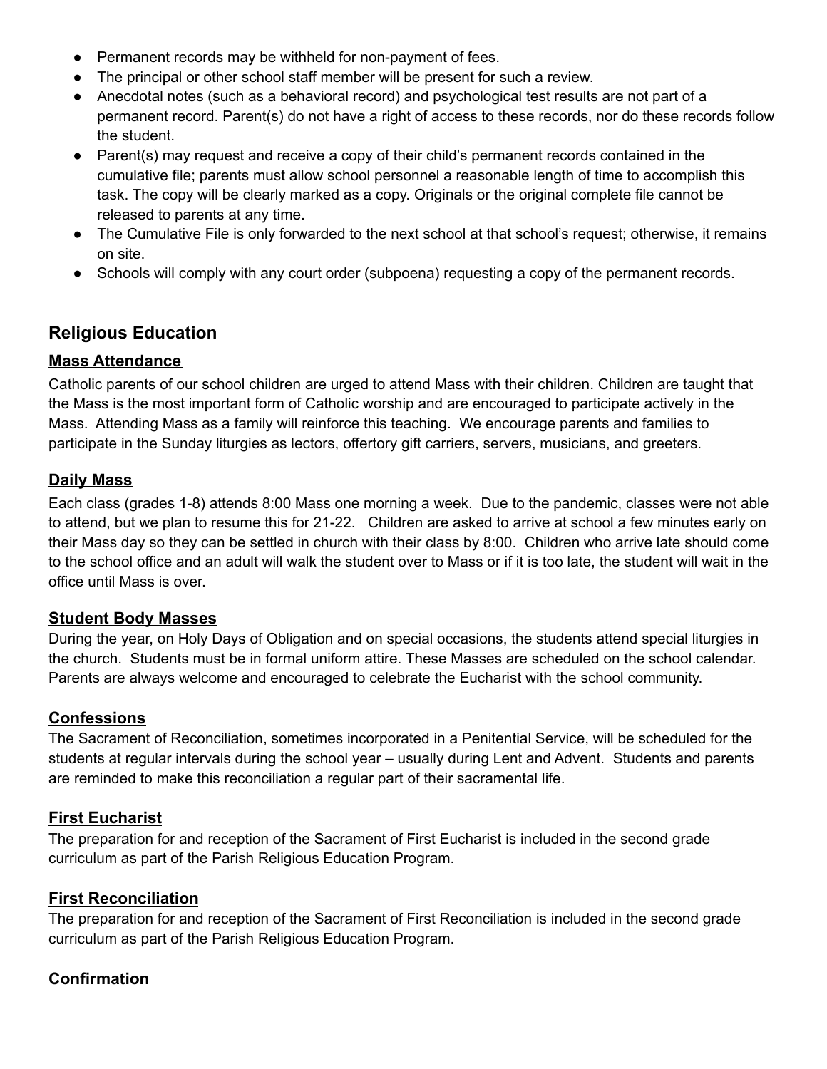- Permanent records may be withheld for non-payment of fees.
- The principal or other school staff member will be present for such a review.
- Anecdotal notes (such as a behavioral record) and psychological test results are not part of a permanent record. Parent(s) do not have a right of access to these records, nor do these records follow the student.
- Parent(s) may request and receive a copy of their child's permanent records contained in the cumulative file; parents must allow school personnel a reasonable length of time to accomplish this task. The copy will be clearly marked as a copy. Originals or the original complete file cannot be released to parents at any time.
- The Cumulative File is only forwarded to the next school at that school's request; otherwise, it remains on site.
- Schools will comply with any court order (subpoena) requesting a copy of the permanent records.

## Religious Education

### Mass Attendance

Catholic parents of our school children are urged to attend Mass with their children. Children are taught that the Mass is the most important form of Catholic worship and are encouraged to participate actively in the Mass. Attending Mass as a family will reinforce this teaching. We encourage parents and families to participate in the Sunday liturgies as lectors, offertory gift carriers, servers, musicians, and greeters.

### Daily Mass

Each class (grades 1-8) attends 8:00 Mass one morning a week. Due to the pandemic, classes were not able to attend, but we plan to resume this for 21-22. Children are asked to arrive at school a few minutes early on their Mass day so they can be settled in church with their class by 8:00. Children who arrive late should come to the school office and an adult will walk the student over to Mass or if it is too late, the student will wait in the office until Mass is over.

### Student Body Masses

During the year, on Holy Days of Obligation and on special occasions, the students attend special liturgies in the church. Students must be in formal uniform attire. These Masses are scheduled on the school calendar. Parents are always welcome and encouraged to celebrate the Eucharist with the school community.

### Confessions

The Sacrament of Reconciliation, sometimes incorporated in a Penitential Service, will be scheduled for the students at regular intervals during the school year – usually during Lent and Advent. Students and parents are reminded to make this reconciliation a regular part of their sacramental life.

### First Eucharist

The preparation for and reception of the Sacrament of First Eucharist is included in the second grade curriculum as part of the Parish Religious Education Program.

### First Reconciliation

The preparation for and reception of the Sacrament of First Reconciliation is included in the second grade curriculum as part of the Parish Religious Education Program.

### Confirmation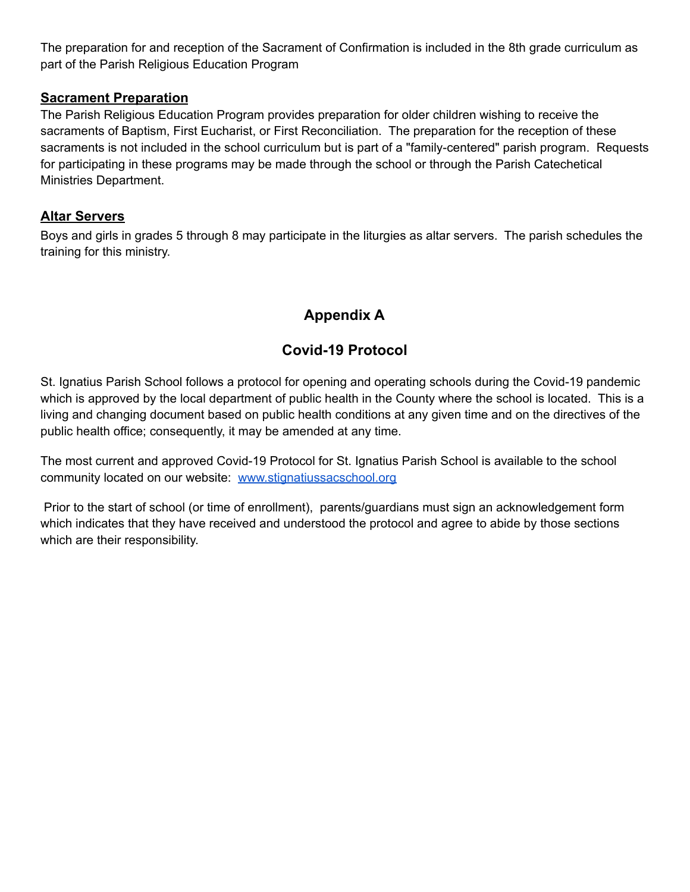The preparation for and reception of the Sacrament of Confirmation is included in the 8th grade curriculum as part of the Parish Religious Education Program

### Sacrament Preparation

The Parish Religious Education Program provides preparation for older children wishing to receive the sacraments of Baptism, First Eucharist, or First Reconciliation. The preparation for the reception of these sacraments is not included in the school curriculum but is part of a "family-centered" parish program. Requests for participating in these programs may be made through the school or through the Parish Catechetical Ministries Department.

### Altar Servers

Boys and girls in grades 5 through 8 may participate in the liturgies as altar servers. The parish schedules the training for this ministry.

## Appendix A

## Covid-19 Protocol

St. Ignatius Parish School follows a protocol for opening and operating schools during the Covid-19 pandemic which is approved by the local department of public health in the County where the school is located. This is a living and changing document based on public health conditions at any given time and on the directives of the public health office; consequently, it may be amended at any time.

The most current and approved Covid-19 Protocol for St. Ignatius Parish School is available to the school community located on our website: [www.stignatiussacschool.org](http://www.stignatiussacschool.org)

Prior to the start of school (or time of enrollment), parents/guardians must sign an acknowledgement form which indicates that they have received and understood the protocol and agree to abide by those sections which are their responsibility.